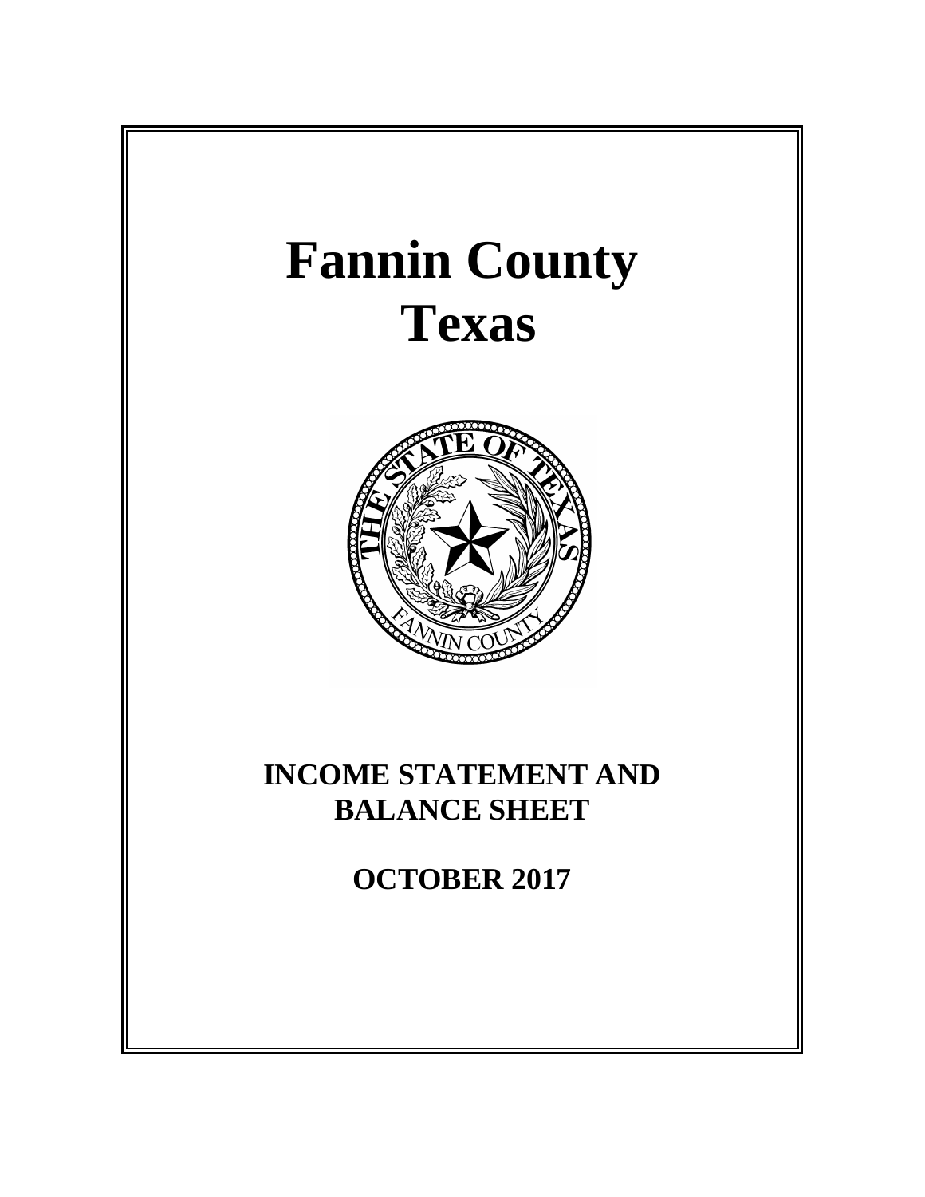# Fannin County
# Texas

## INCOME STATEMENT AND BALANCE SHEET

## OCTOBER 2017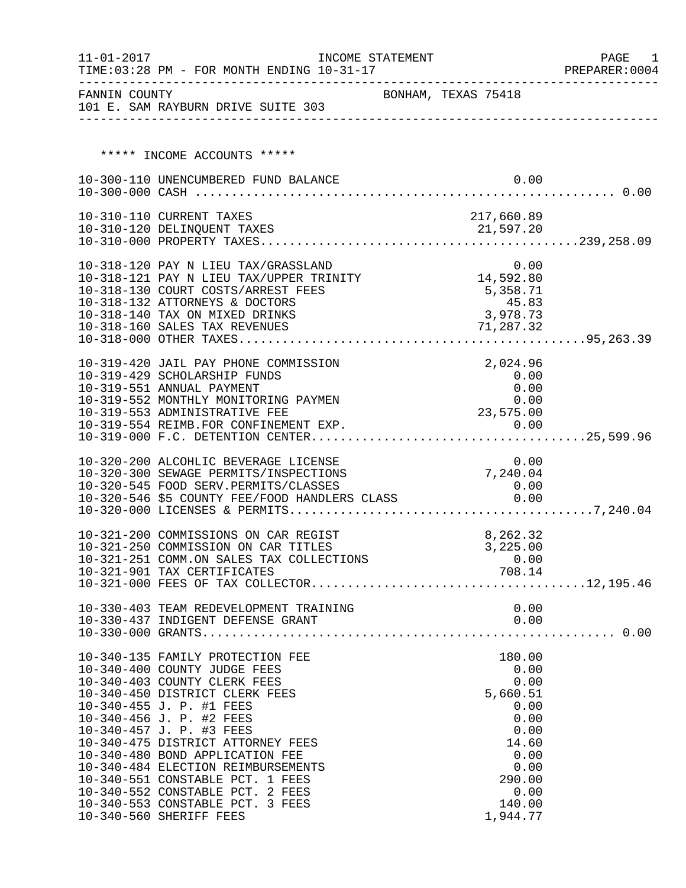11-01-2017 INCOME STATEMENT PAGE 1
TIME:03:28 PM - FOR MONTH ENDING 10-31-17 PREPARER:0004

FANNIN COUNTY BONHAM, TEXAS 75418
101 E. SAM RAYBURN DRIVE SUITE 303

## ***** INCOME ACCOUNTS *****

| Account | Description | Amount | Total |
|---|---|---|---|
| 10-300-110 | UNENCUMBERED FUND BALANCE | 0.00 | |
| 10-300-000 | CASH | | 0.00 |
| 10-310-110 | CURRENT TAXES | 217,660.89 | |
| 10-310-120 | DELINQUENT TAXES | 21,597.20 | |
| 10-310-000 | PROPERTY TAXES | | 239,258.09 |
| 10-318-120 | PAY N LIEU TAX/GRASSLAND | 0.00 | |
| 10-318-121 | PAY N LIEU TAX/UPPER TRINITY | 14,592.80 | |
| 10-318-130 | COURT COSTS/ARREST FEES | 5,358.71 | |
| 10-318-132 | ATTORNEYS & DOCTORS | 45.83 | |
| 10-318-140 | TAX ON MIXED DRINKS | 3,978.73 | |
| 10-318-160 | SALES TAX REVENUES | 71,287.32 | |
| 10-318-000 | OTHER TAXES | | 95,263.39 |
| 10-319-420 | JAIL PAY PHONE COMMISSION | 2,024.96 | |
| 10-319-429 | SCHOLARSHIP FUNDS | 0.00 | |
| 10-319-551 | ANNUAL PAYMENT | 0.00 | |
| 10-319-552 | MONTHLY MONITORING PAYMEN | 0.00 | |
| 10-319-553 | ADMINISTRATIVE FEE | 23,575.00 | |
| 10-319-554 | REIMB.FOR CONFINEMENT EXP. | 0.00 | |
| 10-319-000 | F.C. DETENTION CENTER | | 25,599.96 |
| 10-320-200 | ALCOHLIC BEVERAGE LICENSE | 0.00 | |
| 10-320-300 | SEWAGE PERMITS/INSPECTIONS | 7,240.04 | |
| 10-320-545 | FOOD SERV.PERMITS/CLASSES | 0.00 | |
| 10-320-546 | $5 COUNTY FEE/FOOD HANDLERS CLASS | 0.00 | |
| 10-320-000 | LICENSES & PERMITS | | 7,240.04 |
| 10-321-200 | COMMISSIONS ON CAR REGIST | 8,262.32 | |
| 10-321-250 | COMMISSION ON CAR TITLES | 3,225.00 | |
| 10-321-251 | COMM.ON SALES TAX COLLECTIONS | 0.00 | |
| 10-321-901 | TAX CERTIFICATES | 708.14 | |
| 10-321-000 | FEES OF TAX COLLECTOR | | 12,195.46 |
| 10-330-403 | TEAM REDEVELOPMENT TRAINING | 0.00 | |
| 10-330-437 | INDIGENT DEFENSE GRANT | 0.00 | |
| 10-330-000 | GRANTS | | 0.00 |
| 10-340-135 | FAMILY PROTECTION FEE | 180.00 | |
| 10-340-400 | COUNTY JUDGE FEES | 0.00 | |
| 10-340-403 | COUNTY CLERK FEES | 0.00 | |
| 10-340-450 | DISTRICT CLERK FEES | 5,660.51 | |
| 10-340-455 | J. P. #1 FEES | 0.00 | |
| 10-340-456 | J. P. #2 FEES | 0.00 | |
| 10-340-457 | J. P. #3 FEES | 0.00 | |
| 10-340-475 | DISTRICT ATTORNEY FEES | 14.60 | |
| 10-340-480 | BOND APPLICATION FEE | 0.00 | |
| 10-340-484 | ELECTION REIMBURSEMENTS | 0.00 | |
| 10-340-551 | CONSTABLE PCT. 1 FEES | 290.00 | |
| 10-340-552 | CONSTABLE PCT. 2 FEES | 0.00 | |
| 10-340-553 | CONSTABLE PCT. 3 FEES | 140.00 | |
| 10-340-560 | SHERIFF FEES | 1,944.77 | |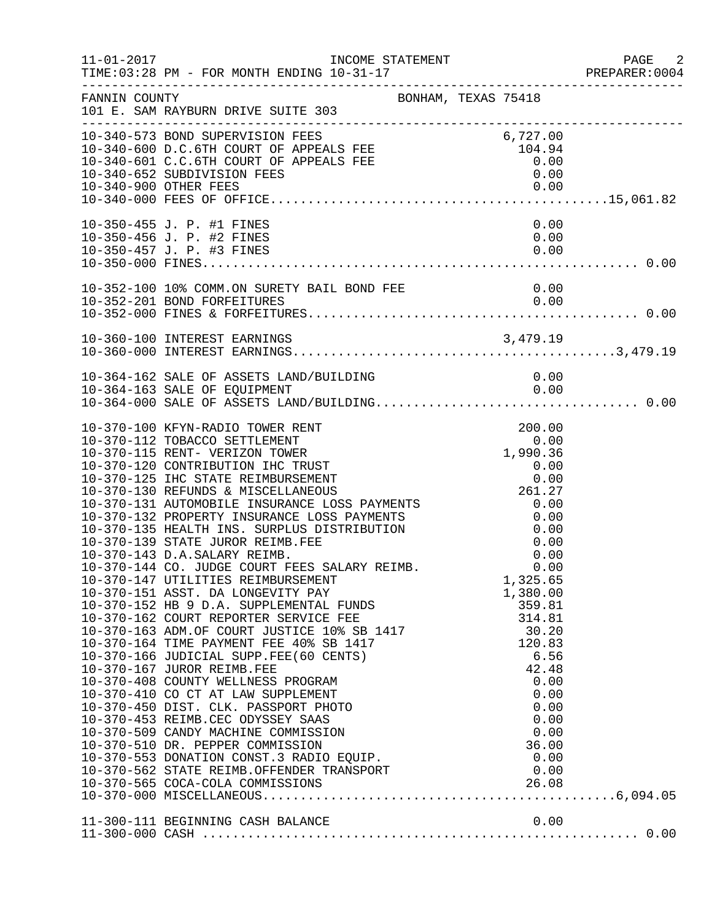FANNIN COUNTY — BONHAM, TEXAS 75418
101 E. SAM RAYBURN DRIVE SUITE 303

INCOME STATEMENT — TIME:03:28 PM - FOR MONTH ENDING 10-31-17

| Account | Description | Amount | Total |
|---|---|---|---|
| 10-340-573 | BOND SUPERVISION FEES | 6,727.00 | |
| 10-340-600 | D.C.6TH COURT OF APPEALS FEE | 104.94 | |
| 10-340-601 | C.C.6TH COURT OF APPEALS FEE | 0.00 | |
| 10-340-652 | SUBDIVISION FEES | 0.00 | |
| 10-340-900 | OTHER FEES | 0.00 | |
| 10-340-000 | FEES OF OFFICE | | 15,061.82 |
| 10-350-455 | J. P. #1 FINES | 0.00 | |
| 10-350-456 | J. P. #2 FINES | 0.00 | |
| 10-350-457 | J. P. #3 FINES | 0.00 | |
| 10-350-000 | FINES | | 0.00 |
| 10-352-100 | 10% COMM.ON SURETY BAIL BOND FEE | 0.00 | |
| 10-352-201 | BOND FORFEITURES | 0.00 | |
| 10-352-000 | FINES & FORFEITURES | | 0.00 |
| 10-360-100 | INTEREST EARNINGS | 3,479.19 | |
| 10-360-000 | INTEREST EARNINGS | | 3,479.19 |
| 10-364-162 | SALE OF ASSETS LAND/BUILDING | 0.00 | |
| 10-364-163 | SALE OF EQUIPMENT | 0.00 | |
| 10-364-000 | SALE OF ASSETS LAND/BUILDING | | 0.00 |
| 10-370-100 | KFYN-RADIO TOWER RENT | 200.00 | |
| 10-370-112 | TOBACCO SETTLEMENT | 0.00 | |
| 10-370-115 | RENT- VERIZON TOWER | 1,990.36 | |
| 10-370-120 | CONTRIBUTION IHC TRUST | 0.00 | |
| 10-370-125 | IHC STATE REIMBURSEMENT | 0.00 | |
| 10-370-130 | REFUNDS & MISCELLANEOUS | 261.27 | |
| 10-370-131 | AUTOMOBILE INSURANCE LOSS PAYMENTS | 0.00 | |
| 10-370-132 | PROPERTY INSURANCE LOSS PAYMENTS | 0.00 | |
| 10-370-135 | HEALTH INS. SURPLUS DISTRIBUTION | 0.00 | |
| 10-370-139 | STATE JUROR REIMB.FEE | 0.00 | |
| 10-370-143 | D.A.SALARY REIMB. | 0.00 | |
| 10-370-144 | CO. JUDGE COURT FEES SALARY REIMB. | 0.00 | |
| 10-370-147 | UTILITIES REIMBURSEMENT | 1,325.65 | |
| 10-370-151 | ASST. DA LONGEVITY PAY | 1,380.00 | |
| 10-370-152 | HB 9 D.A. SUPPLEMENTAL FUNDS | 359.81 | |
| 10-370-162 | COURT REPORTER SERVICE FEE | 314.81 | |
| 10-370-163 | ADM.OF COURT JUSTICE 10% SB 1417 | 30.20 | |
| 10-370-164 | TIME PAYMENT FEE 40% SB 1417 | 120.83 | |
| 10-370-166 | JUDICIAL SUPP.FEE(60 CENTS) | 6.56 | |
| 10-370-167 | JUROR REIMB.FEE | 42.48 | |
| 10-370-408 | COUNTY WELLNESS PROGRAM | 0.00 | |
| 10-370-410 | CO CT AT LAW SUPPLEMENT | 0.00 | |
| 10-370-450 | DIST. CLK. PASSPORT PHOTO | 0.00 | |
| 10-370-453 | REIMB.CEC ODYSSEY SAAS | 0.00 | |
| 10-370-509 | CANDY MACHINE COMMISSION | 0.00 | |
| 10-370-510 | DR. PEPPER COMMISSION | 36.00 | |
| 10-370-553 | DONATION CONST.3 RADIO EQUIP. | 0.00 | |
| 10-370-562 | STATE REIMB.OFFENDER TRANSPORT | 0.00 | |
| 10-370-565 | COCA-COLA COMMISSIONS | 26.08 | |
| 10-370-000 | MISCELLANEOUS | | 6,094.05 |
| 11-300-111 | BEGINNING CASH BALANCE | 0.00 | |
| 11-300-000 | CASH | | 0.00 |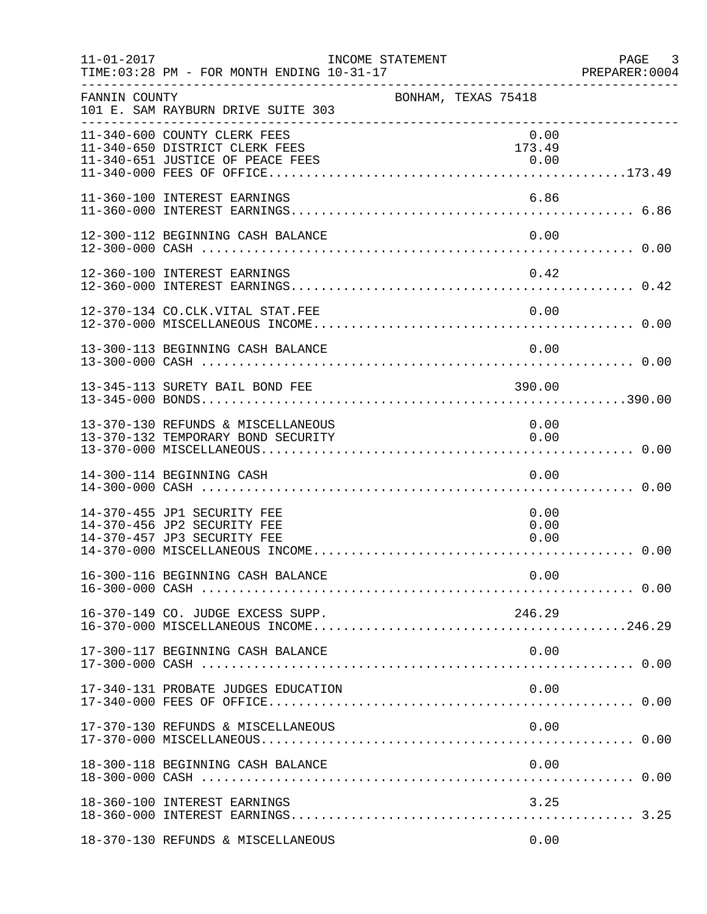INCOME STATEMENT

FOR MONTH ENDING 10-31-17

FANNIN COUNTY — BONHAM, TEXAS 75418
101 E. SAM RAYBURN DRIVE SUITE 303

| Account | Description | Amount | Total |
|---|---|---|---|
| 11-340-600 | COUNTY CLERK FEES | 0.00 | |
| 11-340-650 | DISTRICT CLERK FEES | 173.49 | |
| 11-340-651 | JUSTICE OF PEACE FEES | 0.00 | |
| 11-340-000 | FEES OF OFFICE | | 173.49 |
| 11-360-100 | INTEREST EARNINGS | 6.86 | |
| 11-360-000 | INTEREST EARNINGS | | 6.86 |
| 12-300-112 | BEGINNING CASH BALANCE | 0.00 | |
| 12-300-000 | CASH | | 0.00 |
| 12-360-100 | INTEREST EARNINGS | 0.42 | |
| 12-360-000 | INTEREST EARNINGS | | 0.42 |
| 12-370-134 | CO.CLK.VITAL STAT.FEE | 0.00 | |
| 12-370-000 | MISCELLANEOUS INCOME | | 0.00 |
| 13-300-113 | BEGINNING CASH BALANCE | 0.00 | |
| 13-300-000 | CASH | | 0.00 |
| 13-345-113 | SURETY BAIL BOND FEE | 390.00 | |
| 13-345-000 | BONDS | | 390.00 |
| 13-370-130 | REFUNDS & MISCELLANEOUS | 0.00 | |
| 13-370-132 | TEMPORARY BOND SECURITY | 0.00 | |
| 13-370-000 | MISCELLANEOUS | | 0.00 |
| 14-300-114 | BEGINNING CASH | 0.00 | |
| 14-300-000 | CASH | | 0.00 |
| 14-370-455 | JP1 SECURITY FEE | 0.00 | |
| 14-370-456 | JP2 SECURITY FEE | 0.00 | |
| 14-370-457 | JP3 SECURITY FEE | 0.00 | |
| 14-370-000 | MISCELLANEOUS INCOME | | 0.00 |
| 16-300-116 | BEGINNING CASH BALANCE | 0.00 | |
| 16-300-000 | CASH | | 0.00 |
| 16-370-149 | CO. JUDGE EXCESS SUPP. | 246.29 | |
| 16-370-000 | MISCELLANEOUS INCOME | | 246.29 |
| 17-300-117 | BEGINNING CASH BALANCE | 0.00 | |
| 17-300-000 | CASH | | 0.00 |
| 17-340-131 | PROBATE JUDGES EDUCATION | 0.00 | |
| 17-340-000 | FEES OF OFFICE | | 0.00 |
| 17-370-130 | REFUNDS & MISCELLANEOUS | 0.00 | |
| 17-370-000 | MISCELLANEOUS | | 0.00 |
| 18-300-118 | BEGINNING CASH BALANCE | 0.00 | |
| 18-300-000 | CASH | | 0.00 |
| 18-360-100 | INTEREST EARNINGS | 3.25 | |
| 18-360-000 | INTEREST EARNINGS | | 3.25 |
| 18-370-130 | REFUNDS & MISCELLANEOUS | 0.00 | |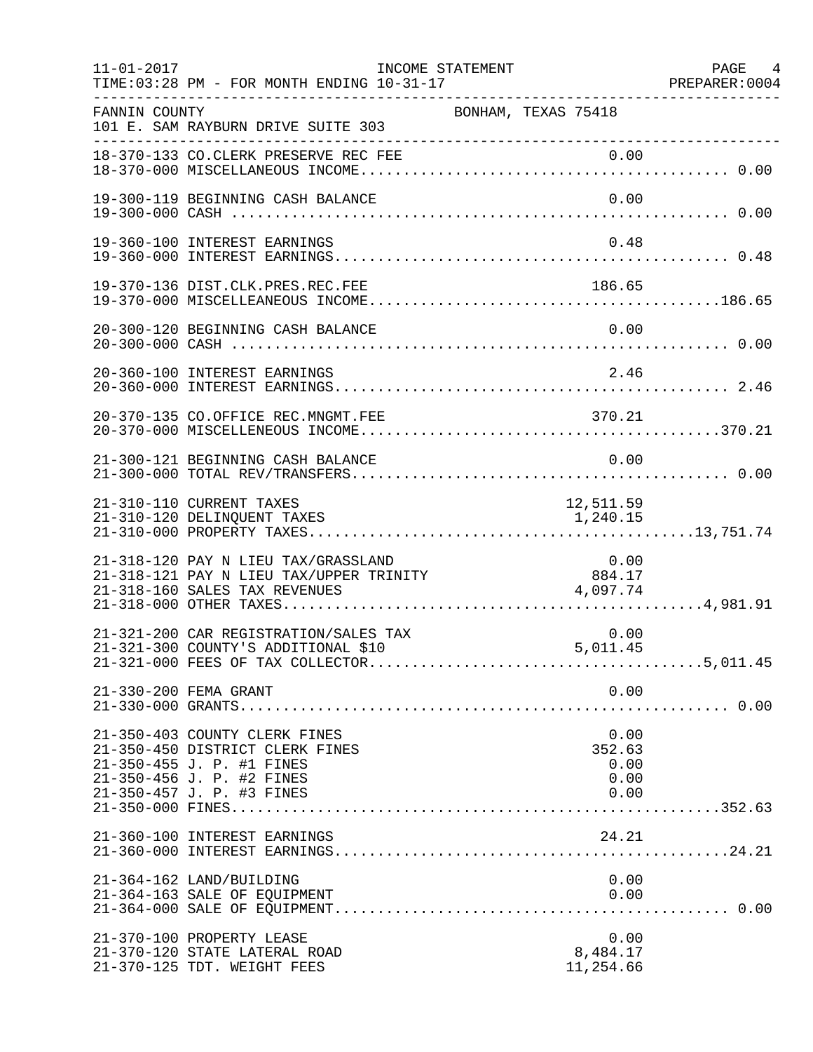11-01-2017 INCOME STATEMENT
TIME:03:28 PM - FOR MONTH ENDING 10-31-17 PREPARER:0004

FANNIN COUNTY BONHAM, TEXAS 75418
101 E. SAM RAYBURN DRIVE SUITE 303

| Account | Description | Detail | Total |
|---|---|---|---|
| 18-370-133 | CO.CLERK PRESERVE REC FEE | 0.00 | |
| 18-370-000 | MISCELLANEOUS INCOME | | 0.00 |
| 19-300-119 | BEGINNING CASH BALANCE | 0.00 | |
| 19-300-000 | CASH | | 0.00 |
| 19-360-100 | INTEREST EARNINGS | 0.48 | |
| 19-360-000 | INTEREST EARNINGS | | 0.48 |
| 19-370-136 | DIST.CLK.PRES.REC.FEE | 186.65 | |
| 19-370-000 | MISCELLEANEOUS INCOME | | 186.65 |
| 20-300-120 | BEGINNING CASH BALANCE | 0.00 | |
| 20-300-000 | CASH | | 0.00 |
| 20-360-100 | INTEREST EARNINGS | 2.46 | |
| 20-360-000 | INTEREST EARNINGS | | 2.46 |
| 20-370-135 | CO.OFFICE REC.MNGMT.FEE | 370.21 | |
| 20-370-000 | MISCELLENEOUS INCOME | | 370.21 |
| 21-300-121 | BEGINNING CASH BALANCE | 0.00 | |
| 21-300-000 | TOTAL REV/TRANSFERS | | 0.00 |
| 21-310-110 | CURRENT TAXES | 12,511.59 | |
| 21-310-120 | DELINQUENT TAXES | 1,240.15 | |
| 21-310-000 | PROPERTY TAXES | | 13,751.74 |
| 21-318-120 | PAY N LIEU TAX/GRASSLAND | 0.00 | |
| 21-318-121 | PAY N LIEU TAX/UPPER TRINITY | 884.17 | |
| 21-318-160 | SALES TAX REVENUES | 4,097.74 | |
| 21-318-000 | OTHER TAXES | | 4,981.91 |
| 21-321-200 | CAR REGISTRATION/SALES TAX | 0.00 | |
| 21-321-300 | COUNTY'S ADDITIONAL $10 | 5,011.45 | |
| 21-321-000 | FEES OF TAX COLLECTOR | | 5,011.45 |
| 21-330-200 | FEMA GRANT | 0.00 | |
| 21-330-000 | GRANTS | | 0.00 |
| 21-350-403 | COUNTY CLERK FINES | 0.00 | |
| 21-350-450 | DISTRICT CLERK FINES | 352.63 | |
| 21-350-455 | J. P. #1 FINES | 0.00 | |
| 21-350-456 | J. P. #2 FINES | 0.00 | |
| 21-350-457 | J. P. #3 FINES | 0.00 | |
| 21-350-000 | FINES | | 352.63 |
| 21-360-100 | INTEREST EARNINGS | 24.21 | |
| 21-360-000 | INTEREST EARNINGS | | 24.21 |
| 21-364-162 | LAND/BUILDING | 0.00 | |
| 21-364-163 | SALE OF EQUIPMENT | 0.00 | |
| 21-364-000 | SALE OF EQUIPMENT | | 0.00 |
| 21-370-100 | PROPERTY LEASE | 0.00 | |
| 21-370-120 | STATE LATERAL ROAD | 8,484.17 | |
| 21-370-125 | TDT. WEIGHT FEES | 11,254.66 | |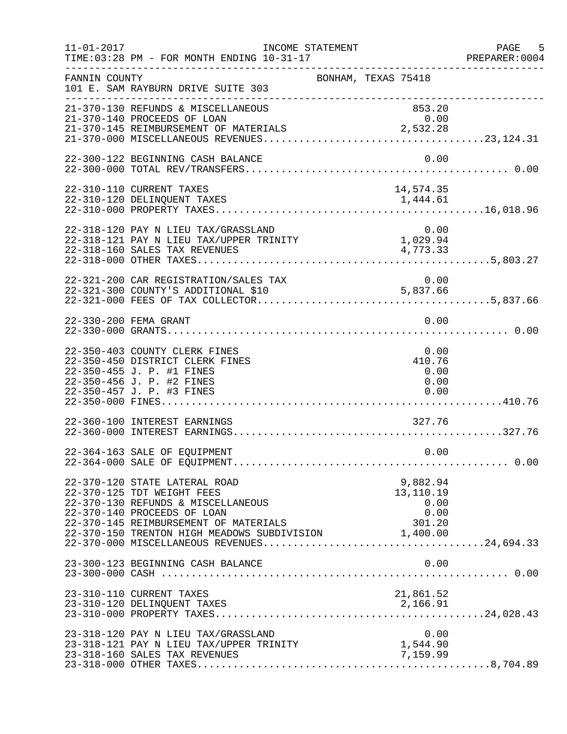INCOME STATEMENT

11-01-2017
TIME:03:28 PM - FOR MONTH ENDING 10-31-17

PREPARER:0004

FANNIN COUNTY
101 E. SAM RAYBURN DRIVE SUITE 303
BONHAM, TEXAS 75418

| Account | Description | Amount | Total |
|---|---|---|---|
| 21-370-130 | REFUNDS & MISCELLANEOUS | 853.20 | |
| 21-370-140 | PROCEEDS OF LOAN | 0.00 | |
| 21-370-145 | REIMBURSEMENT OF MATERIALS | 2,532.28 | |
| 21-370-000 | MISCELLANEOUS REVENUES | | 23,124.31 |
| 22-300-122 | BEGINNING CASH BALANCE | 0.00 | |
| 22-300-000 | TOTAL REV/TRANSFERS | | 0.00 |
| 22-310-110 | CURRENT TAXES | 14,574.35 | |
| 22-310-120 | DELINQUENT TAXES | 1,444.61 | |
| 22-310-000 | PROPERTY TAXES | | 16,018.96 |
| 22-318-120 | PAY N LIEU TAX/GRASSLAND | 0.00 | |
| 22-318-121 | PAY N LIEU TAX/UPPER TRINITY | 1,029.94 | |
| 22-318-160 | SALES TAX REVENUES | 4,773.33 | |
| 22-318-000 | OTHER TAXES | | 5,803.27 |
| 22-321-200 | CAR REGISTRATION/SALES TAX | 0.00 | |
| 22-321-300 | COUNTY'S ADDITIONAL $10 | 5,837.66 | |
| 22-321-000 | FEES OF TAX COLLECTOR | | 5,837.66 |
| 22-330-200 | FEMA GRANT | 0.00 | |
| 22-330-000 | GRANTS | | 0.00 |
| 22-350-403 | COUNTY CLERK FINES | 0.00 | |
| 22-350-450 | DISTRICT CLERK FINES | 410.76 | |
| 22-350-455 | J. P. #1 FINES | 0.00 | |
| 22-350-456 | J. P. #2 FINES | 0.00 | |
| 22-350-457 | J. P. #3 FINES | 0.00 | |
| 22-350-000 | FINES | | 410.76 |
| 22-360-100 | INTEREST EARNINGS | 327.76 | |
| 22-360-000 | INTEREST EARNINGS | | 327.76 |
| 22-364-163 | SALE OF EQUIPMENT | 0.00 | |
| 22-364-000 | SALE OF EQUIPMENT | | 0.00 |
| 22-370-120 | STATE LATERAL ROAD | 9,882.94 | |
| 22-370-125 | TDT WEIGHT FEES | 13,110.19 | |
| 22-370-130 | REFUNDS & MISCELLANEOUS | 0.00 | |
| 22-370-140 | PROCEEDS OF LOAN | 0.00 | |
| 22-370-145 | REIMBURSEMENT OF MATERIALS | 301.20 | |
| 22-370-150 | TRENTON HIGH MEADOWS SUBDIVISION | 1,400.00 | |
| 22-370-000 | MISCELLANEOUS REVENUES | | 24,694.33 |
| 23-300-123 | BEGINNING CASH BALANCE | 0.00 | |
| 23-300-000 | CASH | | 0.00 |
| 23-310-110 | CURRENT TAXES | 21,861.52 | |
| 23-310-120 | DELINQUENT TAXES | 2,166.91 | |
| 23-310-000 | PROPERTY TAXES | | 24,028.43 |
| 23-318-120 | PAY N LIEU TAX/GRASSLAND | 0.00 | |
| 23-318-121 | PAY N LIEU TAX/UPPER TRINITY | 1,544.90 | |
| 23-318-160 | SALES TAX REVENUES | 7,159.99 | |
| 23-318-000 | OTHER TAXES | | 8,704.89 |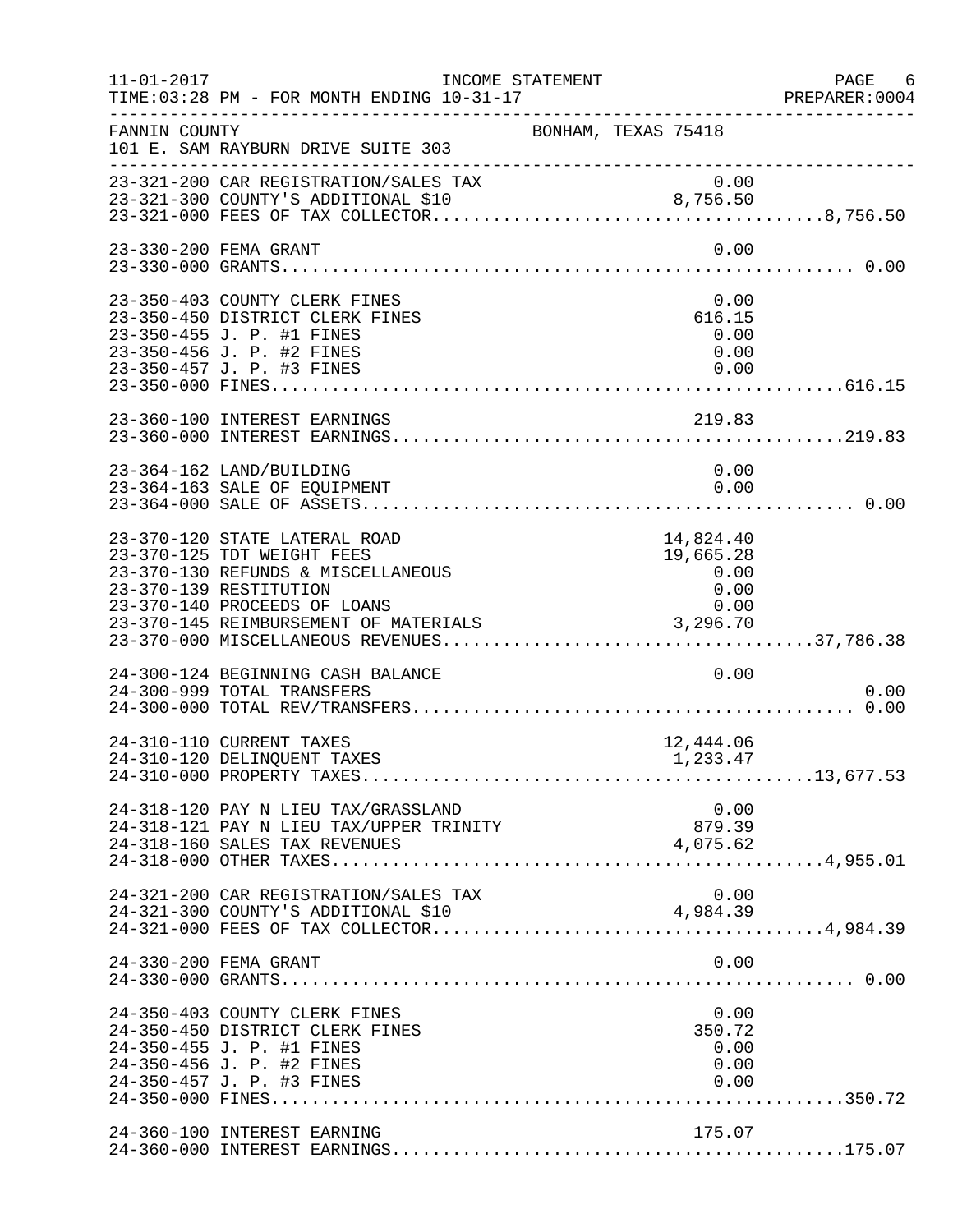11-01-2017 INCOME STATEMENT
TIME:03:28 PM - FOR MONTH ENDING 10-31-17 PREPARER:0004

FANNIN COUNTY BONHAM, TEXAS 75418
101 E. SAM RAYBURN DRIVE SUITE 303

| Account | Description | Amount | Total |
|---|---|---|---|
| 23-321-200 | CAR REGISTRATION/SALES TAX | 0.00 | |
| 23-321-300 | COUNTY'S ADDITIONAL $10 | 8,756.50 | |
| 23-321-000 | FEES OF TAX COLLECTOR | | 8,756.50 |
| 23-330-200 | FEMA GRANT | 0.00 | |
| 23-330-000 | GRANTS | | 0.00 |
| 23-350-403 | COUNTY CLERK FINES | 0.00 | |
| 23-350-450 | DISTRICT CLERK FINES | 616.15 | |
| 23-350-455 | J. P. #1 FINES | 0.00 | |
| 23-350-456 | J. P. #2 FINES | 0.00 | |
| 23-350-457 | J. P. #3 FINES | 0.00 | |
| 23-350-000 | FINES | | 616.15 |
| 23-360-100 | INTEREST EARNINGS | 219.83 | |
| 23-360-000 | INTEREST EARNINGS | | 219.83 |
| 23-364-162 | LAND/BUILDING | 0.00 | |
| 23-364-163 | SALE OF EQUIPMENT | 0.00 | |
| 23-364-000 | SALE OF ASSETS | | 0.00 |
| 23-370-120 | STATE LATERAL ROAD | 14,824.40 | |
| 23-370-125 | TDT WEIGHT FEES | 19,665.28 | |
| 23-370-130 | REFUNDS & MISCELLANEOUS | 0.00 | |
| 23-370-139 | RESTITUTION | 0.00 | |
| 23-370-140 | PROCEEDS OF LOANS | 0.00 | |
| 23-370-145 | REIMBURSEMENT OF MATERIALS | 3,296.70 | |
| 23-370-000 | MISCELLANEOUS REVENUES | | 37,786.38 |
| 24-300-124 | BEGINNING CASH BALANCE | 0.00 | |
| 24-300-999 | TOTAL TRANSFERS | | 0.00 |
| 24-300-000 | TOTAL REV/TRANSFERS | | 0.00 |
| 24-310-110 | CURRENT TAXES | 12,444.06 | |
| 24-310-120 | DELINQUENT TAXES | 1,233.47 | |
| 24-310-000 | PROPERTY TAXES | | 13,677.53 |
| 24-318-120 | PAY N LIEU TAX/GRASSLAND | 0.00 | |
| 24-318-121 | PAY N LIEU TAX/UPPER TRINITY | 879.39 | |
| 24-318-160 | SALES TAX REVENUES | 4,075.62 | |
| 24-318-000 | OTHER TAXES | | 4,955.01 |
| 24-321-200 | CAR REGISTRATION/SALES TAX | 0.00 | |
| 24-321-300 | COUNTY'S ADDITIONAL $10 | 4,984.39 | |
| 24-321-000 | FEES OF TAX COLLECTOR | | 4,984.39 |
| 24-330-200 | FEMA GRANT | 0.00 | |
| 24-330-000 | GRANTS | | 0.00 |
| 24-350-403 | COUNTY CLERK FINES | 0.00 | |
| 24-350-450 | DISTRICT CLERK FINES | 350.72 | |
| 24-350-455 | J. P. #1 FINES | 0.00 | |
| 24-350-456 | J. P. #2 FINES | 0.00 | |
| 24-350-457 | J. P. #3 FINES | 0.00 | |
| 24-350-000 | FINES | | 350.72 |
| 24-360-100 | INTEREST EARNING | 175.07 | |
| 24-360-000 | INTEREST EARNINGS | | 175.07 |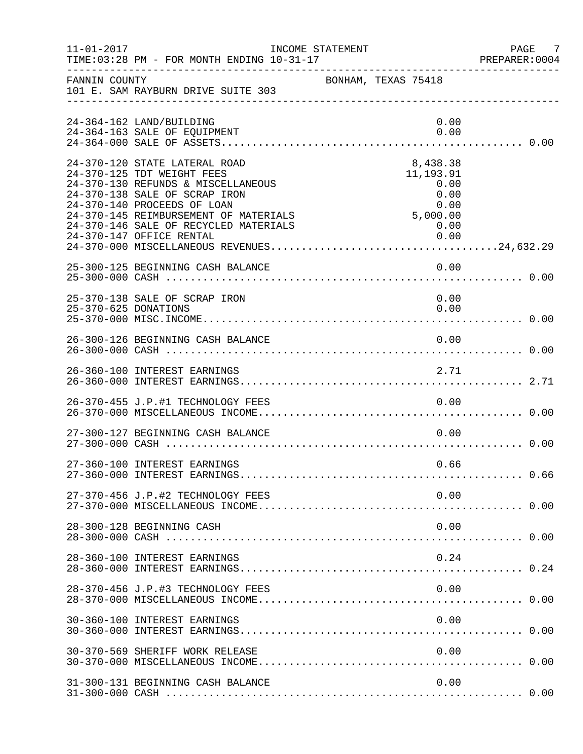FANNIN COUNTY — BONHAM, TEXAS 75418
101 E. SAM RAYBURN DRIVE SUITE 303

INCOME STATEMENT — FOR MONTH ENDING 10-31-17

| Account | Description | Amount | Total |
|---|---|---|---|
| 24-364-162 | LAND/BUILDING | 0.00 | |
| 24-364-163 | SALE OF EQUIPMENT | 0.00 | |
| 24-364-000 | SALE OF ASSETS | | 0.00 |
| 24-370-120 | STATE LATERAL ROAD | 8,438.38 | |
| 24-370-125 | TDT WEIGHT FEES | 11,193.91 | |
| 24-370-130 | REFUNDS & MISCELLANEOUS | 0.00 | |
| 24-370-138 | SALE OF SCRAP IRON | 0.00 | |
| 24-370-140 | PROCEEDS OF LOAN | 0.00 | |
| 24-370-145 | REIMBURSEMENT OF MATERIALS | 5,000.00 | |
| 24-370-146 | SALE OF RECYCLED MATERIALS | 0.00 | |
| 24-370-147 | OFFICE RENTAL | 0.00 | |
| 24-370-000 | MISCELLANEOUS REVENUES | | 24,632.29 |
| 25-300-125 | BEGINNING CASH BALANCE | 0.00 | |
| 25-300-000 | CASH | | 0.00 |
| 25-370-138 | SALE OF SCRAP IRON | 0.00 | |
| 25-370-625 | DONATIONS | 0.00 | |
| 25-370-000 | MISC.INCOME | | 0.00 |
| 26-300-126 | BEGINNING CASH BALANCE | 0.00 | |
| 26-300-000 | CASH | | 0.00 |
| 26-360-100 | INTEREST EARNINGS | 2.71 | |
| 26-360-000 | INTEREST EARNINGS | | 2.71 |
| 26-370-455 | J.P.#1 TECHNOLOGY FEES | 0.00 | |
| 26-370-000 | MISCELLANEOUS INCOME | | 0.00 |
| 27-300-127 | BEGINNING CASH BALANCE | 0.00 | |
| 27-300-000 | CASH | | 0.00 |
| 27-360-100 | INTEREST EARNINGS | 0.66 | |
| 27-360-000 | INTEREST EARNINGS | | 0.66 |
| 27-370-456 | J.P.#2 TECHNOLOGY FEES | 0.00 | |
| 27-370-000 | MISCELLANEOUS INCOME | | 0.00 |
| 28-300-128 | BEGINNING CASH | 0.00 | |
| 28-300-000 | CASH | | 0.00 |
| 28-360-100 | INTEREST EARNINGS | 0.24 | |
| 28-360-000 | INTEREST EARNINGS | | 0.24 |
| 28-370-456 | J.P.#3 TECHNOLOGY FEES | 0.00 | |
| 28-370-000 | MISCELLANEOUS INCOME | | 0.00 |
| 30-360-100 | INTEREST EARNINGS | 0.00 | |
| 30-360-000 | INTEREST EARNINGS | | 0.00 |
| 30-370-569 | SHERIFF WORK RELEASE | 0.00 | |
| 30-370-000 | MISCELLANEOUS INCOME | | 0.00 |
| 31-300-131 | BEGINNING CASH BALANCE | 0.00 | |
| 31-300-000 | CASH | | 0.00 |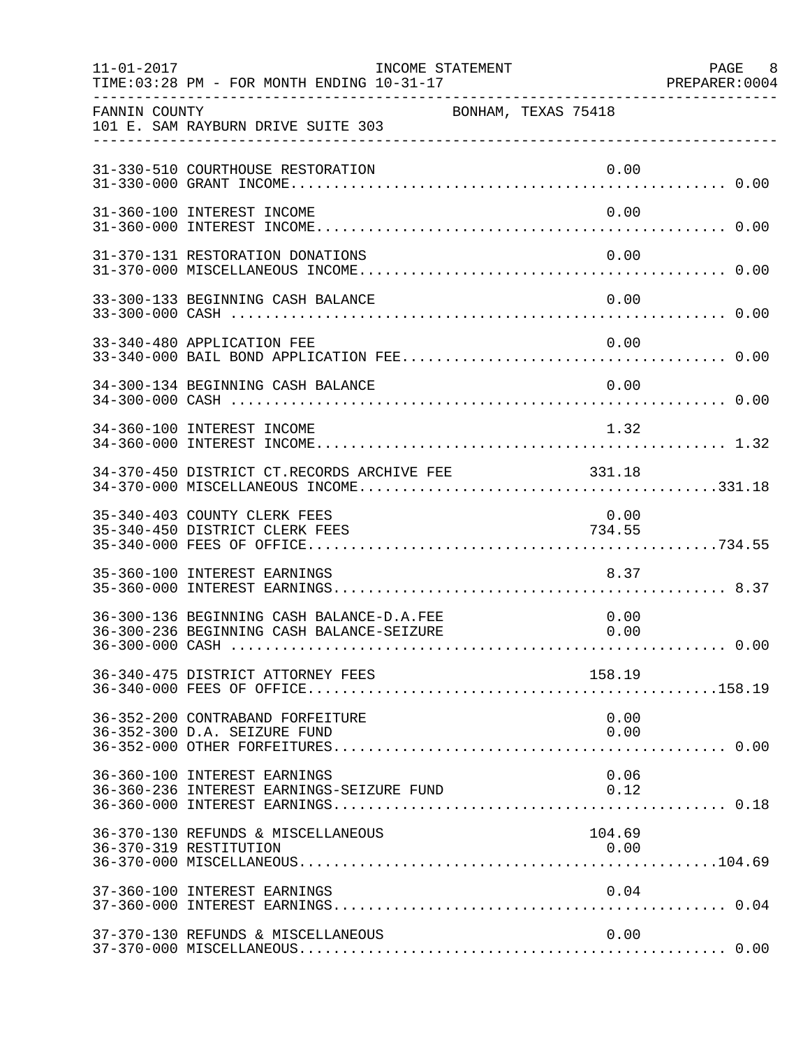FANNIN COUNTY — BONHAM, TEXAS 75418
101 E. SAM RAYBURN DRIVE SUITE 303

INCOME STATEMENT — FOR MONTH ENDING 10-31-17

| Account | Description | Amount | Total |
|---|---|---|---|
| 31-330-510 | COURTHOUSE RESTORATION | 0.00 | |
| 31-330-000 | GRANT INCOME | | 0.00 |
| 31-360-100 | INTEREST INCOME | 0.00 | |
| 31-360-000 | INTEREST INCOME | | 0.00 |
| 31-370-131 | RESTORATION DONATIONS | 0.00 | |
| 31-370-000 | MISCELLANEOUS INCOME | | 0.00 |
| 33-300-133 | BEGINNING CASH BALANCE | 0.00 | |
| 33-300-000 | CASH | | 0.00 |
| 33-340-480 | APPLICATION FEE | 0.00 | |
| 33-340-000 | BAIL BOND APPLICATION FEE | | 0.00 |
| 34-300-134 | BEGINNING CASH BALANCE | 0.00 | |
| 34-300-000 | CASH | | 0.00 |
| 34-360-100 | INTEREST INCOME | 1.32 | |
| 34-360-000 | INTEREST INCOME | | 1.32 |
| 34-370-450 | DISTRICT CT.RECORDS ARCHIVE FEE | 331.18 | |
| 34-370-000 | MISCELLANEOUS INCOME | | 331.18 |
| 35-340-403 | COUNTY CLERK FEES | 0.00 | |
| 35-340-450 | DISTRICT CLERK FEES | 734.55 | |
| 35-340-000 | FEES OF OFFICE | | 734.55 |
| 35-360-100 | INTEREST EARNINGS | 8.37 | |
| 35-360-000 | INTEREST EARNINGS | | 8.37 |
| 36-300-136 | BEGINNING CASH BALANCE-D.A.FEE | 0.00 | |
| 36-300-236 | BEGINNING CASH BALANCE-SEIZURE | 0.00 | |
| 36-300-000 | CASH | | 0.00 |
| 36-340-475 | DISTRICT ATTORNEY FEES | 158.19 | |
| 36-340-000 | FEES OF OFFICE | | 158.19 |
| 36-352-200 | CONTRABAND FORFEITURE | 0.00 | |
| 36-352-300 | D.A. SEIZURE FUND | 0.00 | |
| 36-352-000 | OTHER FORFEITURES | | 0.00 |
| 36-360-100 | INTEREST EARNINGS | 0.06 | |
| 36-360-236 | INTEREST EARNINGS-SEIZURE FUND | 0.12 | |
| 36-360-000 | INTEREST EARNINGS | | 0.18 |
| 36-370-130 | REFUNDS & MISCELLANEOUS | 104.69 | |
| 36-370-319 | RESTITUTION | 0.00 | |
| 36-370-000 | MISCELLANEOUS | | 104.69 |
| 37-360-100 | INTEREST EARNINGS | 0.04 | |
| 37-360-000 | INTEREST EARNINGS | | 0.04 |
| 37-370-130 | REFUNDS & MISCELLANEOUS | 0.00 | |
| 37-370-000 | MISCELLANEOUS | | 0.00 |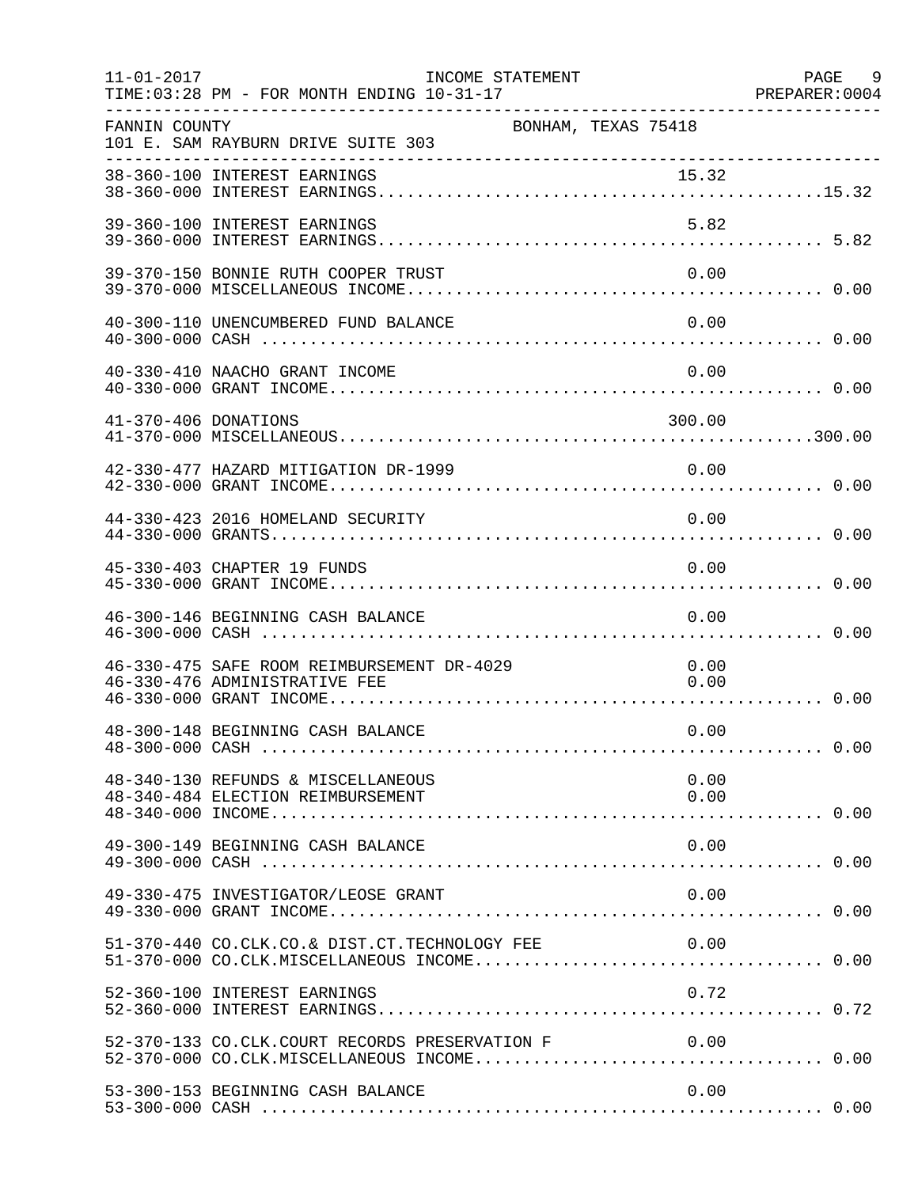FANNIN COUNTY BONHAM, TEXAS 75418
101 E. SAM RAYBURN DRIVE SUITE 303

INCOME STATEMENT
FOR MONTH ENDING 10-31-17

| Account | Description | Amount | Total |
|---|---|---|---|
| 38-360-100 | INTEREST EARNINGS | 15.32 | |
| 38-360-000 | INTEREST EARNINGS | | 15.32 |
| 39-360-100 | INTEREST EARNINGS | 5.82 | |
| 39-360-000 | INTEREST EARNINGS | | 5.82 |
| 39-370-150 | BONNIE RUTH COOPER TRUST | 0.00 | |
| 39-370-000 | MISCELLANEOUS INCOME | | 0.00 |
| 40-300-110 | UNENCUMBERED FUND BALANCE | 0.00 | |
| 40-300-000 | CASH | | 0.00 |
| 40-330-410 | NAACHO GRANT INCOME | 0.00 | |
| 40-330-000 | GRANT INCOME | | 0.00 |
| 41-370-406 | DONATIONS | 300.00 | |
| 41-370-000 | MISCELLANEOUS | | 300.00 |
| 42-330-477 | HAZARD MITIGATION DR-1999 | 0.00 | |
| 42-330-000 | GRANT INCOME | | 0.00 |
| 44-330-423 | 2016 HOMELAND SECURITY | 0.00 | |
| 44-330-000 | GRANTS | | 0.00 |
| 45-330-403 | CHAPTER 19 FUNDS | 0.00 | |
| 45-330-000 | GRANT INCOME | | 0.00 |
| 46-300-146 | BEGINNING CASH BALANCE | 0.00 | |
| 46-300-000 | CASH | | 0.00 |
| 46-330-475 | SAFE ROOM REIMBURSEMENT DR-4029 | 0.00 | |
| 46-330-476 | ADMINISTRATIVE FEE | 0.00 | |
| 46-330-000 | GRANT INCOME | | 0.00 |
| 48-300-148 | BEGINNING CASH BALANCE | 0.00 | |
| 48-300-000 | CASH | | 0.00 |
| 48-340-130 | REFUNDS & MISCELLANEOUS | 0.00 | |
| 48-340-484 | ELECTION REIMBURSEMENT | 0.00 | |
| 48-340-000 | INCOME | | 0.00 |
| 49-300-149 | BEGINNING CASH BALANCE | 0.00 | |
| 49-300-000 | CASH | | 0.00 |
| 49-330-475 | INVESTIGATOR/LEOSE GRANT | 0.00 | |
| 49-330-000 | GRANT INCOME | | 0.00 |
| 51-370-440 | CO.CLK.CO.& DIST.CT.TECHNOLOGY FEE | 0.00 | |
| 51-370-000 | CO.CLK.MISCELLANEOUS INCOME | | 0.00 |
| 52-360-100 | INTEREST EARNINGS | 0.72 | |
| 52-360-000 | INTEREST EARNINGS | | 0.72 |
| 52-370-133 | CO.CLK.COURT RECORDS PRESERVATION F | 0.00 | |
| 52-370-000 | CO.CLK.MISCELLANEOUS INCOME | | 0.00 |
| 53-300-153 | BEGINNING CASH BALANCE | 0.00 | |
| 53-300-000 | CASH | | 0.00 |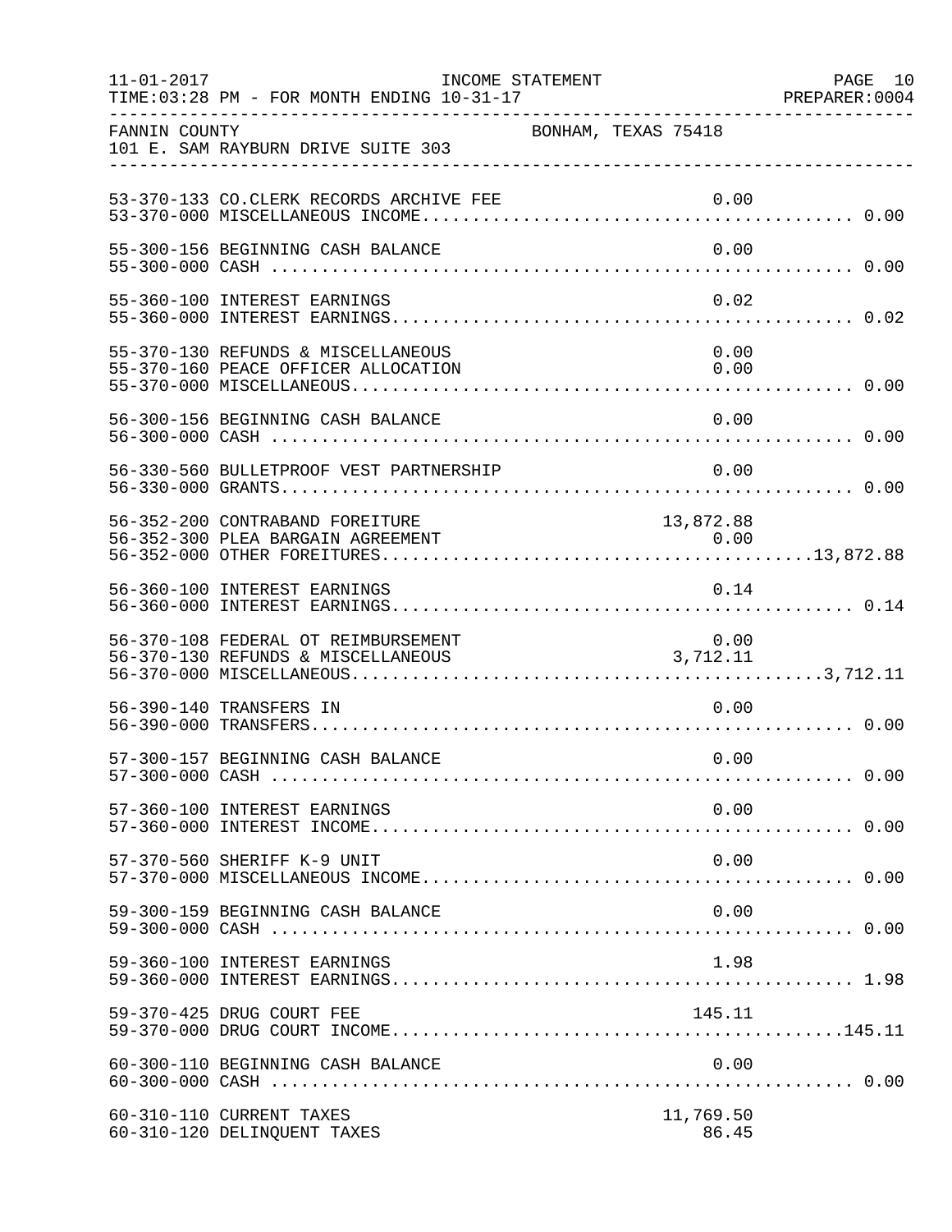FANNIN COUNTY — BONHAM, TEXAS 75418
101 E. SAM RAYBURN DRIVE SUITE 303

INCOME STATEMENT
TIME:03:28 PM - FOR MONTH ENDING 10-31-17

| Account | Description | Amount | Total |
|---|---|---|---|
| 53-370-133 | CO.CLERK RECORDS ARCHIVE FEE | 0.00 | |
| 53-370-000 | MISCELLANEOUS INCOME | | 0.00 |
| 55-300-156 | BEGINNING CASH BALANCE | 0.00 | |
| 55-300-000 | CASH | | 0.00 |
| 55-360-100 | INTEREST EARNINGS | 0.02 | |
| 55-360-000 | INTEREST EARNINGS | | 0.02 |
| 55-370-130 | REFUNDS & MISCELLANEOUS | 0.00 | |
| 55-370-160 | PEACE OFFICER ALLOCATION | 0.00 | |
| 55-370-000 | MISCELLANEOUS | | 0.00 |
| 56-300-156 | BEGINNING CASH BALANCE | 0.00 | |
| 56-300-000 | CASH | | 0.00 |
| 56-330-560 | BULLETPROOF VEST PARTNERSHIP | 0.00 | |
| 56-330-000 | GRANTS | | 0.00 |
| 56-352-200 | CONTRABAND FOREITURE | 13,872.88 | |
| 56-352-300 | PLEA BARGAIN AGREEMENT | 0.00 | |
| 56-352-000 | OTHER FOREITURES | | 13,872.88 |
| 56-360-100 | INTEREST EARNINGS | 0.14 | |
| 56-360-000 | INTEREST EARNINGS | | 0.14 |
| 56-370-108 | FEDERAL OT REIMBURSEMENT | 0.00 | |
| 56-370-130 | REFUNDS & MISCELLANEOUS | 3,712.11 | |
| 56-370-000 | MISCELLANEOUS | | 3,712.11 |
| 56-390-140 | TRANSFERS IN | 0.00 | |
| 56-390-000 | TRANSFERS | | 0.00 |
| 57-300-157 | BEGINNING CASH BALANCE | 0.00 | |
| 57-300-000 | CASH | | 0.00 |
| 57-360-100 | INTEREST EARNINGS | 0.00 | |
| 57-360-000 | INTEREST INCOME | | 0.00 |
| 57-370-560 | SHERIFF K-9 UNIT | 0.00 | |
| 57-370-000 | MISCELLANEOUS INCOME | | 0.00 |
| 59-300-159 | BEGINNING CASH BALANCE | 0.00 | |
| 59-300-000 | CASH | | 0.00 |
| 59-360-100 | INTEREST EARNINGS | 1.98 | |
| 59-360-000 | INTEREST EARNINGS | | 1.98 |
| 59-370-425 | DRUG COURT FEE | 145.11 | |
| 59-370-000 | DRUG COURT INCOME | | 145.11 |
| 60-300-110 | BEGINNING CASH BALANCE | 0.00 | |
| 60-300-000 | CASH | | 0.00 |
| 60-310-110 | CURRENT TAXES | 11,769.50 | |
| 60-310-120 | DELINQUENT TAXES | 86.45 | |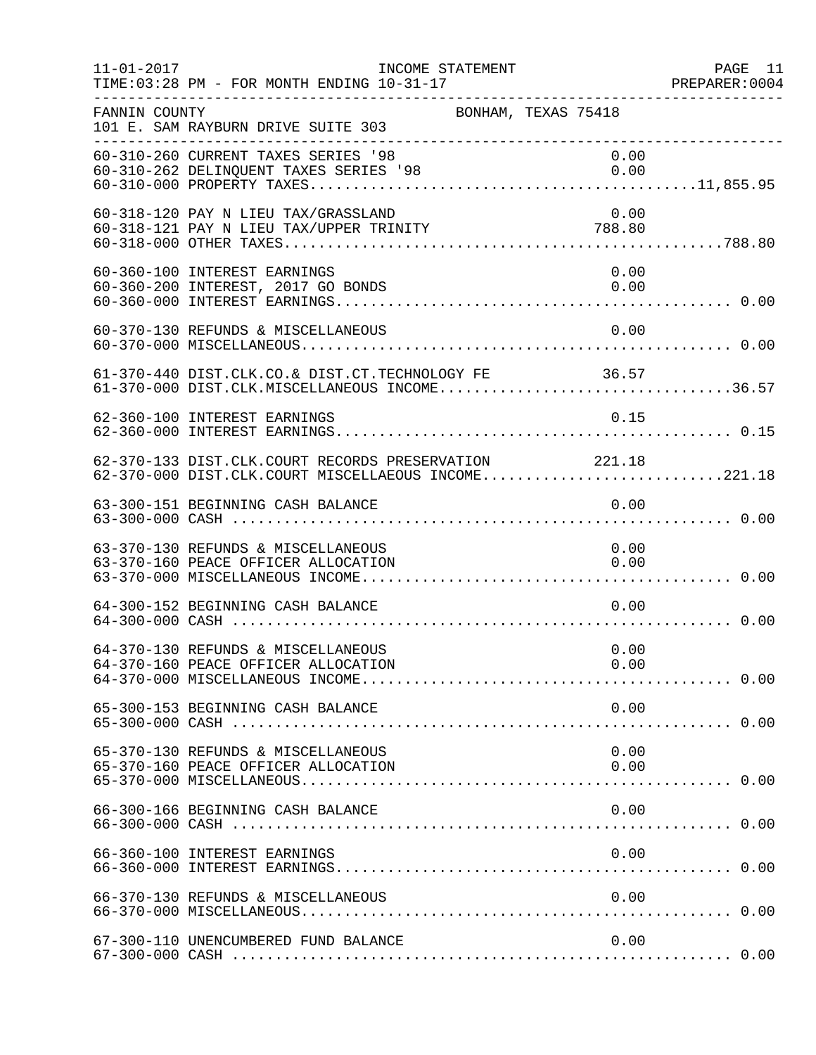INCOME STATEMENT

TIME:03:28 PM - FOR MONTH ENDING 10-31-17

FANNIN COUNTY — BONHAM, TEXAS 75418

101 E. SAM RAYBURN DRIVE SUITE 303

| Account | Description | Detail | Total |
|---|---|---|---|
| 60-310-260 | CURRENT TAXES SERIES '98 | 0.00 | |
| 60-310-262 | DELINQUENT TAXES SERIES '98 | 0.00 | |
| 60-310-000 | PROPERTY TAXES | | 11,855.95 |
| 60-318-120 | PAY N LIEU TAX/GRASSLAND | 0.00 | |
| 60-318-121 | PAY N LIEU TAX/UPPER TRINITY | 788.80 | |
| 60-318-000 | OTHER TAXES | | 788.80 |
| 60-360-100 | INTEREST EARNINGS | 0.00 | |
| 60-360-200 | INTEREST, 2017 GO BONDS | 0.00 | |
| 60-360-000 | INTEREST EARNINGS | | 0.00 |
| 60-370-130 | REFUNDS & MISCELLANEOUS | 0.00 | |
| 60-370-000 | MISCELLANEOUS | | 0.00 |
| 61-370-440 | DIST.CLK.CO.& DIST.CT.TECHNOLOGY FE | 36.57 | |
| 61-370-000 | DIST.CLK.MISCELLANEOUS INCOME | | 36.57 |
| 62-360-100 | INTEREST EARNINGS | 0.15 | |
| 62-360-000 | INTEREST EARNINGS | | 0.15 |
| 62-370-133 | DIST.CLK.COURT RECORDS PRESERVATION | 221.18 | |
| 62-370-000 | DIST.CLK.COURT MISCELLAEOUS INCOME | | 221.18 |
| 63-300-151 | BEGINNING CASH BALANCE | 0.00 | |
| 63-300-000 | CASH | | 0.00 |
| 63-370-130 | REFUNDS & MISCELLANEOUS | 0.00 | |
| 63-370-160 | PEACE OFFICER ALLOCATION | 0.00 | |
| 63-370-000 | MISCELLANEOUS INCOME | | 0.00 |
| 64-300-152 | BEGINNING CASH BALANCE | 0.00 | |
| 64-300-000 | CASH | | 0.00 |
| 64-370-130 | REFUNDS & MISCELLANEOUS | 0.00 | |
| 64-370-160 | PEACE OFFICER ALLOCATION | 0.00 | |
| 64-370-000 | MISCELLANEOUS INCOME | | 0.00 |
| 65-300-153 | BEGINNING CASH BALANCE | 0.00 | |
| 65-300-000 | CASH | | 0.00 |
| 65-370-130 | REFUNDS & MISCELLANEOUS | 0.00 | |
| 65-370-160 | PEACE OFFICER ALLOCATION | 0.00 | |
| 65-370-000 | MISCELLANEOUS | | 0.00 |
| 66-300-166 | BEGINNING CASH BALANCE | 0.00 | |
| 66-300-000 | CASH | | 0.00 |
| 66-360-100 | INTEREST EARNINGS | 0.00 | |
| 66-360-000 | INTEREST EARNINGS | | 0.00 |
| 66-370-130 | REFUNDS & MISCELLANEOUS | 0.00 | |
| 66-370-000 | MISCELLANEOUS | | 0.00 |
| 67-300-110 | UNENCUMBERED FUND BALANCE | 0.00 | |
| 67-300-000 | CASH | | 0.00 |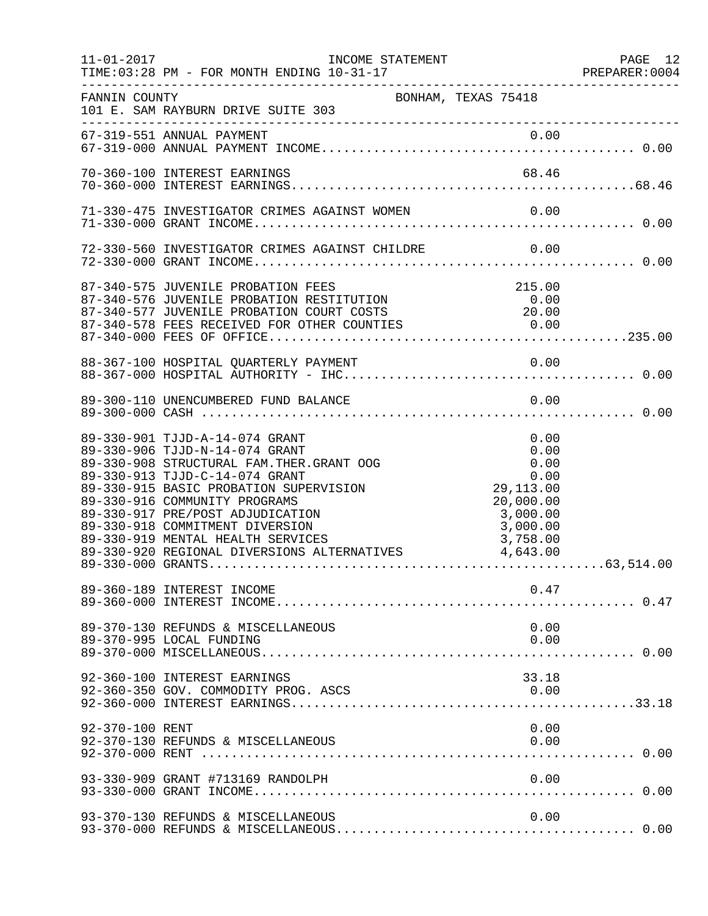FANNIN COUNTY — BONHAM, TEXAS 75418
101 E. SAM RAYBURN DRIVE SUITE 303

INCOME STATEMENT — FOR MONTH ENDING 10-31-17

| Account | Description | Amount | Total |
|---|---|---|---|
| 67-319-551 | ANNUAL PAYMENT | 0.00 | |
| 67-319-000 | ANNUAL PAYMENT INCOME | | 0.00 |
| 70-360-100 | INTEREST EARNINGS | 68.46 | |
| 70-360-000 | INTEREST EARNINGS | | 68.46 |
| 71-330-475 | INVESTIGATOR CRIMES AGAINST WOMEN | 0.00 | |
| 71-330-000 | GRANT INCOME | | 0.00 |
| 72-330-560 | INVESTIGATOR CRIMES AGAINST CHILDRE | 0.00 | |
| 72-330-000 | GRANT INCOME | | 0.00 |
| 87-340-575 | JUVENILE PROBATION FEES | 215.00 | |
| 87-340-576 | JUVENILE PROBATION RESTITUTION | 0.00 | |
| 87-340-577 | JUVENILE PROBATION COURT COSTS | 20.00 | |
| 87-340-578 | FEES RECEIVED FOR OTHER COUNTIES | 0.00 | |
| 87-340-000 | FEES OF OFFICE | | 235.00 |
| 88-367-100 | HOSPITAL QUARTERLY PAYMENT | 0.00 | |
| 88-367-000 | HOSPITAL AUTHORITY - IHC | | 0.00 |
| 89-300-110 | UNENCUMBERED FUND BALANCE | 0.00 | |
| 89-300-000 | CASH | | 0.00 |
| 89-330-901 | TJJD-A-14-074 GRANT | 0.00 | |
| 89-330-906 | TJJD-N-14-074 GRANT | 0.00 | |
| 89-330-908 | STRUCTURAL FAM.THER.GRANT OOG | 0.00 | |
| 89-330-913 | TJJD-C-14-074 GRANT | 0.00 | |
| 89-330-915 | BASIC PROBATION SUPERVISION | 29,113.00 | |
| 89-330-916 | COMMUNITY PROGRAMS | 20,000.00 | |
| 89-330-917 | PRE/POST ADJUDICATION | 3,000.00 | |
| 89-330-918 | COMMITMENT DIVERSION | 3,000.00 | |
| 89-330-919 | MENTAL HEALTH SERVICES | 3,758.00 | |
| 89-330-920 | REGIONAL DIVERSIONS ALTERNATIVES | 4,643.00 | |
| 89-330-000 | GRANTS | | 63,514.00 |
| 89-360-189 | INTEREST INCOME | 0.47 | |
| 89-360-000 | INTEREST INCOME | | 0.47 |
| 89-370-130 | REFUNDS & MISCELLANEOUS | 0.00 | |
| 89-370-995 | LOCAL FUNDING | 0.00 | |
| 89-370-000 | MISCELLANEOUS | | 0.00 |
| 92-360-100 | INTEREST EARNINGS | 33.18 | |
| 92-360-350 | GOV. COMMODITY PROG. ASCS | 0.00 | |
| 92-360-000 | INTEREST EARNINGS | | 33.18 |
| 92-370-100 | RENT | 0.00 | |
| 92-370-130 | REFUNDS & MISCELLANEOUS | 0.00 | |
| 92-370-000 | RENT | | 0.00 |
| 93-330-909 | GRANT #713169 RANDOLPH | 0.00 | |
| 93-330-000 | GRANT INCOME | | 0.00 |
| 93-370-130 | REFUNDS & MISCELLANEOUS | 0.00 | |
| 93-370-000 | REFUNDS & MISCELLANEOUS | | 0.00 |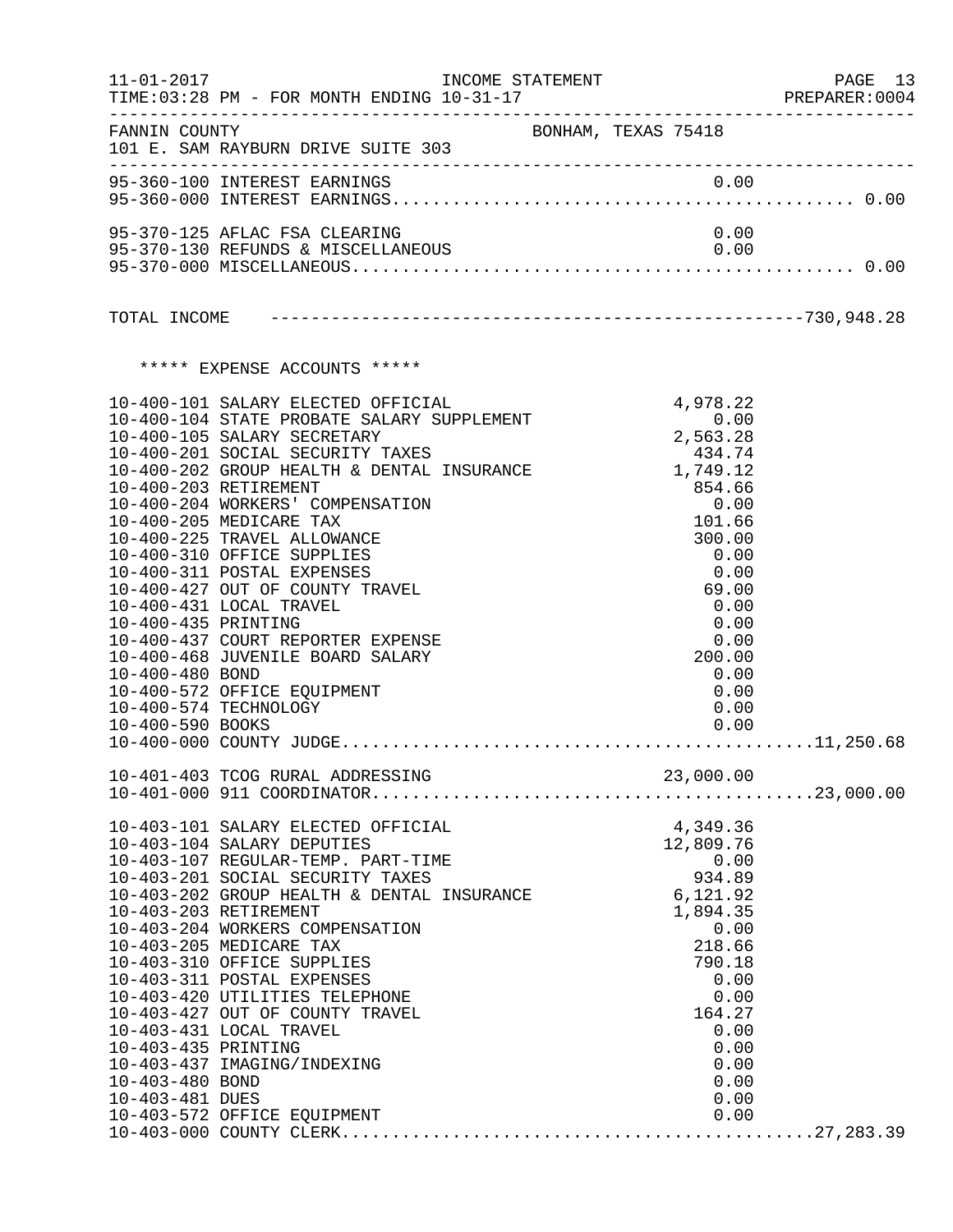FANNIN COUNTY — BONHAM, TEXAS 75418
101 E. SAM RAYBURN DRIVE SUITE 303

INCOME STATEMENT
TIME:03:28 PM - FOR MONTH ENDING 10-31-17

| Account | Description | Amount | Total |
|---|---|---|---|
| 95-360-100 | INTEREST EARNINGS | 0.00 | |
| 95-360-000 | INTEREST EARNINGS | | 0.00 |
| 95-370-125 | AFLAC FSA CLEARING | 0.00 | |
| 95-370-130 | REFUNDS & MISCELLANEOUS | 0.00 | |
| 95-370-000 | MISCELLANEOUS | | 0.00 |
| | TOTAL INCOME | | 730,948.28 |

***** EXPENSE ACCOUNTS *****

| Account | Description | Amount | Total |
|---|---|---|---|
| 10-400-101 | SALARY ELECTED OFFICIAL | 4,978.22 | |
| 10-400-104 | STATE PROBATE SALARY SUPPLEMENT | 0.00 | |
| 10-400-105 | SALARY SECRETARY | 2,563.28 | |
| 10-400-201 | SOCIAL SECURITY TAXES | 434.74 | |
| 10-400-202 | GROUP HEALTH & DENTAL INSURANCE | 1,749.12 | |
| 10-400-203 | RETIREMENT | 854.66 | |
| 10-400-204 | WORKERS' COMPENSATION | 0.00 | |
| 10-400-205 | MEDICARE TAX | 101.66 | |
| 10-400-225 | TRAVEL ALLOWANCE | 300.00 | |
| 10-400-310 | OFFICE SUPPLIES | 0.00 | |
| 10-400-311 | POSTAL EXPENSES | 0.00 | |
| 10-400-427 | OUT OF COUNTY TRAVEL | 69.00 | |
| 10-400-431 | LOCAL TRAVEL | 0.00 | |
| 10-400-435 | PRINTING | 0.00 | |
| 10-400-437 | COURT REPORTER EXPENSE | 0.00 | |
| 10-400-468 | JUVENILE BOARD SALARY | 200.00 | |
| 10-400-480 | BOND | 0.00 | |
| 10-400-572 | OFFICE EQUIPMENT | 0.00 | |
| 10-400-574 | TECHNOLOGY | 0.00 | |
| 10-400-590 | BOOKS | 0.00 | |
| 10-400-000 | COUNTY JUDGE | | 11,250.68 |
| 10-401-403 | TCOG RURAL ADDRESSING | 23,000.00 | |
| 10-401-000 | 911 COORDINATOR | | 23,000.00 |
| 10-403-101 | SALARY ELECTED OFFICIAL | 4,349.36 | |
| 10-403-104 | SALARY DEPUTIES | 12,809.76 | |
| 10-403-107 | REGULAR-TEMP. PART-TIME | 0.00 | |
| 10-403-201 | SOCIAL SECURITY TAXES | 934.89 | |
| 10-403-202 | GROUP HEALTH & DENTAL INSURANCE | 6,121.92 | |
| 10-403-203 | RETIREMENT | 1,894.35 | |
| 10-403-204 | WORKERS COMPENSATION | 0.00 | |
| 10-403-205 | MEDICARE TAX | 218.66 | |
| 10-403-310 | OFFICE SUPPLIES | 790.18 | |
| 10-403-311 | POSTAL EXPENSES | 0.00 | |
| 10-403-420 | UTILITIES TELEPHONE | 0.00 | |
| 10-403-427 | OUT OF COUNTY TRAVEL | 164.27 | |
| 10-403-431 | LOCAL TRAVEL | 0.00 | |
| 10-403-435 | PRINTING | 0.00 | |
| 10-403-437 | IMAGING/INDEXING | 0.00 | |
| 10-403-480 | BOND | 0.00 | |
| 10-403-481 | DUES | 0.00 | |
| 10-403-572 | OFFICE EQUIPMENT | 0.00 | |
| 10-403-000 | COUNTY CLERK | | 27,283.39 |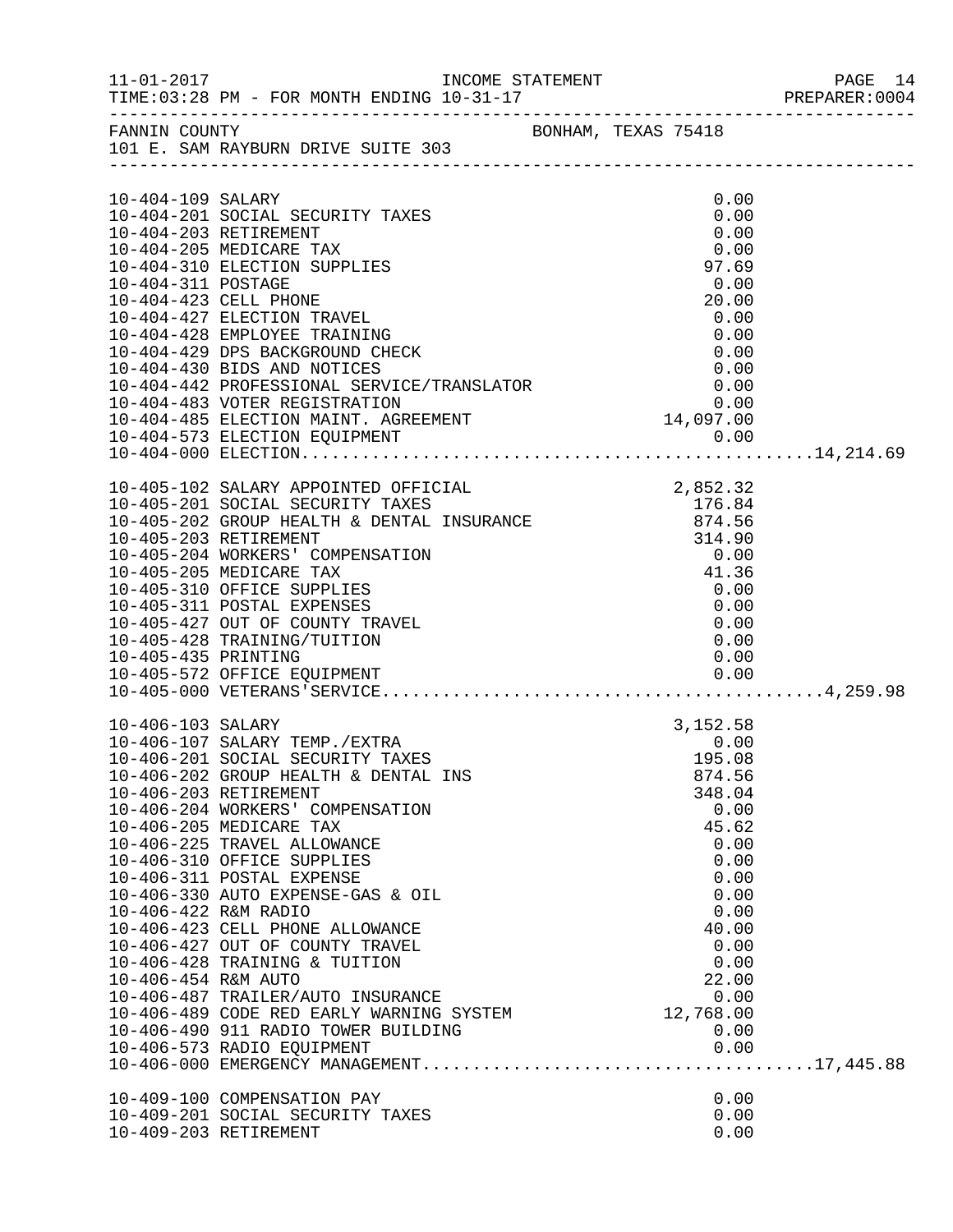FANNIN COUNTY BONHAM, TEXAS 75418
101 E. SAM RAYBURN DRIVE SUITE 303

| Account | Description | Amount | Total |
|---|---|---|---|
| 10-404-109 | SALARY | 0.00 | |
| 10-404-201 | SOCIAL SECURITY TAXES | 0.00 | |
| 10-404-203 | RETIREMENT | 0.00 | |
| 10-404-205 | MEDICARE TAX | 0.00 | |
| 10-404-310 | ELECTION SUPPLIES | 97.69 | |
| 10-404-311 | POSTAGE | 0.00 | |
| 10-404-423 | CELL PHONE | 20.00 | |
| 10-404-427 | ELECTION TRAVEL | 0.00 | |
| 10-404-428 | EMPLOYEE TRAINING | 0.00 | |
| 10-404-429 | DPS BACKGROUND CHECK | 0.00 | |
| 10-404-430 | BIDS AND NOTICES | 0.00 | |
| 10-404-442 | PROFESSIONAL SERVICE/TRANSLATOR | 0.00 | |
| 10-404-483 | VOTER REGISTRATION | 0.00 | |
| 10-404-485 | ELECTION MAINT. AGREEMENT | 14,097.00 | |
| 10-404-573 | ELECTION EQUIPMENT | 0.00 | |
| 10-404-000 | ELECTION | | 14,214.69 |
| 10-405-102 | SALARY APPOINTED OFFICIAL | 2,852.32 | |
| 10-405-201 | SOCIAL SECURITY TAXES | 176.84 | |
| 10-405-202 | GROUP HEALTH & DENTAL INSURANCE | 874.56 | |
| 10-405-203 | RETIREMENT | 314.90 | |
| 10-405-204 | WORKERS' COMPENSATION | 0.00 | |
| 10-405-205 | MEDICARE TAX | 41.36 | |
| 10-405-310 | OFFICE SUPPLIES | 0.00 | |
| 10-405-311 | POSTAL EXPENSES | 0.00 | |
| 10-405-427 | OUT OF COUNTY TRAVEL | 0.00 | |
| 10-405-428 | TRAINING/TUITION | 0.00 | |
| 10-405-435 | PRINTING | 0.00 | |
| 10-405-572 | OFFICE EQUIPMENT | 0.00 | |
| 10-405-000 | VETERANS'SERVICE | | 4,259.98 |
| 10-406-103 | SALARY | 3,152.58 | |
| 10-406-107 | SALARY TEMP./EXTRA | 0.00 | |
| 10-406-201 | SOCIAL SECURITY TAXES | 195.08 | |
| 10-406-202 | GROUP HEALTH & DENTAL INS | 874.56 | |
| 10-406-203 | RETIREMENT | 348.04 | |
| 10-406-204 | WORKERS' COMPENSATION | 0.00 | |
| 10-406-205 | MEDICARE TAX | 45.62 | |
| 10-406-225 | TRAVEL ALLOWANCE | 0.00 | |
| 10-406-310 | OFFICE SUPPLIES | 0.00 | |
| 10-406-311 | POSTAL EXPENSE | 0.00 | |
| 10-406-330 | AUTO EXPENSE-GAS & OIL | 0.00 | |
| 10-406-422 | R&M RADIO | 0.00 | |
| 10-406-423 | CELL PHONE ALLOWANCE | 40.00 | |
| 10-406-427 | OUT OF COUNTY TRAVEL | 0.00 | |
| 10-406-428 | TRAINING & TUITION | 0.00 | |
| 10-406-454 | R&M AUTO | 22.00 | |
| 10-406-487 | TRAILER/AUTO INSURANCE | 0.00 | |
| 10-406-489 | CODE RED EARLY WARNING SYSTEM | 12,768.00 | |
| 10-406-490 | 911 RADIO TOWER BUILDING | 0.00 | |
| 10-406-573 | RADIO EQUIPMENT | 0.00 | |
| 10-406-000 | EMERGENCY MANAGEMENT | | 17,445.88 |
| 10-409-100 | COMPENSATION PAY | 0.00 | |
| 10-409-201 | SOCIAL SECURITY TAXES | 0.00 | |
| 10-409-203 | RETIREMENT | 0.00 | |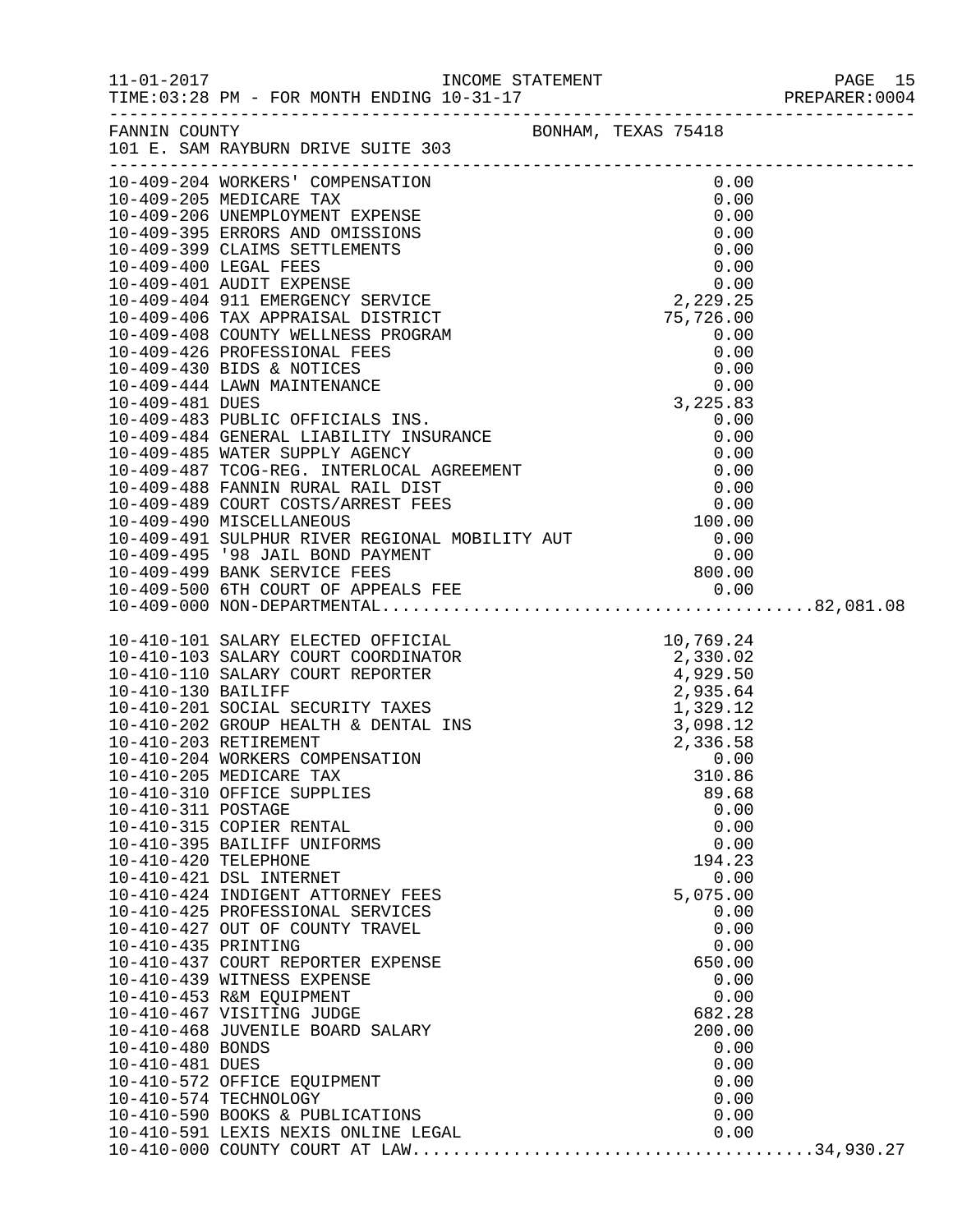11-01-2017 INCOME STATEMENT
TIME:03:28 PM - FOR MONTH ENDING 10-31-17 PREPARER:0004

FANNIN COUNTY BONHAM, TEXAS 75418
101 E. SAM RAYBURN DRIVE SUITE 303

| | | |
|---|---|---|
| 10-409-204 WORKERS' COMPENSATION | 0.00 | |
| 10-409-205 MEDICARE TAX | 0.00 | |
| 10-409-206 UNEMPLOYMENT EXPENSE | 0.00 | |
| 10-409-395 ERRORS AND OMISSIONS | 0.00 | |
| 10-409-399 CLAIMS SETTLEMENTS | 0.00 | |
| 10-409-400 LEGAL FEES | 0.00 | |
| 10-409-401 AUDIT EXPENSE | 0.00 | |
| 10-409-404 911 EMERGENCY SERVICE | 2,229.25 | |
| 10-409-406 TAX APPRAISAL DISTRICT | 75,726.00 | |
| 10-409-408 COUNTY WELLNESS PROGRAM | 0.00 | |
| 10-409-426 PROFESSIONAL FEES | 0.00 | |
| 10-409-430 BIDS & NOTICES | 0.00 | |
| 10-409-444 LAWN MAINTENANCE | 0.00 | |
| 10-409-481 DUES | 3,225.83 | |
| 10-409-483 PUBLIC OFFICIALS INS. | 0.00 | |
| 10-409-484 GENERAL LIABILITY INSURANCE | 0.00 | |
| 10-409-485 WATER SUPPLY AGENCY | 0.00 | |
| 10-409-487 TCOG-REG. INTERLOCAL AGREEMENT | 0.00 | |
| 10-409-488 FANNIN RURAL RAIL DIST | 0.00 | |
| 10-409-489 COURT COSTS/ARREST FEES | 0.00 | |
| 10-409-490 MISCELLANEOUS | 100.00 | |
| 10-409-491 SULPHUR RIVER REGIONAL MOBILITY AUT | 0.00 | |
| 10-409-495 '98 JAIL BOND PAYMENT | 0.00 | |
| 10-409-499 BANK SERVICE FEES | 800.00 | |
| 10-409-500 6TH COURT OF APPEALS FEE | 0.00 | |
| 10-409-000 NON-DEPARTMENTAL | | 82,081.08 |
| 10-410-101 SALARY ELECTED OFFICIAL | 10,769.24 | |
| 10-410-103 SALARY COURT COORDINATOR | 2,330.02 | |
| 10-410-110 SALARY COURT REPORTER | 4,929.50 | |
| 10-410-130 BAILIFF | 2,935.64 | |
| 10-410-201 SOCIAL SECURITY TAXES | 1,329.12 | |
| 10-410-202 GROUP HEALTH & DENTAL INS | 3,098.12 | |
| 10-410-203 RETIREMENT | 2,336.58 | |
| 10-410-204 WORKERS COMPENSATION | 0.00 | |
| 10-410-205 MEDICARE TAX | 310.86 | |
| 10-410-310 OFFICE SUPPLIES | 89.68 | |
| 10-410-311 POSTAGE | 0.00 | |
| 10-410-315 COPIER RENTAL | 0.00 | |
| 10-410-395 BAILIFF UNIFORMS | 0.00 | |
| 10-410-420 TELEPHONE | 194.23 | |
| 10-410-421 DSL INTERNET | 0.00 | |
| 10-410-424 INDIGENT ATTORNEY FEES | 5,075.00 | |
| 10-410-425 PROFESSIONAL SERVICES | 0.00 | |
| 10-410-427 OUT OF COUNTY TRAVEL | 0.00 | |
| 10-410-435 PRINTING | 0.00 | |
| 10-410-437 COURT REPORTER EXPENSE | 650.00 | |
| 10-410-439 WITNESS EXPENSE | 0.00 | |
| 10-410-453 R&M EQUIPMENT | 0.00 | |
| 10-410-467 VISITING JUDGE | 682.28 | |
| 10-410-468 JUVENILE BOARD SALARY | 200.00 | |
| 10-410-480 BONDS | 0.00 | |
| 10-410-481 DUES | 0.00 | |
| 10-410-572 OFFICE EQUIPMENT | 0.00 | |
| 10-410-574 TECHNOLOGY | 0.00 | |
| 10-410-590 BOOKS & PUBLICATIONS | 0.00 | |
| 10-410-591 LEXIS NEXIS ONLINE LEGAL | 0.00 | |
| 10-410-000 COUNTY COURT AT LAW | | 34,930.27 |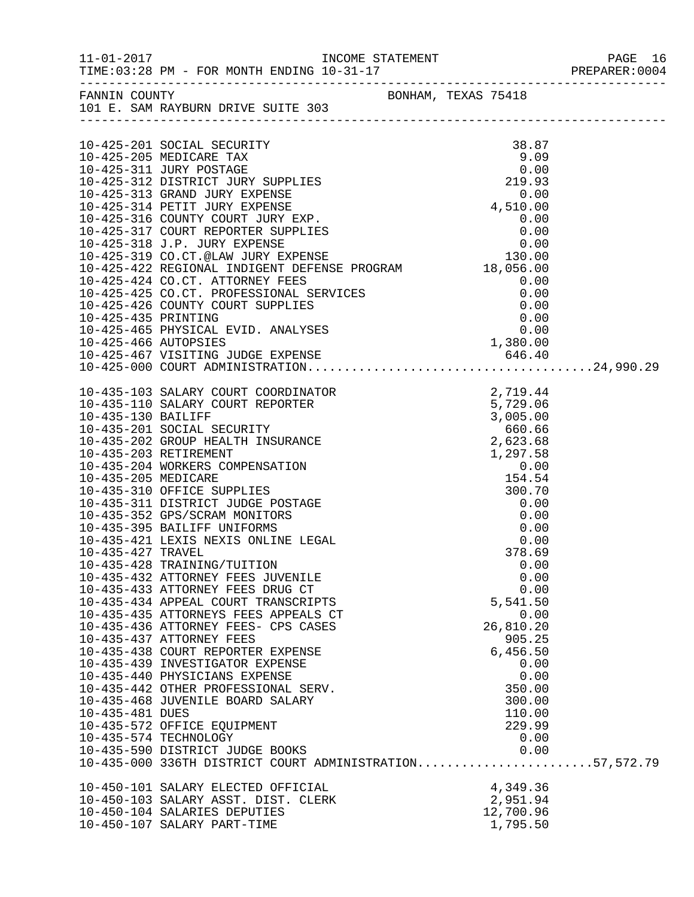11-01-2017 INCOME STATEMENT
TIME:03:28 PM - FOR MONTH ENDING 10-31-17

FANNIN COUNTY BONHAM, TEXAS 75418
101 E. SAM RAYBURN DRIVE SUITE 303

| Account | Description | Amount | Total |
|---|---|---|---|
| 10-425-201 | SOCIAL SECURITY | 38.87 | |
| 10-425-205 | MEDICARE TAX | 9.09 | |
| 10-425-311 | JURY POSTAGE | 0.00 | |
| 10-425-312 | DISTRICT JURY SUPPLIES | 219.93 | |
| 10-425-313 | GRAND JURY EXPENSE | 0.00 | |
| 10-425-314 | PETIT JURY EXPENSE | 4,510.00 | |
| 10-425-316 | COUNTY COURT JURY EXP. | 0.00 | |
| 10-425-317 | COURT REPORTER SUPPLIES | 0.00 | |
| 10-425-318 | J.P. JURY EXPENSE | 0.00 | |
| 10-425-319 | CO.CT.@LAW JURY EXPENSE | 130.00 | |
| 10-425-422 | REGIONAL INDIGENT DEFENSE PROGRAM | 18,056.00 | |
| 10-425-424 | CO.CT. ATTORNEY FEES | 0.00 | |
| 10-425-425 | CO.CT. PROFESSIONAL SERVICES | 0.00 | |
| 10-425-426 | COUNTY COURT SUPPLIES | 0.00 | |
| 10-425-435 | PRINTING | 0.00 | |
| 10-425-465 | PHYSICAL EVID. ANALYSES | 0.00 | |
| 10-425-466 | AUTOPSIES | 1,380.00 | |
| 10-425-467 | VISITING JUDGE EXPENSE | 646.40 | |
| 10-425-000 | COURT ADMINISTRATION | | 24,990.29 |
| 10-435-103 | SALARY COURT COORDINATOR | 2,719.44 | |
| 10-435-110 | SALARY COURT REPORTER | 5,729.06 | |
| 10-435-130 | BAILIFF | 3,005.00 | |
| 10-435-201 | SOCIAL SECURITY | 660.66 | |
| 10-435-202 | GROUP HEALTH INSURANCE | 2,623.68 | |
| 10-435-203 | RETIREMENT | 1,297.58 | |
| 10-435-204 | WORKERS COMPENSATION | 0.00 | |
| 10-435-205 | MEDICARE | 154.54 | |
| 10-435-310 | OFFICE SUPPLIES | 300.70 | |
| 10-435-311 | DISTRICT JUDGE POSTAGE | 0.00 | |
| 10-435-352 | GPS/SCRAM MONITORS | 0.00 | |
| 10-435-395 | BAILIFF UNIFORMS | 0.00 | |
| 10-435-421 | LEXIS NEXIS ONLINE LEGAL | 0.00 | |
| 10-435-427 | TRAVEL | 378.69 | |
| 10-435-428 | TRAINING/TUITION | 0.00 | |
| 10-435-432 | ATTORNEY FEES JUVENILE | 0.00 | |
| 10-435-433 | ATTORNEY FEES DRUG CT | 0.00 | |
| 10-435-434 | APPEAL COURT TRANSCRIPTS | 5,541.50 | |
| 10-435-435 | ATTORNEYS FEES APPEALS CT | 0.00 | |
| 10-435-436 | ATTORNEY FEES- CPS CASES | 26,810.20 | |
| 10-435-437 | ATTORNEY FEES | 905.25 | |
| 10-435-438 | COURT REPORTER EXPENSE | 6,456.50 | |
| 10-435-439 | INVESTIGATOR EXPENSE | 0.00 | |
| 10-435-440 | PHYSICIANS EXPENSE | 0.00 | |
| 10-435-442 | OTHER PROFESSIONAL SERV. | 350.00 | |
| 10-435-468 | JUVENILE BOARD SALARY | 300.00 | |
| 10-435-481 | DUES | 110.00 | |
| 10-435-572 | OFFICE EQUIPMENT | 229.99 | |
| 10-435-574 | TECHNOLOGY | 0.00 | |
| 10-435-590 | DISTRICT JUDGE BOOKS | 0.00 | |
| 10-435-000 | 336TH DISTRICT COURT ADMINISTRATION | | 57,572.79 |
| 10-450-101 | SALARY ELECTED OFFICIAL | 4,349.36 | |
| 10-450-103 | SALARY ASST. DIST. CLERK | 2,951.94 | |
| 10-450-104 | SALARIES DEPUTIES | 12,700.96 | |
| 10-450-107 | SALARY PART-TIME | 1,795.50 | |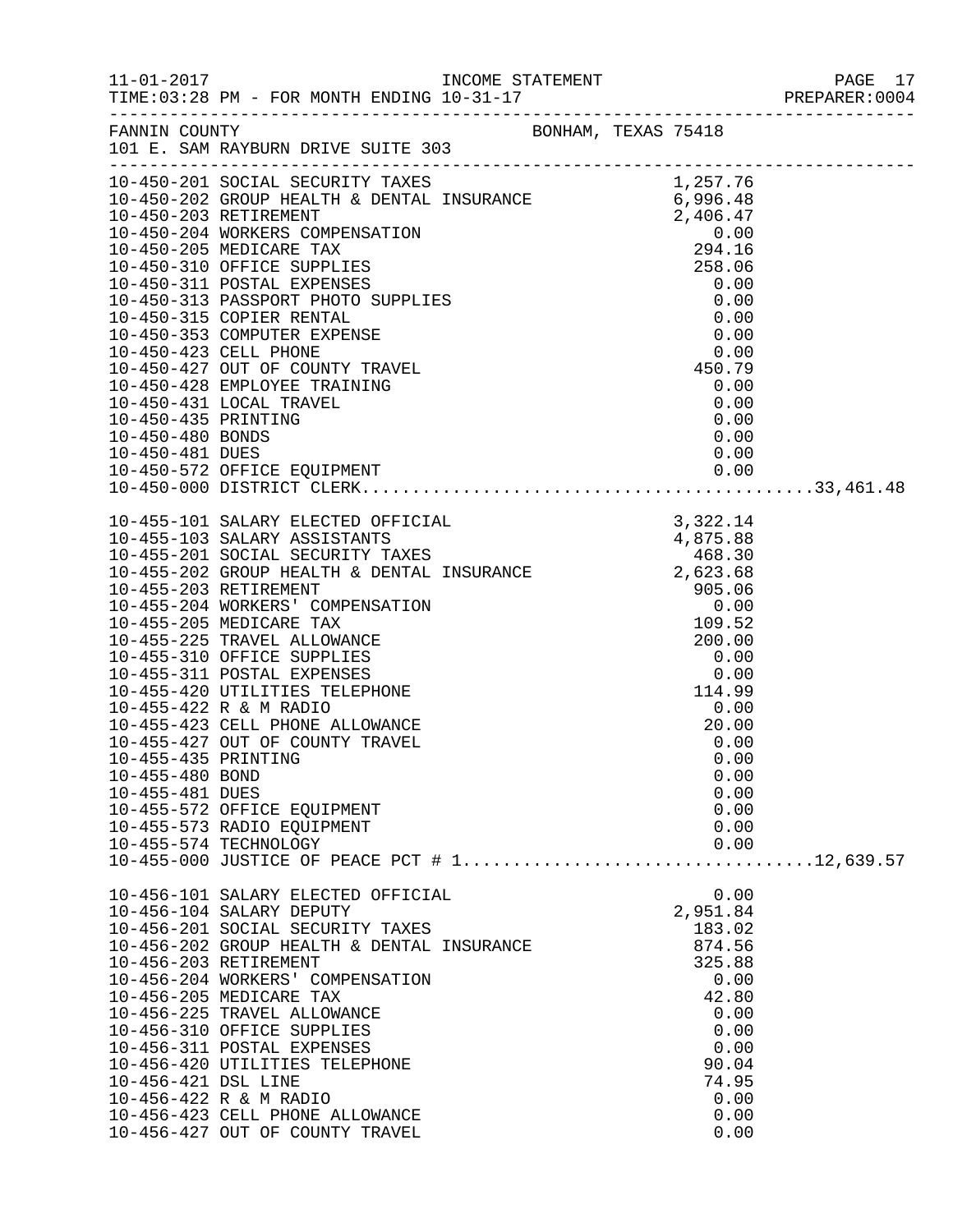FANNIN COUNTY — BONHAM, TEXAS 75418
101 E. SAM RAYBURN DRIVE SUITE 303

INCOME STATEMENT — FOR MONTH ENDING 10-31-17

| Account | Description | Amount | Total |
|---|---|---|---|
| 10-450-201 | SOCIAL SECURITY TAXES | 1,257.76 | |
| 10-450-202 | GROUP HEALTH & DENTAL INSURANCE | 6,996.48 | |
| 10-450-203 | RETIREMENT | 2,406.47 | |
| 10-450-204 | WORKERS COMPENSATION | 0.00 | |
| 10-450-205 | MEDICARE TAX | 294.16 | |
| 10-450-310 | OFFICE SUPPLIES | 258.06 | |
| 10-450-311 | POSTAL EXPENSES | 0.00 | |
| 10-450-313 | PASSPORT PHOTO SUPPLIES | 0.00 | |
| 10-450-315 | COPIER RENTAL | 0.00 | |
| 10-450-353 | COMPUTER EXPENSE | 0.00 | |
| 10-450-423 | CELL PHONE | 0.00 | |
| 10-450-427 | OUT OF COUNTY TRAVEL | 450.79 | |
| 10-450-428 | EMPLOYEE TRAINING | 0.00 | |
| 10-450-431 | LOCAL TRAVEL | 0.00 | |
| 10-450-435 | PRINTING | 0.00 | |
| 10-450-480 | BONDS | 0.00 | |
| 10-450-481 | DUES | 0.00 | |
| 10-450-572 | OFFICE EQUIPMENT | 0.00 | |
| 10-450-000 | DISTRICT CLERK | | 33,461.48 |
| 10-455-101 | SALARY ELECTED OFFICIAL | 3,322.14 | |
| 10-455-103 | SALARY ASSISTANTS | 4,875.88 | |
| 10-455-201 | SOCIAL SECURITY TAXES | 468.30 | |
| 10-455-202 | GROUP HEALTH & DENTAL INSURANCE | 2,623.68 | |
| 10-455-203 | RETIREMENT | 905.06 | |
| 10-455-204 | WORKERS' COMPENSATION | 0.00 | |
| 10-455-205 | MEDICARE TAX | 109.52 | |
| 10-455-225 | TRAVEL ALLOWANCE | 200.00 | |
| 10-455-310 | OFFICE SUPPLIES | 0.00 | |
| 10-455-311 | POSTAL EXPENSES | 0.00 | |
| 10-455-420 | UTILITIES TELEPHONE | 114.99 | |
| 10-455-422 | R & M RADIO | 0.00 | |
| 10-455-423 | CELL PHONE ALLOWANCE | 20.00 | |
| 10-455-427 | OUT OF COUNTY TRAVEL | 0.00 | |
| 10-455-435 | PRINTING | 0.00 | |
| 10-455-480 | BOND | 0.00 | |
| 10-455-481 | DUES | 0.00 | |
| 10-455-572 | OFFICE EQUIPMENT | 0.00 | |
| 10-455-573 | RADIO EQUIPMENT | 0.00 | |
| 10-455-574 | TECHNOLOGY | 0.00 | |
| 10-455-000 | JUSTICE OF PEACE PCT # 1 | | 12,639.57 |
| 10-456-101 | SALARY ELECTED OFFICIAL | 0.00 | |
| 10-456-104 | SALARY DEPUTY | 2,951.84 | |
| 10-456-201 | SOCIAL SECURITY TAXES | 183.02 | |
| 10-456-202 | GROUP HEALTH & DENTAL INSURANCE | 874.56 | |
| 10-456-203 | RETIREMENT | 325.88 | |
| 10-456-204 | WORKERS' COMPENSATION | 0.00 | |
| 10-456-205 | MEDICARE TAX | 42.80 | |
| 10-456-225 | TRAVEL ALLOWANCE | 0.00 | |
| 10-456-310 | OFFICE SUPPLIES | 0.00 | |
| 10-456-311 | POSTAL EXPENSES | 0.00 | |
| 10-456-420 | UTILITIES TELEPHONE | 90.04 | |
| 10-456-421 | DSL LINE | 74.95 | |
| 10-456-422 | R & M RADIO | 0.00 | |
| 10-456-423 | CELL PHONE ALLOWANCE | 0.00 | |
| 10-456-427 | OUT OF COUNTY TRAVEL | 0.00 | |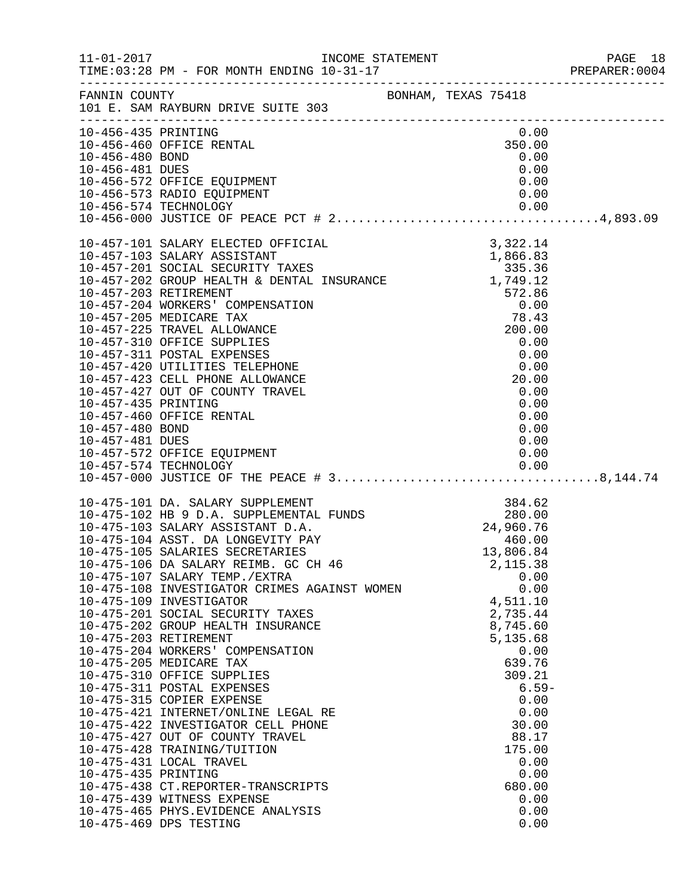FANNIN COUNTY BONHAM, TEXAS 75418
101 E. SAM RAYBURN DRIVE SUITE 303

INCOME STATEMENT
FOR MONTH ENDING 10-31-17

| Account | Description | Amount | Total |
|---|---|---|---|
| 10-456-435 | PRINTING | 0.00 | |
| 10-456-460 | OFFICE RENTAL | 350.00 | |
| 10-456-480 | BOND | 0.00 | |
| 10-456-481 | DUES | 0.00 | |
| 10-456-572 | OFFICE EQUIPMENT | 0.00 | |
| 10-456-573 | RADIO EQUIPMENT | 0.00 | |
| 10-456-574 | TECHNOLOGY | 0.00 | |
| 10-456-000 | JUSTICE OF PEACE PCT # 2 | | 4,893.09 |
| 10-457-101 | SALARY ELECTED OFFICIAL | 3,322.14 | |
| 10-457-103 | SALARY ASSISTANT | 1,866.83 | |
| 10-457-201 | SOCIAL SECURITY TAXES | 335.36 | |
| 10-457-202 | GROUP HEALTH & DENTAL INSURANCE | 1,749.12 | |
| 10-457-203 | RETIREMENT | 572.86 | |
| 10-457-204 | WORKERS' COMPENSATION | 0.00 | |
| 10-457-205 | MEDICARE TAX | 78.43 | |
| 10-457-225 | TRAVEL ALLOWANCE | 200.00 | |
| 10-457-310 | OFFICE SUPPLIES | 0.00 | |
| 10-457-311 | POSTAL EXPENSES | 0.00 | |
| 10-457-420 | UTILITIES TELEPHONE | 0.00 | |
| 10-457-423 | CELL PHONE ALLOWANCE | 20.00 | |
| 10-457-427 | OUT OF COUNTY TRAVEL | 0.00 | |
| 10-457-435 | PRINTING | 0.00 | |
| 10-457-460 | OFFICE RENTAL | 0.00 | |
| 10-457-480 | BOND | 0.00 | |
| 10-457-481 | DUES | 0.00 | |
| 10-457-572 | OFFICE EQUIPMENT | 0.00 | |
| 10-457-574 | TECHNOLOGY | 0.00 | |
| 10-457-000 | JUSTICE OF THE PEACE # 3 | | 8,144.74 |
| 10-475-101 | DA. SALARY SUPPLEMENT | 384.62 | |
| 10-475-102 | HB 9 D.A. SUPPLEMENTAL FUNDS | 280.00 | |
| 10-475-103 | SALARY ASSISTANT D.A. | 24,960.76 | |
| 10-475-104 | ASST. DA LONGEVITY PAY | 460.00 | |
| 10-475-105 | SALARIES SECRETARIES | 13,806.84 | |
| 10-475-106 | DA SALARY REIMB. GC CH 46 | 2,115.38 | |
| 10-475-107 | SALARY TEMP./EXTRA | 0.00 | |
| 10-475-108 | INVESTIGATOR CRIMES AGAINST WOMEN | 0.00 | |
| 10-475-109 | INVESTIGATOR | 4,511.10 | |
| 10-475-201 | SOCIAL SECURITY TAXES | 2,735.44 | |
| 10-475-202 | GROUP HEALTH INSURANCE | 8,745.60 | |
| 10-475-203 | RETIREMENT | 5,135.68 | |
| 10-475-204 | WORKERS' COMPENSATION | 0.00 | |
| 10-475-205 | MEDICARE TAX | 639.76 | |
| 10-475-310 | OFFICE SUPPLIES | 309.21 | |
| 10-475-311 | POSTAL EXPENSES | 6.59- | |
| 10-475-315 | COPIER EXPENSE | 0.00 | |
| 10-475-421 | INTERNET/ONLINE LEGAL RE | 0.00 | |
| 10-475-422 | INVESTIGATOR CELL PHONE | 30.00 | |
| 10-475-427 | OUT OF COUNTY TRAVEL | 88.17 | |
| 10-475-428 | TRAINING/TUITION | 175.00 | |
| 10-475-431 | LOCAL TRAVEL | 0.00 | |
| 10-475-435 | PRINTING | 0.00 | |
| 10-475-438 | CT.REPORTER-TRANSCRIPTS | 680.00 | |
| 10-475-439 | WITNESS EXPENSE | 0.00 | |
| 10-475-465 | PHYS.EVIDENCE ANALYSIS | 0.00 | |
| 10-475-469 | DPS TESTING | 0.00 | |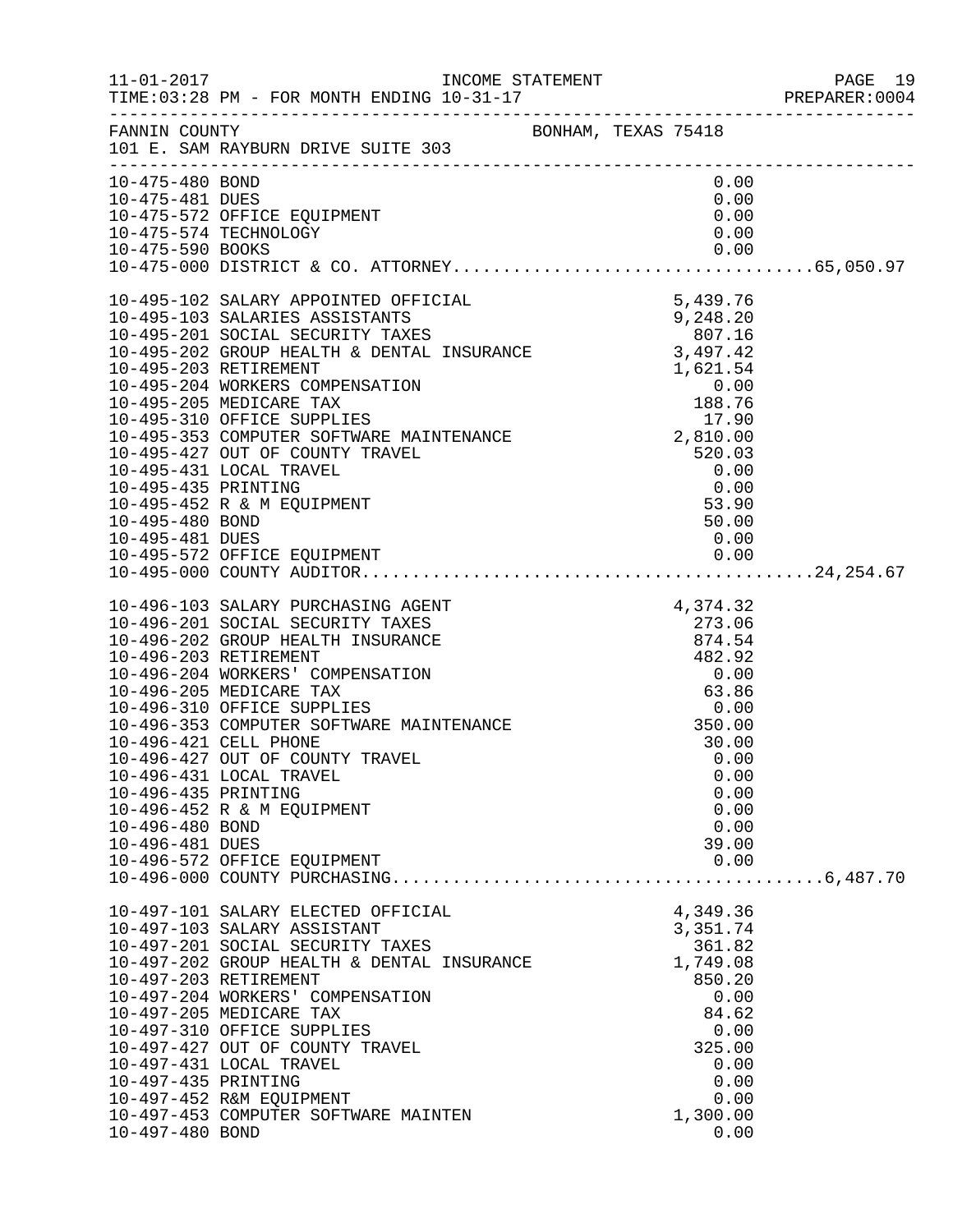11-01-2017 INCOME STATEMENT
TIME:03:28 PM - FOR MONTH ENDING 10-31-17

FANNIN COUNTY BONHAM, TEXAS 75418
101 E. SAM RAYBURN DRIVE SUITE 303

| Account | Description | Amount | Total |
|---|---|---|---|
| 10-475-480 | BOND | 0.00 | |
| 10-475-481 | DUES | 0.00 | |
| 10-475-572 | OFFICE EQUIPMENT | 0.00 | |
| 10-475-574 | TECHNOLOGY | 0.00 | |
| 10-475-590 | BOOKS | 0.00 | |
| 10-475-000 | DISTRICT & CO. ATTORNEY | | 65,050.97 |
| 10-495-102 | SALARY APPOINTED OFFICIAL | 5,439.76 | |
| 10-495-103 | SALARIES ASSISTANTS | 9,248.20 | |
| 10-495-201 | SOCIAL SECURITY TAXES | 807.16 | |
| 10-495-202 | GROUP HEALTH & DENTAL INSURANCE | 3,497.42 | |
| 10-495-203 | RETIREMENT | 1,621.54 | |
| 10-495-204 | WORKERS COMPENSATION | 0.00 | |
| 10-495-205 | MEDICARE TAX | 188.76 | |
| 10-495-310 | OFFICE SUPPLIES | 17.90 | |
| 10-495-353 | COMPUTER SOFTWARE MAINTENANCE | 2,810.00 | |
| 10-495-427 | OUT OF COUNTY TRAVEL | 520.03 | |
| 10-495-431 | LOCAL TRAVEL | 0.00 | |
| 10-495-435 | PRINTING | 0.00 | |
| 10-495-452 | R & M EQUIPMENT | 53.90 | |
| 10-495-480 | BOND | 50.00 | |
| 10-495-481 | DUES | 0.00 | |
| 10-495-572 | OFFICE EQUIPMENT | 0.00 | |
| 10-495-000 | COUNTY AUDITOR | | 24,254.67 |
| 10-496-103 | SALARY PURCHASING AGENT | 4,374.32 | |
| 10-496-201 | SOCIAL SECURITY TAXES | 273.06 | |
| 10-496-202 | GROUP HEALTH INSURANCE | 874.54 | |
| 10-496-203 | RETIREMENT | 482.92 | |
| 10-496-204 | WORKERS' COMPENSATION | 0.00 | |
| 10-496-205 | MEDICARE TAX | 63.86 | |
| 10-496-310 | OFFICE SUPPLIES | 0.00 | |
| 10-496-353 | COMPUTER SOFTWARE MAINTENANCE | 350.00 | |
| 10-496-421 | CELL PHONE | 30.00 | |
| 10-496-427 | OUT OF COUNTY TRAVEL | 0.00 | |
| 10-496-431 | LOCAL TRAVEL | 0.00 | |
| 10-496-435 | PRINTING | 0.00 | |
| 10-496-452 | R & M EQUIPMENT | 0.00 | |
| 10-496-480 | BOND | 0.00 | |
| 10-496-481 | DUES | 39.00 | |
| 10-496-572 | OFFICE EQUIPMENT | 0.00 | |
| 10-496-000 | COUNTY PURCHASING | | 6,487.70 |
| 10-497-101 | SALARY ELECTED OFFICIAL | 4,349.36 | |
| 10-497-103 | SALARY ASSISTANT | 3,351.74 | |
| 10-497-201 | SOCIAL SECURITY TAXES | 361.82 | |
| 10-497-202 | GROUP HEALTH & DENTAL INSURANCE | 1,749.08 | |
| 10-497-203 | RETIREMENT | 850.20 | |
| 10-497-204 | WORKERS' COMPENSATION | 0.00 | |
| 10-497-205 | MEDICARE TAX | 84.62 | |
| 10-497-310 | OFFICE SUPPLIES | 0.00 | |
| 10-497-427 | OUT OF COUNTY TRAVEL | 325.00 | |
| 10-497-431 | LOCAL TRAVEL | 0.00 | |
| 10-497-435 | PRINTING | 0.00 | |
| 10-497-452 | R&M EQUIPMENT | 0.00 | |
| 10-497-453 | COMPUTER SOFTWARE MAINTEN | 1,300.00 | |
| 10-497-480 | BOND | 0.00 | |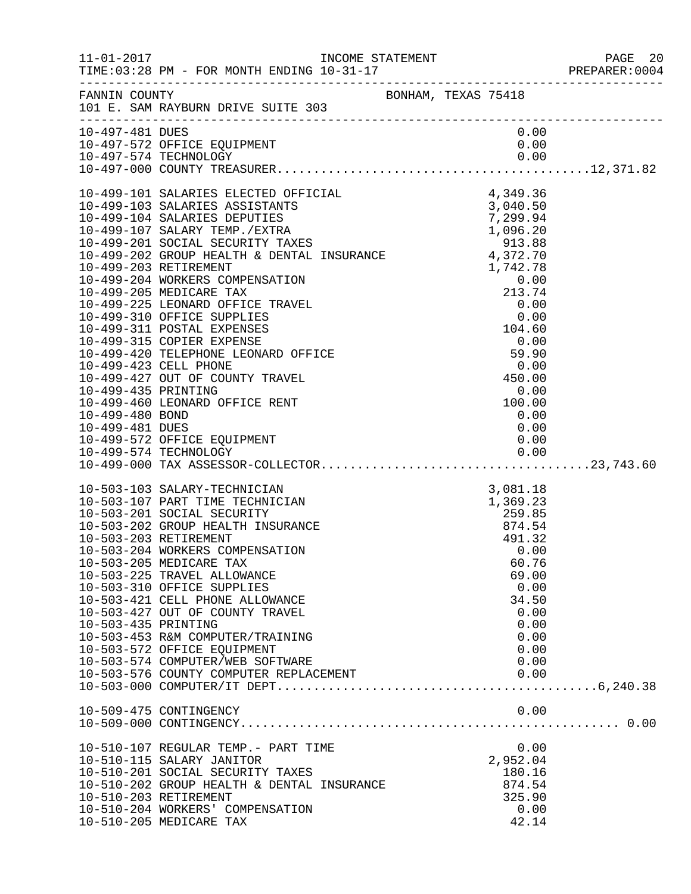FANNIN COUNTY — BONHAM, TEXAS 75418
101 E. SAM RAYBURN DRIVE SUITE 303

INCOME STATEMENT — FOR MONTH ENDING 10-31-17

| Account | Description | Amount | Total |
|---|---|---|---|
| 10-497-481 | DUES | 0.00 | |
| 10-497-572 | OFFICE EQUIPMENT | 0.00 | |
| 10-497-574 | TECHNOLOGY | 0.00 | |
| 10-497-000 | COUNTY TREASURER | | 12,371.82 |
| 10-499-101 | SALARIES ELECTED OFFICIAL | 4,349.36 | |
| 10-499-103 | SALARIES ASSISTANTS | 3,040.50 | |
| 10-499-104 | SALARIES DEPUTIES | 7,299.94 | |
| 10-499-107 | SALARY TEMP./EXTRA | 1,096.20 | |
| 10-499-201 | SOCIAL SECURITY TAXES | 913.88 | |
| 10-499-202 | GROUP HEALTH & DENTAL INSURANCE | 4,372.70 | |
| 10-499-203 | RETIREMENT | 1,742.78 | |
| 10-499-204 | WORKERS COMPENSATION | 0.00 | |
| 10-499-205 | MEDICARE TAX | 213.74 | |
| 10-499-225 | LEONARD OFFICE TRAVEL | 0.00 | |
| 10-499-310 | OFFICE SUPPLIES | 0.00 | |
| 10-499-311 | POSTAL EXPENSES | 104.60 | |
| 10-499-315 | COPIER EXPENSE | 0.00 | |
| 10-499-420 | TELEPHONE LEONARD OFFICE | 59.90 | |
| 10-499-423 | CELL PHONE | 0.00 | |
| 10-499-427 | OUT OF COUNTY TRAVEL | 450.00 | |
| 10-499-435 | PRINTING | 0.00 | |
| 10-499-460 | LEONARD OFFICE RENT | 100.00 | |
| 10-499-480 | BOND | 0.00 | |
| 10-499-481 | DUES | 0.00 | |
| 10-499-572 | OFFICE EQUIPMENT | 0.00 | |
| 10-499-574 | TECHNOLOGY | 0.00 | |
| 10-499-000 | TAX ASSESSOR-COLLECTOR | | 23,743.60 |
| 10-503-103 | SALARY-TECHNICIAN | 3,081.18 | |
| 10-503-107 | PART TIME TECHNICIAN | 1,369.23 | |
| 10-503-201 | SOCIAL SECURITY | 259.85 | |
| 10-503-202 | GROUP HEALTH INSURANCE | 874.54 | |
| 10-503-203 | RETIREMENT | 491.32 | |
| 10-503-204 | WORKERS COMPENSATION | 0.00 | |
| 10-503-205 | MEDICARE TAX | 60.76 | |
| 10-503-225 | TRAVEL ALLOWANCE | 69.00 | |
| 10-503-310 | OFFICE SUPPLIES | 0.00 | |
| 10-503-421 | CELL PHONE ALLOWANCE | 34.50 | |
| 10-503-427 | OUT OF COUNTY TRAVEL | 0.00 | |
| 10-503-435 | PRINTING | 0.00 | |
| 10-503-453 | R&M COMPUTER/TRAINING | 0.00 | |
| 10-503-572 | OFFICE EQUIPMENT | 0.00 | |
| 10-503-574 | COMPUTER/WEB SOFTWARE | 0.00 | |
| 10-503-576 | COUNTY COMPUTER REPLACEMENT | 0.00 | |
| 10-503-000 | COMPUTER/IT DEPT. | | 6,240.38 |
| 10-509-475 | CONTINGENCY | 0.00 | |
| 10-509-000 | CONTINGENCY | | 0.00 |
| 10-510-107 | REGULAR TEMP.- PART TIME | 0.00 | |
| 10-510-115 | SALARY JANITOR | 2,952.04 | |
| 10-510-201 | SOCIAL SECURITY TAXES | 180.16 | |
| 10-510-202 | GROUP HEALTH & DENTAL INSURANCE | 874.54 | |
| 10-510-203 | RETIREMENT | 325.90 | |
| 10-510-204 | WORKERS' COMPENSATION | 0.00 | |
| 10-510-205 | MEDICARE TAX | 42.14 | |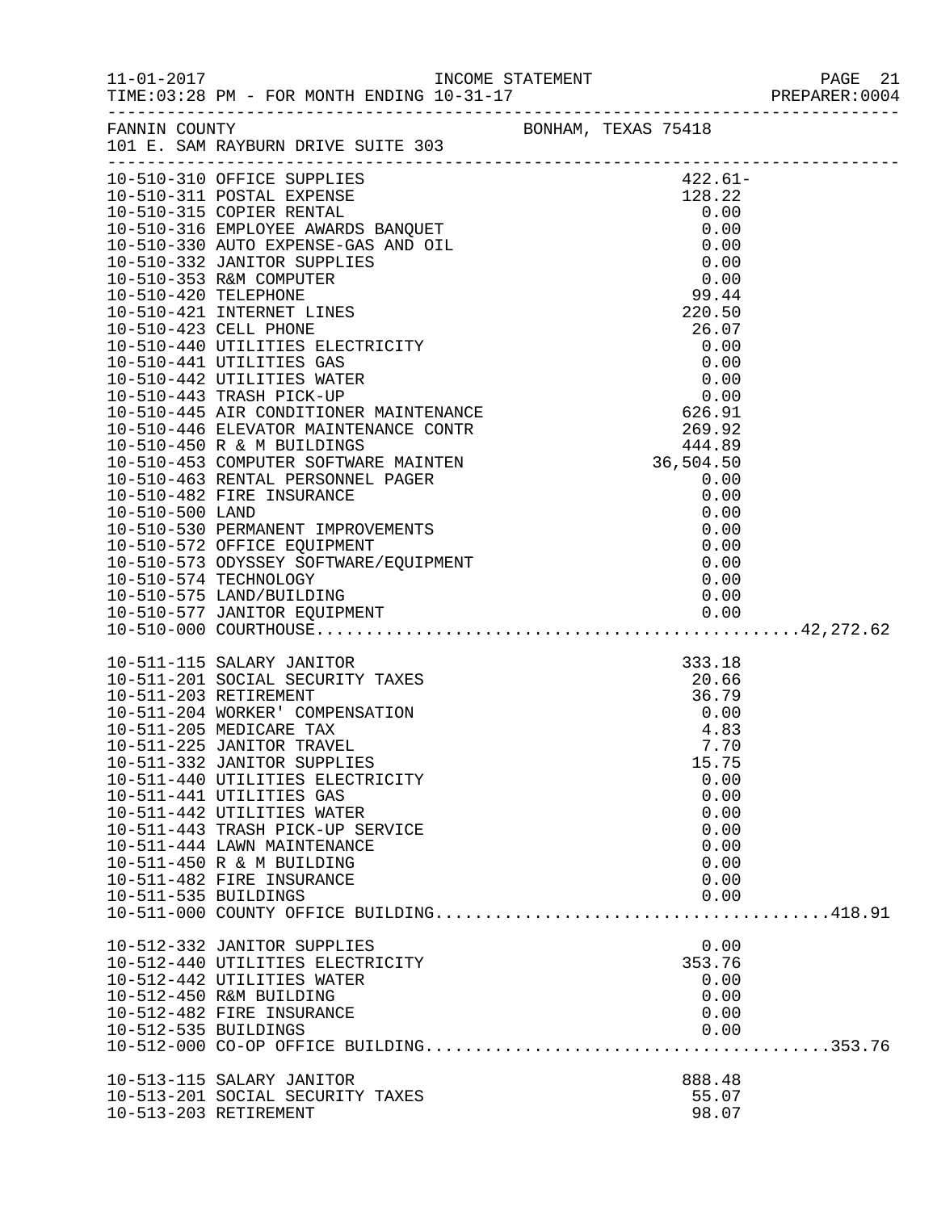FANNIN COUNTY — BONHAM, TEXAS 75418
101 E. SAM RAYBURN DRIVE SUITE 303

| Account | Description | Amount | Total |
|---|---|---|---|
| 10-510-310 | OFFICE SUPPLIES | 422.61- | |
| 10-510-311 | POSTAL EXPENSE | 128.22 | |
| 10-510-315 | COPIER RENTAL | 0.00 | |
| 10-510-316 | EMPLOYEE AWARDS BANQUET | 0.00 | |
| 10-510-330 | AUTO EXPENSE-GAS AND OIL | 0.00 | |
| 10-510-332 | JANITOR SUPPLIES | 0.00 | |
| 10-510-353 | R&M COMPUTER | 0.00 | |
| 10-510-420 | TELEPHONE | 99.44 | |
| 10-510-421 | INTERNET LINES | 220.50 | |
| 10-510-423 | CELL PHONE | 26.07 | |
| 10-510-440 | UTILITIES ELECTRICITY | 0.00 | |
| 10-510-441 | UTILITIES GAS | 0.00 | |
| 10-510-442 | UTILITIES WATER | 0.00 | |
| 10-510-443 | TRASH PICK-UP | 0.00 | |
| 10-510-445 | AIR CONDITIONER MAINTENANCE | 626.91 | |
| 10-510-446 | ELEVATOR MAINTENANCE CONTR | 269.92 | |
| 10-510-450 | R & M BUILDINGS | 444.89 | |
| 10-510-453 | COMPUTER SOFTWARE MAINTEN | 36,504.50 | |
| 10-510-463 | RENTAL PERSONNEL PAGER | 0.00 | |
| 10-510-482 | FIRE INSURANCE | 0.00 | |
| 10-510-500 | LAND | 0.00 | |
| 10-510-530 | PERMANENT IMPROVEMENTS | 0.00 | |
| 10-510-572 | OFFICE EQUIPMENT | 0.00 | |
| 10-510-573 | ODYSSEY SOFTWARE/EQUIPMENT | 0.00 | |
| 10-510-574 | TECHNOLOGY | 0.00 | |
| 10-510-575 | LAND/BUILDING | 0.00 | |
| 10-510-577 | JANITOR EQUIPMENT | 0.00 | |
| 10-510-000 | COURTHOUSE | | 42,272.62 |
| 10-511-115 | SALARY JANITOR | 333.18 | |
| 10-511-201 | SOCIAL SECURITY TAXES | 20.66 | |
| 10-511-203 | RETIREMENT | 36.79 | |
| 10-511-204 | WORKER' COMPENSATION | 0.00 | |
| 10-511-205 | MEDICARE TAX | 4.83 | |
| 10-511-225 | JANITOR TRAVEL | 7.70 | |
| 10-511-332 | JANITOR SUPPLIES | 15.75 | |
| 10-511-440 | UTILITIES ELECTRICITY | 0.00 | |
| 10-511-441 | UTILITIES GAS | 0.00 | |
| 10-511-442 | UTILITIES WATER | 0.00 | |
| 10-511-443 | TRASH PICK-UP SERVICE | 0.00 | |
| 10-511-444 | LAWN MAINTENANCE | 0.00 | |
| 10-511-450 | R & M BUILDING | 0.00 | |
| 10-511-482 | FIRE INSURANCE | 0.00 | |
| 10-511-535 | BUILDINGS | 0.00 | |
| 10-511-000 | COUNTY OFFICE BUILDING | | 418.91 |
| 10-512-332 | JANITOR SUPPLIES | 0.00 | |
| 10-512-440 | UTILITIES ELECTRICITY | 353.76 | |
| 10-512-442 | UTILITIES WATER | 0.00 | |
| 10-512-450 | R&M BUILDING | 0.00 | |
| 10-512-482 | FIRE INSURANCE | 0.00 | |
| 10-512-535 | BUILDINGS | 0.00 | |
| 10-512-000 | CO-OP OFFICE BUILDING | | 353.76 |
| 10-513-115 | SALARY JANITOR | 888.48 | |
| 10-513-201 | SOCIAL SECURITY TAXES | 55.07 | |
| 10-513-203 | RETIREMENT | 98.07 | |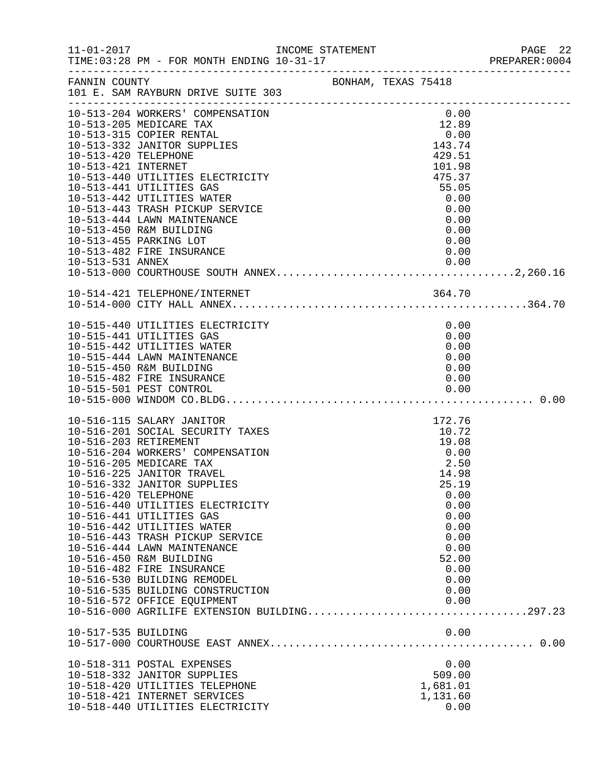FANNIN COUNTY BONHAM, TEXAS 75418
101 E. SAM RAYBURN DRIVE SUITE 303

```
10-513-204 WORKERS' COMPENSATION                    0.00
10-513-205 MEDICARE TAX                            12.89
10-513-315 COPIER RENTAL                            0.00
10-513-332 JANITOR SUPPLIES                       143.74
10-513-420 TELEPHONE                              429.51
10-513-421 INTERNET                               101.98
10-513-440 UTILITIES ELECTRICITY                  475.37
10-513-441 UTILITIES GAS                           55.05
10-513-442 UTILITIES WATER                          0.00
10-513-443 TRASH PICKUP SERVICE                     0.00
10-513-444 LAWN MAINTENANCE                         0.00
10-513-450 R&M BUILDING                             0.00
10-513-455 PARKING LOT                              0.00
10-513-482 FIRE INSURANCE                           0.00
10-513-531 ANNEX                                    0.00
10-513-000 COURTHOUSE SOUTH ANNEX....................................2,260.16

10-514-421 TELEPHONE/INTERNET                     364.70
10-514-000 CITY HALL ANNEX.............................................364.70

10-515-440 UTILITIES ELECTRICITY                    0.00
10-515-441 UTILITIES GAS                            0.00
10-515-442 UTILITIES WATER                          0.00
10-515-444 LAWN MAINTENANCE                         0.00
10-515-450 R&M BUILDING                             0.00
10-515-482 FIRE INSURANCE                           0.00
10-515-501 PEST CONTROL                             0.00
10-515-000 WINDOM CO.BLDG.............................................. 0.00

10-516-115 SALARY JANITOR                         172.76
10-516-201 SOCIAL SECURITY TAXES                   10.72
10-516-203 RETIREMENT                              19.08
10-516-204 WORKERS' COMPENSATION                    0.00
10-516-205 MEDICARE TAX                             2.50
10-516-225 JANITOR TRAVEL                          14.98
10-516-332 JANITOR SUPPLIES                        25.19
10-516-420 TELEPHONE                                0.00
10-516-440 UTILITIES ELECTRICITY                    0.00
10-516-441 UTILITIES GAS                            0.00
10-516-442 UTILITIES WATER                          0.00
10-516-443 TRASH PICKUP SERVICE                     0.00
10-516-444 LAWN MAINTENANCE                         0.00
10-516-450 R&M BUILDING                            52.00
10-516-482 FIRE INSURANCE                           0.00
10-516-530 BUILDING REMODEL                         0.00
10-516-535 BUILDING CONSTRUCTION                    0.00
10-516-572 OFFICE EQUIPMENT                         0.00
10-516-000 AGRILIFE EXTENSION BUILDING.................................297.23

10-517-535 BUILDING                                 0.00
10-517-000 COURTHOUSE EAST ANNEX....................................... 0.00

10-518-311 POSTAL EXPENSES                          0.00
10-518-332 JANITOR SUPPLIES                       509.00
10-518-420 UTILITIES TELEPHONE                  1,681.01
10-518-421 INTERNET SERVICES                    1,131.60
10-518-440 UTILITIES ELECTRICITY                    0.00
```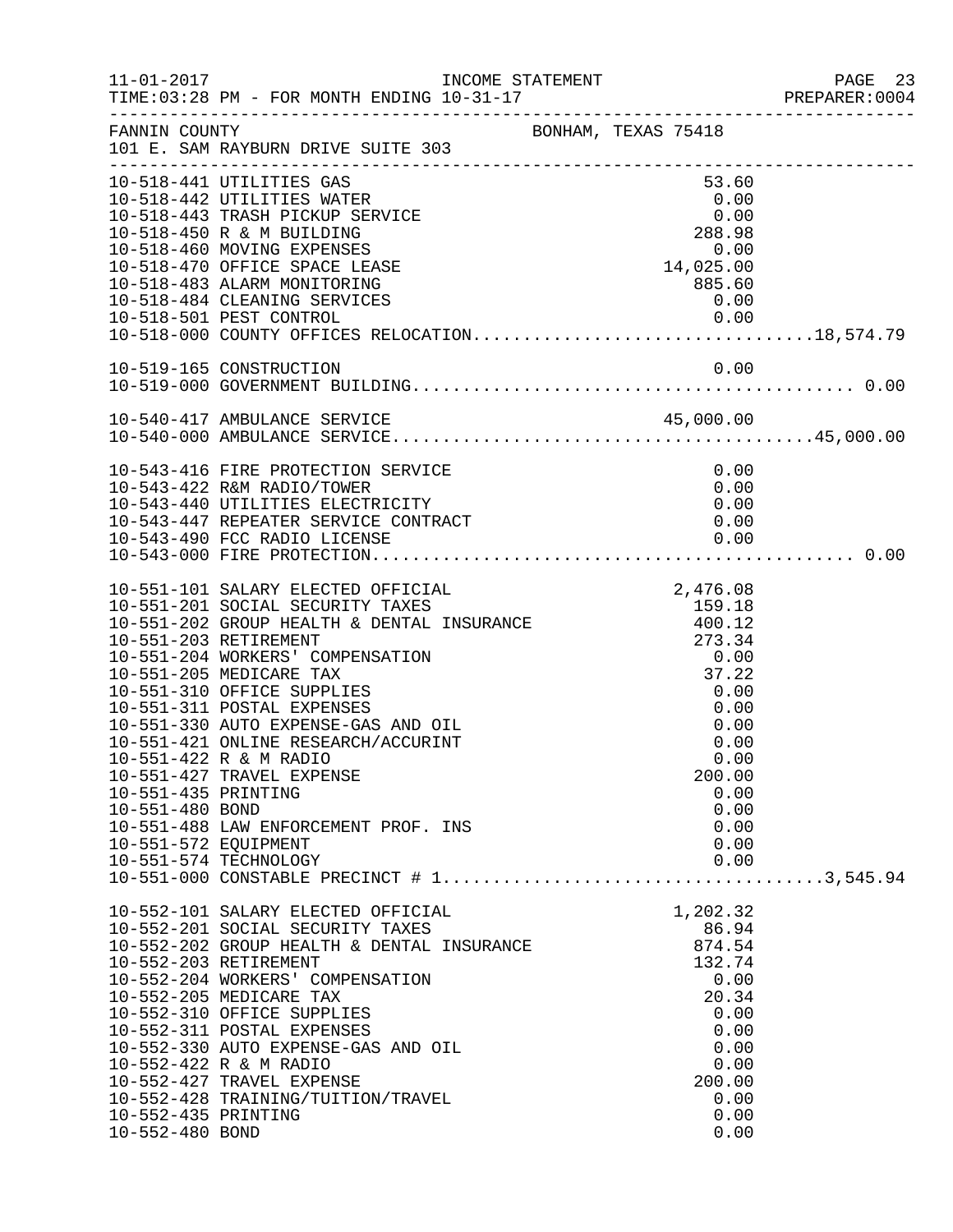FANNIN COUNTY BONHAM, TEXAS 75418
101 E. SAM RAYBURN DRIVE SUITE 303

| Account | Description | Amount | Total |
|---|---|---|---|
| 10-518-441 | UTILITIES GAS | 53.60 | |
| 10-518-442 | UTILITIES WATER | 0.00 | |
| 10-518-443 | TRASH PICKUP SERVICE | 0.00 | |
| 10-518-450 | R & M BUILDING | 288.98 | |
| 10-518-460 | MOVING EXPENSES | 0.00 | |
| 10-518-470 | OFFICE SPACE LEASE | 14,025.00 | |
| 10-518-483 | ALARM MONITORING | 885.60 | |
| 10-518-484 | CLEANING SERVICES | 0.00 | |
| 10-518-501 | PEST CONTROL | 0.00 | |
| 10-518-000 | COUNTY OFFICES RELOCATION | | 18,574.79 |
| 10-519-165 | CONSTRUCTION | 0.00 | |
| 10-519-000 | GOVERNMENT BUILDING | | 0.00 |
| 10-540-417 | AMBULANCE SERVICE | 45,000.00 | |
| 10-540-000 | AMBULANCE SERVICE | | 45,000.00 |
| 10-543-416 | FIRE PROTECTION SERVICE | 0.00 | |
| 10-543-422 | R&M RADIO/TOWER | 0.00 | |
| 10-543-440 | UTILITIES ELECTRICITY | 0.00 | |
| 10-543-447 | REPEATER SERVICE CONTRACT | 0.00 | |
| 10-543-490 | FCC RADIO LICENSE | 0.00 | |
| 10-543-000 | FIRE PROTECTION | | 0.00 |
| 10-551-101 | SALARY ELECTED OFFICIAL | 2,476.08 | |
| 10-551-201 | SOCIAL SECURITY TAXES | 159.18 | |
| 10-551-202 | GROUP HEALTH & DENTAL INSURANCE | 400.12 | |
| 10-551-203 | RETIREMENT | 273.34 | |
| 10-551-204 | WORKERS' COMPENSATION | 0.00 | |
| 10-551-205 | MEDICARE TAX | 37.22 | |
| 10-551-310 | OFFICE SUPPLIES | 0.00 | |
| 10-551-311 | POSTAL EXPENSES | 0.00 | |
| 10-551-330 | AUTO EXPENSE-GAS AND OIL | 0.00 | |
| 10-551-421 | ONLINE RESEARCH/ACCURINT | 0.00 | |
| 10-551-422 | R & M RADIO | 0.00 | |
| 10-551-427 | TRAVEL EXPENSE | 200.00 | |
| 10-551-435 | PRINTING | 0.00 | |
| 10-551-480 | BOND | 0.00 | |
| 10-551-488 | LAW ENFORCEMENT PROF. INS | 0.00 | |
| 10-551-572 | EQUIPMENT | 0.00 | |
| 10-551-574 | TECHNOLOGY | 0.00 | |
| 10-551-000 | CONSTABLE PRECINCT # 1 | | 3,545.94 |
| 10-552-101 | SALARY ELECTED OFFICIAL | 1,202.32 | |
| 10-552-201 | SOCIAL SECURITY TAXES | 86.94 | |
| 10-552-202 | GROUP HEALTH & DENTAL INSURANCE | 874.54 | |
| 10-552-203 | RETIREMENT | 132.74 | |
| 10-552-204 | WORKERS' COMPENSATION | 0.00 | |
| 10-552-205 | MEDICARE TAX | 20.34 | |
| 10-552-310 | OFFICE SUPPLIES | 0.00 | |
| 10-552-311 | POSTAL EXPENSES | 0.00 | |
| 10-552-330 | AUTO EXPENSE-GAS AND OIL | 0.00 | |
| 10-552-422 | R & M RADIO | 0.00 | |
| 10-552-427 | TRAVEL EXPENSE | 200.00 | |
| 10-552-428 | TRAINING/TUITION/TRAVEL | 0.00 | |
| 10-552-435 | PRINTING | 0.00 | |
| 10-552-480 | BOND | 0.00 | |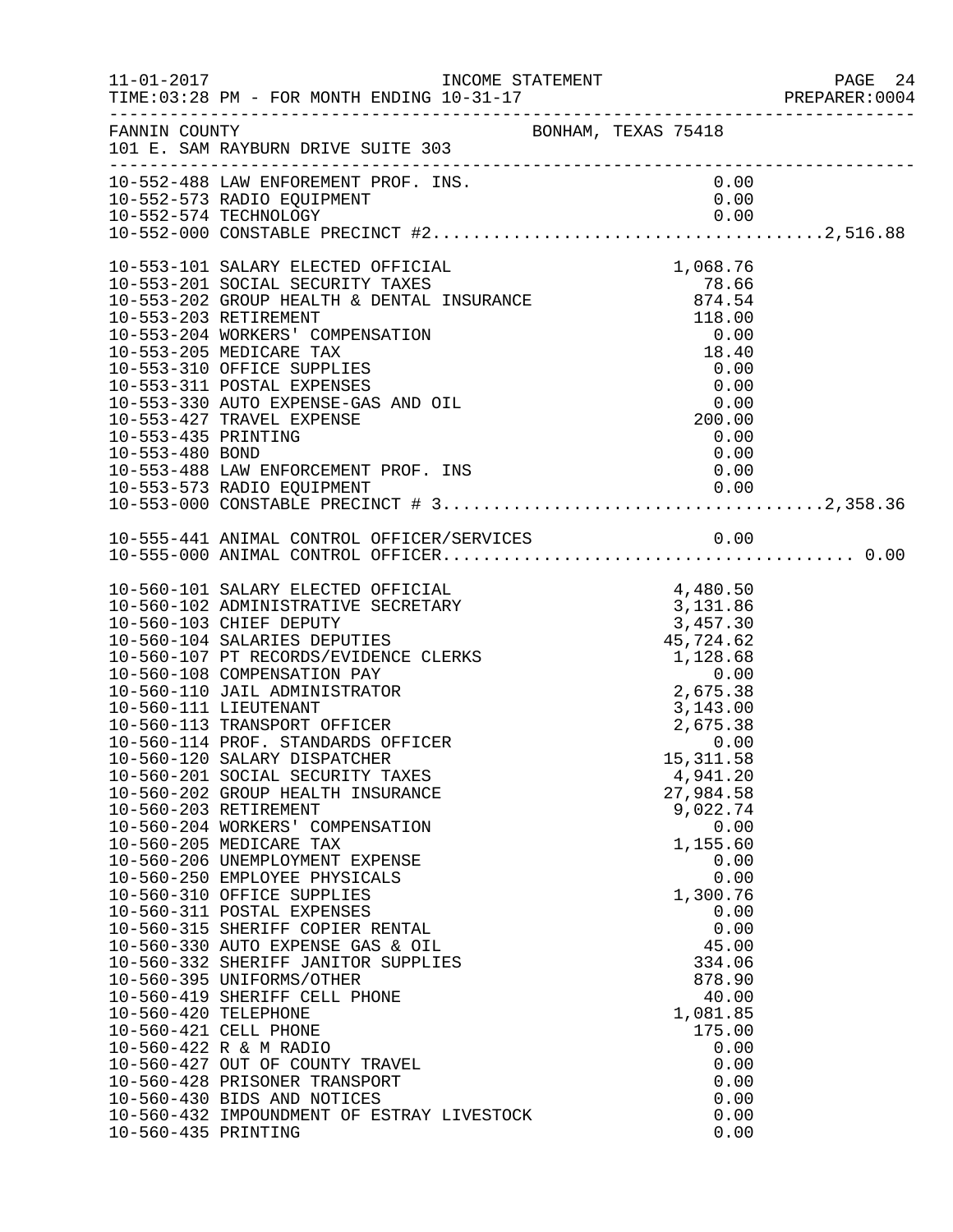FANNIN COUNTY — BONHAM, TEXAS 75418
101 E. SAM RAYBURN DRIVE SUITE 303

INCOME STATEMENT — FOR MONTH ENDING 10-31-17

| Account | Description | Amount | Total |
|---|---|---|---|
| 10-552-488 | LAW ENFOREMENT PROF. INS. | 0.00 | |
| 10-552-573 | RADIO EQUIPMENT | 0.00 | |
| 10-552-574 | TECHNOLOGY | 0.00 | |
| 10-552-000 | CONSTABLE PRECINCT #2 | | 2,516.88 |
| 10-553-101 | SALARY ELECTED OFFICIAL | 1,068.76 | |
| 10-553-201 | SOCIAL SECURITY TAXES | 78.66 | |
| 10-553-202 | GROUP HEALTH & DENTAL INSURANCE | 874.54 | |
| 10-553-203 | RETIREMENT | 118.00 | |
| 10-553-204 | WORKERS' COMPENSATION | 0.00 | |
| 10-553-205 | MEDICARE TAX | 18.40 | |
| 10-553-310 | OFFICE SUPPLIES | 0.00 | |
| 10-553-311 | POSTAL EXPENSES | 0.00 | |
| 10-553-330 | AUTO EXPENSE-GAS AND OIL | 0.00 | |
| 10-553-427 | TRAVEL EXPENSE | 200.00 | |
| 10-553-435 | PRINTING | 0.00 | |
| 10-553-480 | BOND | 0.00 | |
| 10-553-488 | LAW ENFORCEMENT PROF. INS | 0.00 | |
| 10-553-573 | RADIO EQUIPMENT | 0.00 | |
| 10-553-000 | CONSTABLE PRECINCT # 3 | | 2,358.36 |
| 10-555-441 | ANIMAL CONTROL OFFICER/SERVICES | 0.00 | |
| 10-555-000 | ANIMAL CONTROL OFFICER | | 0.00 |
| 10-560-101 | SALARY ELECTED OFFICIAL | 4,480.50 | |
| 10-560-102 | ADMINISTRATIVE SECRETARY | 3,131.86 | |
| 10-560-103 | CHIEF DEPUTY | 3,457.30 | |
| 10-560-104 | SALARIES DEPUTIES | 45,724.62 | |
| 10-560-107 | PT RECORDS/EVIDENCE CLERKS | 1,128.68 | |
| 10-560-108 | COMPENSATION PAY | 0.00 | |
| 10-560-110 | JAIL ADMINISTRATOR | 2,675.38 | |
| 10-560-111 | LIEUTENANT | 3,143.00 | |
| 10-560-113 | TRANSPORT OFFICER | 2,675.38 | |
| 10-560-114 | PROF. STANDARDS OFFICER | 0.00 | |
| 10-560-120 | SALARY DISPATCHER | 15,311.58 | |
| 10-560-201 | SOCIAL SECURITY TAXES | 4,941.20 | |
| 10-560-202 | GROUP HEALTH INSURANCE | 27,984.58 | |
| 10-560-203 | RETIREMENT | 9,022.74 | |
| 10-560-204 | WORKERS' COMPENSATION | 0.00 | |
| 10-560-205 | MEDICARE TAX | 1,155.60 | |
| 10-560-206 | UNEMPLOYMENT EXPENSE | 0.00 | |
| 10-560-250 | EMPLOYEE PHYSICALS | 0.00 | |
| 10-560-310 | OFFICE SUPPLIES | 1,300.76 | |
| 10-560-311 | POSTAL EXPENSES | 0.00 | |
| 10-560-315 | SHERIFF COPIER RENTAL | 0.00 | |
| 10-560-330 | AUTO EXPENSE GAS & OIL | 45.00 | |
| 10-560-332 | SHERIFF JANITOR SUPPLIES | 334.06 | |
| 10-560-395 | UNIFORMS/OTHER | 878.90 | |
| 10-560-419 | SHERIFF CELL PHONE | 40.00 | |
| 10-560-420 | TELEPHONE | 1,081.85 | |
| 10-560-421 | CELL PHONE | 175.00 | |
| 10-560-422 | R & M RADIO | 0.00 | |
| 10-560-427 | OUT OF COUNTY TRAVEL | 0.00 | |
| 10-560-428 | PRISONER TRANSPORT | 0.00 | |
| 10-560-430 | BIDS AND NOTICES | 0.00 | |
| 10-560-432 | IMPOUNDMENT OF ESTRAY LIVESTOCK | 0.00 | |
| 10-560-435 | PRINTING | 0.00 | |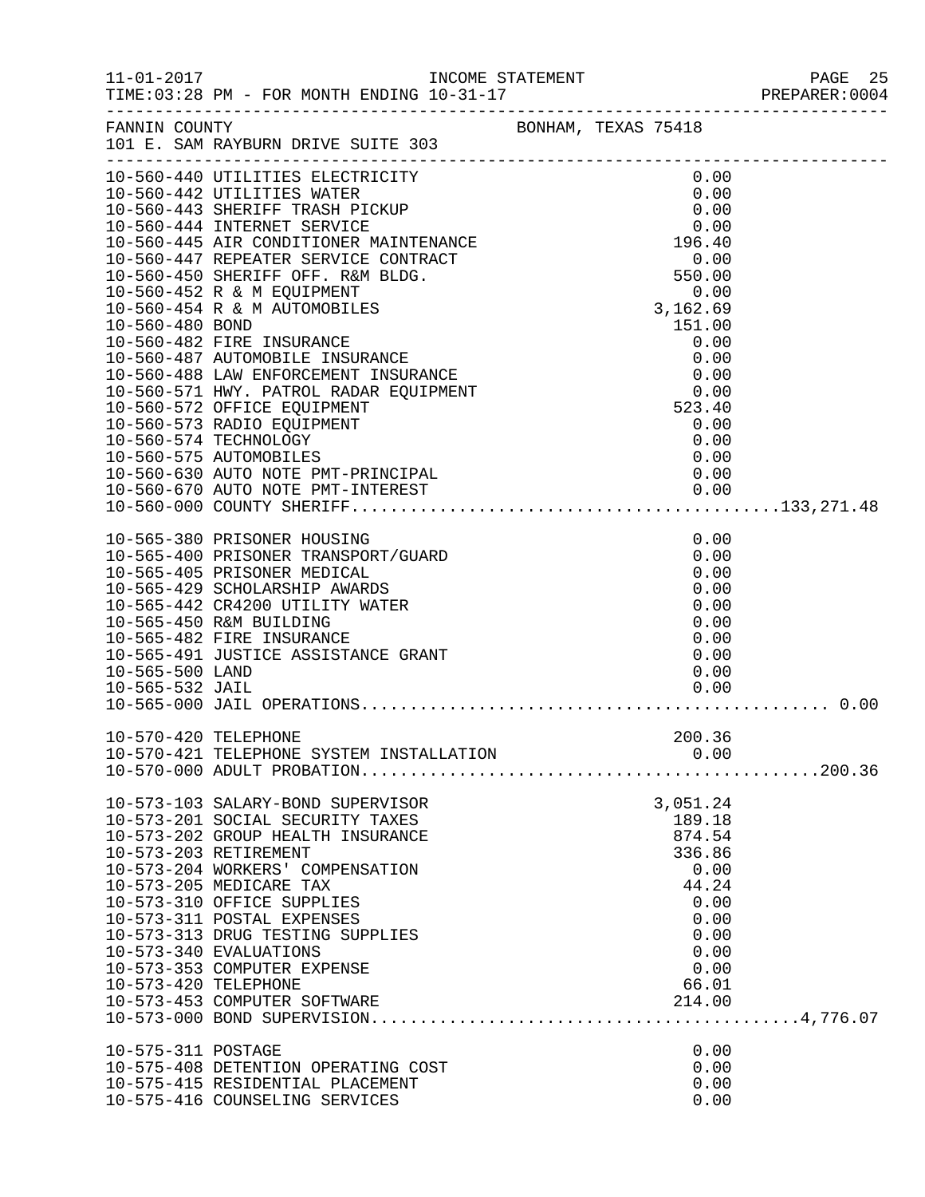FANNIN COUNTY BONHAM, TEXAS 75418
101 E. SAM RAYBURN DRIVE SUITE 303

INCOME STATEMENT
TIME:03:28 PM - FOR MONTH ENDING 10-31-17

| Account | Description | Amount | Total |
|---|---|---|---|
| 10-560-440 | UTILITIES ELECTRICITY | 0.00 | |
| 10-560-442 | UTILITIES WATER | 0.00 | |
| 10-560-443 | SHERIFF TRASH PICKUP | 0.00 | |
| 10-560-444 | INTERNET SERVICE | 0.00 | |
| 10-560-445 | AIR CONDITIONER MAINTENANCE | 196.40 | |
| 10-560-447 | REPEATER SERVICE CONTRACT | 0.00 | |
| 10-560-450 | SHERIFF OFF. R&M BLDG. | 550.00 | |
| 10-560-452 | R & M EQUIPMENT | 0.00 | |
| 10-560-454 | R & M AUTOMOBILES | 3,162.69 | |
| 10-560-480 | BOND | 151.00 | |
| 10-560-482 | FIRE INSURANCE | 0.00 | |
| 10-560-487 | AUTOMOBILE INSURANCE | 0.00 | |
| 10-560-488 | LAW ENFORCEMENT INSURANCE | 0.00 | |
| 10-560-571 | HWY. PATROL RADAR EQUIPMENT | 0.00 | |
| 10-560-572 | OFFICE EQUIPMENT | 523.40 | |
| 10-560-573 | RADIO EQUIPMENT | 0.00 | |
| 10-560-574 | TECHNOLOGY | 0.00 | |
| 10-560-575 | AUTOMOBILES | 0.00 | |
| 10-560-630 | AUTO NOTE PMT-PRINCIPAL | 0.00 | |
| 10-560-670 | AUTO NOTE PMT-INTEREST | 0.00 | |
| 10-560-000 | COUNTY SHERIFF | | 133,271.48 |
| 10-565-380 | PRISONER HOUSING | 0.00 | |
| 10-565-400 | PRISONER TRANSPORT/GUARD | 0.00 | |
| 10-565-405 | PRISONER MEDICAL | 0.00 | |
| 10-565-429 | SCHOLARSHIP AWARDS | 0.00 | |
| 10-565-442 | CR4200 UTILITY WATER | 0.00 | |
| 10-565-450 | R&M BUILDING | 0.00 | |
| 10-565-482 | FIRE INSURANCE | 0.00 | |
| 10-565-491 | JUSTICE ASSISTANCE GRANT | 0.00 | |
| 10-565-500 | LAND | 0.00 | |
| 10-565-532 | JAIL | 0.00 | |
| 10-565-000 | JAIL OPERATIONS | | 0.00 |
| 10-570-420 | TELEPHONE | 200.36 | |
| 10-570-421 | TELEPHONE SYSTEM INSTALLATION | 0.00 | |
| 10-570-000 | ADULT PROBATION | | 200.36 |
| 10-573-103 | SALARY-BOND SUPERVISOR | 3,051.24 | |
| 10-573-201 | SOCIAL SECURITY TAXES | 189.18 | |
| 10-573-202 | GROUP HEALTH INSURANCE | 874.54 | |
| 10-573-203 | RETIREMENT | 336.86 | |
| 10-573-204 | WORKERS' COMPENSATION | 0.00 | |
| 10-573-205 | MEDICARE TAX | 44.24 | |
| 10-573-310 | OFFICE SUPPLIES | 0.00 | |
| 10-573-311 | POSTAL EXPENSES | 0.00 | |
| 10-573-313 | DRUG TESTING SUPPLIES | 0.00 | |
| 10-573-340 | EVALUATIONS | 0.00 | |
| 10-573-353 | COMPUTER EXPENSE | 0.00 | |
| 10-573-420 | TELEPHONE | 66.01 | |
| 10-573-453 | COMPUTER SOFTWARE | 214.00 | |
| 10-573-000 | BOND SUPERVISION | | 4,776.07 |
| 10-575-311 | POSTAGE | 0.00 | |
| 10-575-408 | DETENTION OPERATING COST | 0.00 | |
| 10-575-415 | RESIDENTIAL PLACEMENT | 0.00 | |
| 10-575-416 | COUNSELING SERVICES | 0.00 | |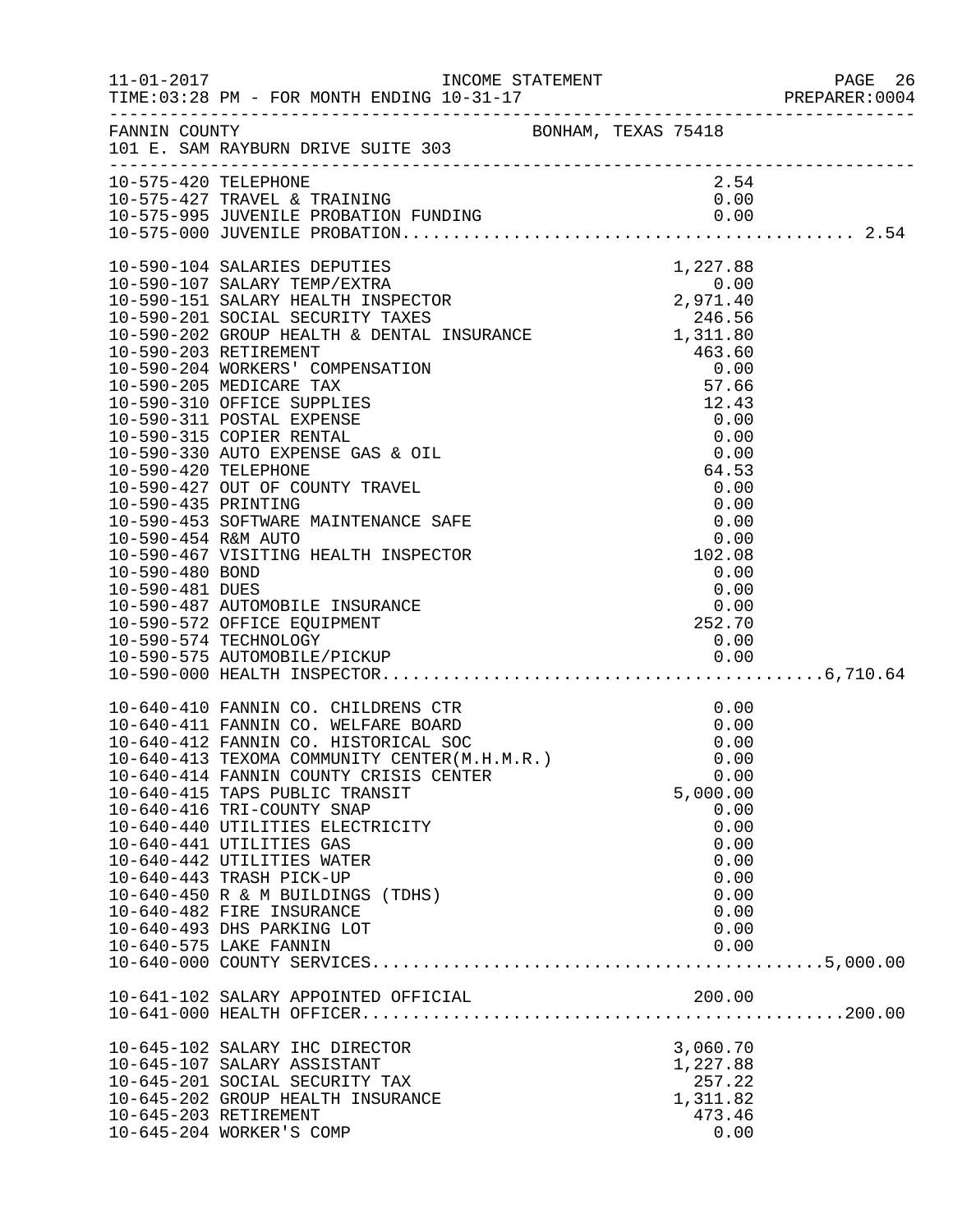INCOME STATEMENT

TIME:03:28 PM - FOR MONTH ENDING 10-31-17

FANNIN COUNTY — BONHAM, TEXAS 75418

101 E. SAM RAYBURN DRIVE SUITE 303

| Account | Description | Amount | Total |
|---|---|---|---|
| 10-575-420 | TELEPHONE | 2.54 | |
| 10-575-427 | TRAVEL & TRAINING | 0.00 | |
| 10-575-995 | JUVENILE PROBATION FUNDING | 0.00 | |
| 10-575-000 | JUVENILE PROBATION | | 2.54 |
| 10-590-104 | SALARIES DEPUTIES | 1,227.88 | |
| 10-590-107 | SALARY TEMP/EXTRA | 0.00 | |
| 10-590-151 | SALARY HEALTH INSPECTOR | 2,971.40 | |
| 10-590-201 | SOCIAL SECURITY TAXES | 246.56 | |
| 10-590-202 | GROUP HEALTH & DENTAL INSURANCE | 1,311.80 | |
| 10-590-203 | RETIREMENT | 463.60 | |
| 10-590-204 | WORKERS' COMPENSATION | 0.00 | |
| 10-590-205 | MEDICARE TAX | 57.66 | |
| 10-590-310 | OFFICE SUPPLIES | 12.43 | |
| 10-590-311 | POSTAL EXPENSE | 0.00 | |
| 10-590-315 | COPIER RENTAL | 0.00 | |
| 10-590-330 | AUTO EXPENSE GAS & OIL | 0.00 | |
| 10-590-420 | TELEPHONE | 64.53 | |
| 10-590-427 | OUT OF COUNTY TRAVEL | 0.00 | |
| 10-590-435 | PRINTING | 0.00 | |
| 10-590-453 | SOFTWARE MAINTENANCE SAFE | 0.00 | |
| 10-590-454 | R&M AUTO | 0.00 | |
| 10-590-467 | VISITING HEALTH INSPECTOR | 102.08 | |
| 10-590-480 | BOND | 0.00 | |
| 10-590-481 | DUES | 0.00 | |
| 10-590-487 | AUTOMOBILE INSURANCE | 0.00 | |
| 10-590-572 | OFFICE EQUIPMENT | 252.70 | |
| 10-590-574 | TECHNOLOGY | 0.00 | |
| 10-590-575 | AUTOMOBILE/PICKUP | 0.00 | |
| 10-590-000 | HEALTH INSPECTOR | | 6,710.64 |
| 10-640-410 | FANNIN CO. CHILDRENS CTR | 0.00 | |
| 10-640-411 | FANNIN CO. WELFARE BOARD | 0.00 | |
| 10-640-412 | FANNIN CO. HISTORICAL SOC | 0.00 | |
| 10-640-413 | TEXOMA COMMUNITY CENTER(M.H.M.R.) | 0.00 | |
| 10-640-414 | FANNIN COUNTY CRISIS CENTER | 0.00 | |
| 10-640-415 | TAPS PUBLIC TRANSIT | 5,000.00 | |
| 10-640-416 | TRI-COUNTY SNAP | 0.00 | |
| 10-640-440 | UTILITIES ELECTRICITY | 0.00 | |
| 10-640-441 | UTILITIES GAS | 0.00 | |
| 10-640-442 | UTILITIES WATER | 0.00 | |
| 10-640-443 | TRASH PICK-UP | 0.00 | |
| 10-640-450 | R & M BUILDINGS (TDHS) | 0.00 | |
| 10-640-482 | FIRE INSURANCE | 0.00 | |
| 10-640-493 | DHS PARKING LOT | 0.00 | |
| 10-640-575 | LAKE FANNIN | 0.00 | |
| 10-640-000 | COUNTY SERVICES | | 5,000.00 |
| 10-641-102 | SALARY APPOINTED OFFICIAL | 200.00 | |
| 10-641-000 | HEALTH OFFICER | | 200.00 |
| 10-645-102 | SALARY IHC DIRECTOR | 3,060.70 | |
| 10-645-107 | SALARY ASSISTANT | 1,227.88 | |
| 10-645-201 | SOCIAL SECURITY TAX | 257.22 | |
| 10-645-202 | GROUP HEALTH INSURANCE | 1,311.82 | |
| 10-645-203 | RETIREMENT | 473.46 | |
| 10-645-204 | WORKER'S COMP | 0.00 | |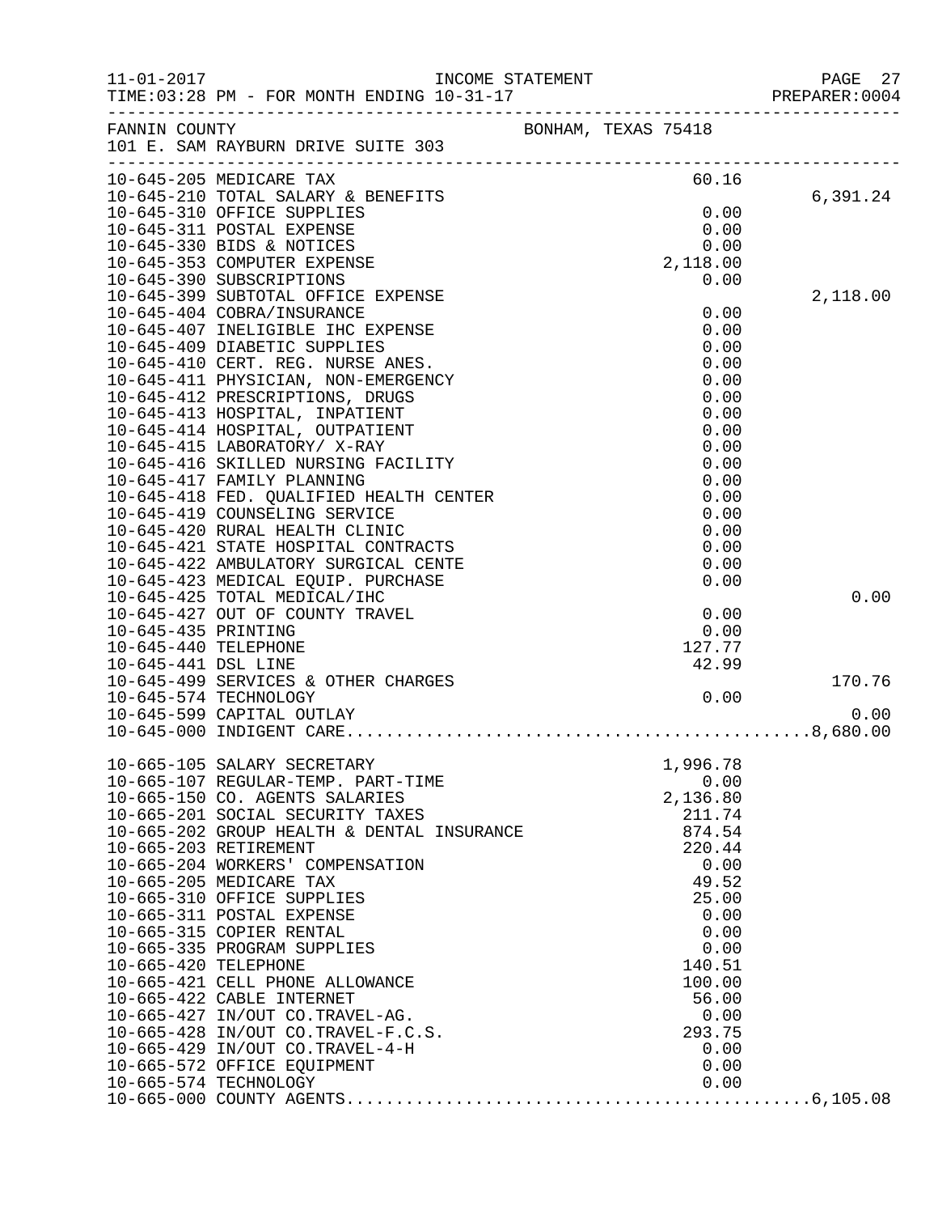INCOME STATEMENT

TIME:03:28 PM - FOR MONTH ENDING 10-31-17

FANNIN COUNTY — BONHAM, TEXAS 75418

101 E. SAM RAYBURN DRIVE SUITE 303

| Account | Description | Amount | Subtotal |
|---|---|---|---|
| 10-645-205 | MEDICARE TAX | 60.16 | |
| 10-645-210 | TOTAL SALARY & BENEFITS | | 6,391.24 |
| 10-645-310 | OFFICE SUPPLIES | 0.00 | |
| 10-645-311 | POSTAL EXPENSE | 0.00 | |
| 10-645-330 | BIDS & NOTICES | 0.00 | |
| 10-645-353 | COMPUTER EXPENSE | 2,118.00 | |
| 10-645-390 | SUBSCRIPTIONS | 0.00 | |
| 10-645-399 | SUBTOTAL OFFICE EXPENSE | | 2,118.00 |
| 10-645-404 | COBRA/INSURANCE | 0.00 | |
| 10-645-407 | INELIGIBLE IHC EXPENSE | 0.00 | |
| 10-645-409 | DIABETIC SUPPLIES | 0.00 | |
| 10-645-410 | CERT. REG. NURSE ANES. | 0.00 | |
| 10-645-411 | PHYSICIAN, NON-EMERGENCY | 0.00 | |
| 10-645-412 | PRESCRIPTIONS, DRUGS | 0.00 | |
| 10-645-413 | HOSPITAL, INPATIENT | 0.00 | |
| 10-645-414 | HOSPITAL, OUTPATIENT | 0.00 | |
| 10-645-415 | LABORATORY/ X-RAY | 0.00 | |
| 10-645-416 | SKILLED NURSING FACILITY | 0.00 | |
| 10-645-417 | FAMILY PLANNING | 0.00 | |
| 10-645-418 | FED. QUALIFIED HEALTH CENTER | 0.00 | |
| 10-645-419 | COUNSELING SERVICE | 0.00 | |
| 10-645-420 | RURAL HEALTH CLINIC | 0.00 | |
| 10-645-421 | STATE HOSPITAL CONTRACTS | 0.00 | |
| 10-645-422 | AMBULATORY SURGICAL CENTE | 0.00 | |
| 10-645-423 | MEDICAL EQUIP. PURCHASE | 0.00 | |
| 10-645-425 | TOTAL MEDICAL/IHC | | 0.00 |
| 10-645-427 | OUT OF COUNTY TRAVEL | 0.00 | |
| 10-645-435 | PRINTING | 0.00 | |
| 10-645-440 | TELEPHONE | 127.77 | |
| 10-645-441 | DSL LINE | 42.99 | |
| 10-645-499 | SERVICES & OTHER CHARGES | | 170.76 |
| 10-645-574 | TECHNOLOGY | 0.00 | |
| 10-645-599 | CAPITAL OUTLAY | | 0.00 |
| 10-645-000 | INDIGENT CARE | | 8,680.00 |
| 10-665-105 | SALARY SECRETARY | 1,996.78 | |
| 10-665-107 | REGULAR-TEMP. PART-TIME | 0.00 | |
| 10-665-150 | CO. AGENTS SALARIES | 2,136.80 | |
| 10-665-201 | SOCIAL SECURITY TAXES | 211.74 | |
| 10-665-202 | GROUP HEALTH & DENTAL INSURANCE | 874.54 | |
| 10-665-203 | RETIREMENT | 220.44 | |
| 10-665-204 | WORKERS' COMPENSATION | 0.00 | |
| 10-665-205 | MEDICARE TAX | 49.52 | |
| 10-665-310 | OFFICE SUPPLIES | 25.00 | |
| 10-665-311 | POSTAL EXPENSE | 0.00 | |
| 10-665-315 | COPIER RENTAL | 0.00 | |
| 10-665-335 | PROGRAM SUPPLIES | 0.00 | |
| 10-665-420 | TELEPHONE | 140.51 | |
| 10-665-421 | CELL PHONE ALLOWANCE | 100.00 | |
| 10-665-422 | CABLE INTERNET | 56.00 | |
| 10-665-427 | IN/OUT CO.TRAVEL-AG. | 0.00 | |
| 10-665-428 | IN/OUT CO.TRAVEL-F.C.S. | 293.75 | |
| 10-665-429 | IN/OUT CO.TRAVEL-4-H | 0.00 | |
| 10-665-572 | OFFICE EQUIPMENT | 0.00 | |
| 10-665-574 | TECHNOLOGY | 0.00 | |
| 10-665-000 | COUNTY AGENTS | | 6,105.08 |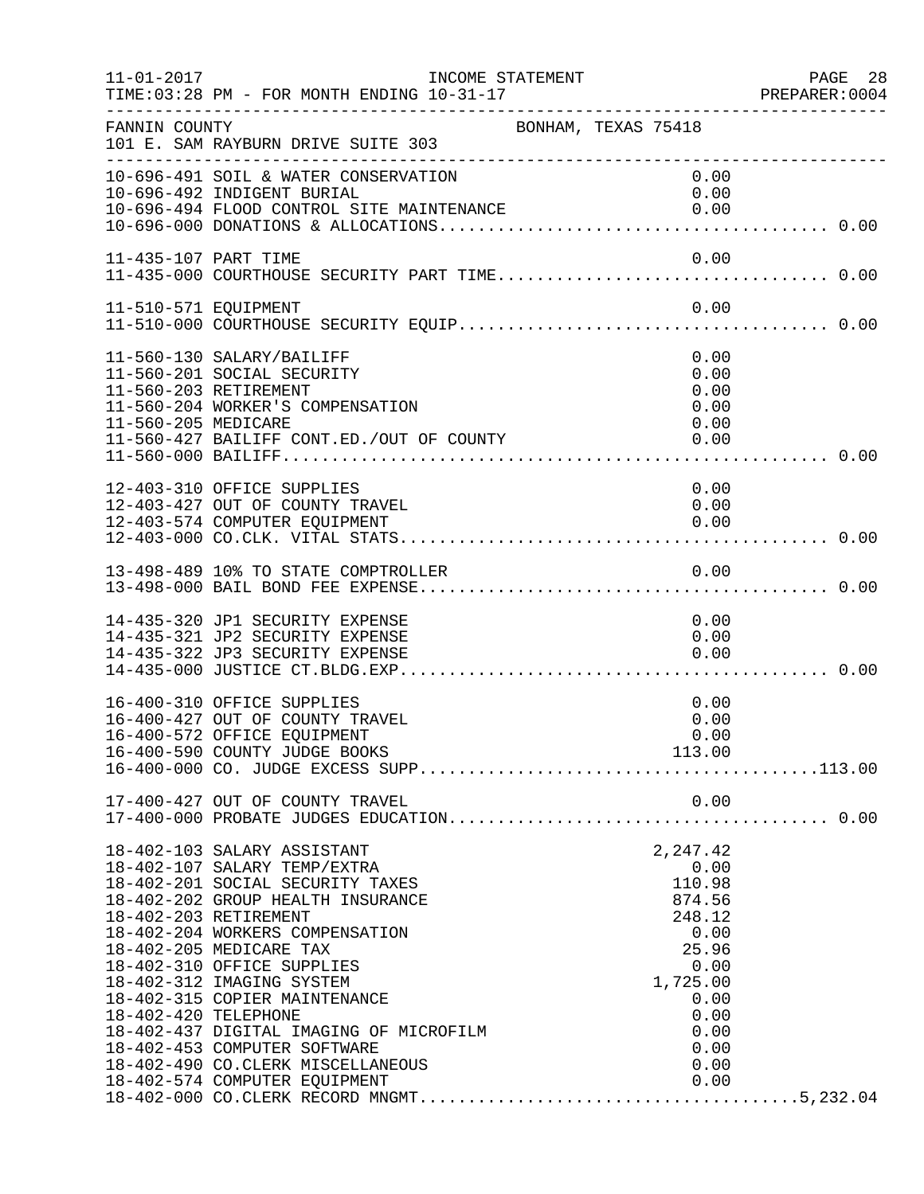FANNIN COUNTY — BONHAM, TEXAS 75418
101 E. SAM RAYBURN DRIVE SUITE 303

INCOME STATEMENT
TIME:03:28 PM - FOR MONTH ENDING 10-31-17

| Account | Description | Amount | Total |
|---|---|---|---|
| 10-696-491 | SOIL & WATER CONSERVATION | 0.00 | |
| 10-696-492 | INDIGENT BURIAL | 0.00 | |
| 10-696-494 | FLOOD CONTROL SITE MAINTENANCE | 0.00 | |
| 10-696-000 | DONATIONS & ALLOCATIONS | | 0.00 |
| 11-435-107 | PART TIME | 0.00 | |
| 11-435-000 | COURTHOUSE SECURITY PART TIME | | 0.00 |
| 11-510-571 | EQUIPMENT | 0.00 | |
| 11-510-000 | COURTHOUSE SECURITY EQUIP | | 0.00 |
| 11-560-130 | SALARY/BAILIFF | 0.00 | |
| 11-560-201 | SOCIAL SECURITY | 0.00 | |
| 11-560-203 | RETIREMENT | 0.00 | |
| 11-560-204 | WORKER'S COMPENSATION | 0.00 | |
| 11-560-205 | MEDICARE | 0.00 | |
| 11-560-427 | BAILIFF CONT.ED./OUT OF COUNTY | 0.00 | |
| 11-560-000 | BAILIFF | | 0.00 |
| 12-403-310 | OFFICE SUPPLIES | 0.00 | |
| 12-403-427 | OUT OF COUNTY TRAVEL | 0.00 | |
| 12-403-574 | COMPUTER EQUIPMENT | 0.00 | |
| 12-403-000 | CO.CLK. VITAL STATS | | 0.00 |
| 13-498-489 | 10% TO STATE COMPTROLLER | 0.00 | |
| 13-498-000 | BAIL BOND FEE EXPENSE | | 0.00 |
| 14-435-320 | JP1 SECURITY EXPENSE | 0.00 | |
| 14-435-321 | JP2 SECURITY EXPENSE | 0.00 | |
| 14-435-322 | JP3 SECURITY EXPENSE | 0.00 | |
| 14-435-000 | JUSTICE CT.BLDG.EXP | | 0.00 |
| 16-400-310 | OFFICE SUPPLIES | 0.00 | |
| 16-400-427 | OUT OF COUNTY TRAVEL | 0.00 | |
| 16-400-572 | OFFICE EQUIPMENT | 0.00 | |
| 16-400-590 | COUNTY JUDGE BOOKS | 113.00 | |
| 16-400-000 | CO. JUDGE EXCESS SUPP | | 113.00 |
| 17-400-427 | OUT OF COUNTY TRAVEL | 0.00 | |
| 17-400-000 | PROBATE JUDGES EDUCATION | | 0.00 |
| 18-402-103 | SALARY ASSISTANT | 2,247.42 | |
| 18-402-107 | SALARY TEMP/EXTRA | 0.00 | |
| 18-402-201 | SOCIAL SECURITY TAXES | 110.98 | |
| 18-402-202 | GROUP HEALTH INSURANCE | 874.56 | |
| 18-402-203 | RETIREMENT | 248.12 | |
| 18-402-204 | WORKERS COMPENSATION | 0.00 | |
| 18-402-205 | MEDICARE TAX | 25.96 | |
| 18-402-310 | OFFICE SUPPLIES | 0.00 | |
| 18-402-312 | IMAGING SYSTEM | 1,725.00 | |
| 18-402-315 | COPIER MAINTENANCE | 0.00 | |
| 18-402-420 | TELEPHONE | 0.00 | |
| 18-402-437 | DIGITAL IMAGING OF MICROFILM | 0.00 | |
| 18-402-453 | COMPUTER SOFTWARE | 0.00 | |
| 18-402-490 | CO.CLERK MISCELLANEOUS | 0.00 | |
| 18-402-574 | COMPUTER EQUIPMENT | 0.00 | |
| 18-402-000 | CO.CLERK RECORD MNGMT | | 5,232.04 |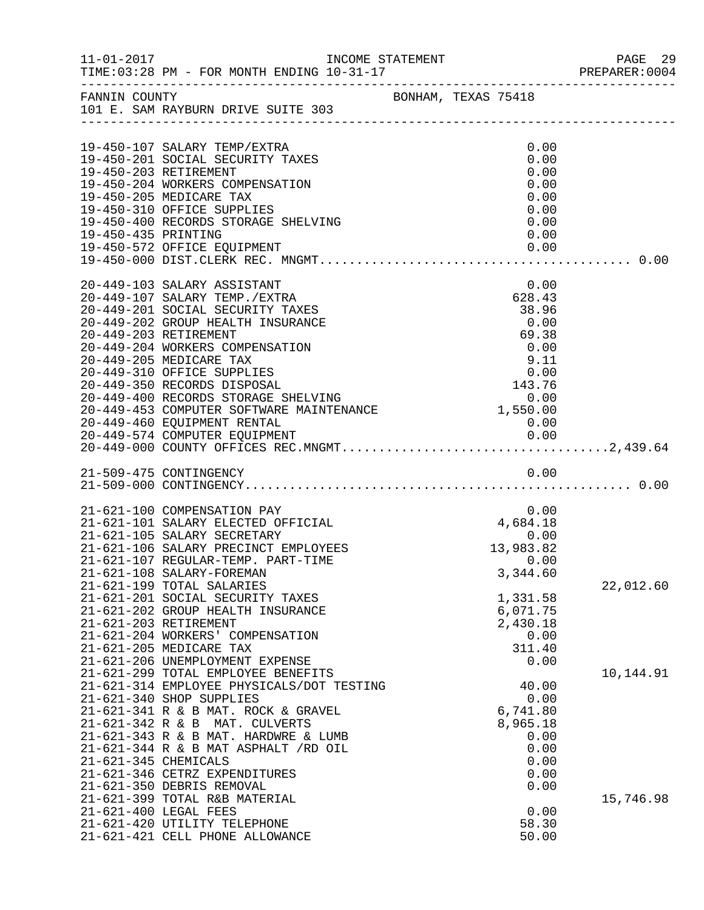FANNIN COUNTY — BONHAM, TEXAS 75418
101 E. SAM RAYBURN DRIVE SUITE 303

INCOME STATEMENT
TIME:03:28 PM - FOR MONTH ENDING 10-31-17

| Account | Description | Amount | Total |
|---|---|---|---|
| 19-450-107 | SALARY TEMP/EXTRA | 0.00 | |
| 19-450-201 | SOCIAL SECURITY TAXES | 0.00 | |
| 19-450-203 | RETIREMENT | 0.00 | |
| 19-450-204 | WORKERS COMPENSATION | 0.00 | |
| 19-450-205 | MEDICARE TAX | 0.00 | |
| 19-450-310 | OFFICE SUPPLIES | 0.00 | |
| 19-450-400 | RECORDS STORAGE SHELVING | 0.00 | |
| 19-450-435 | PRINTING | 0.00 | |
| 19-450-572 | OFFICE EQUIPMENT | 0.00 | |
| 19-450-000 | DIST.CLERK REC. MNGMT. | | 0.00 |
| 20-449-103 | SALARY ASSISTANT | 0.00 | |
| 20-449-107 | SALARY TEMP./EXTRA | 628.43 | |
| 20-449-201 | SOCIAL SECURITY TAXES | 38.96 | |
| 20-449-202 | GROUP HEALTH INSURANCE | 0.00 | |
| 20-449-203 | RETIREMENT | 69.38 | |
| 20-449-204 | WORKERS COMPENSATION | 0.00 | |
| 20-449-205 | MEDICARE TAX | 9.11 | |
| 20-449-310 | OFFICE SUPPLIES | 0.00 | |
| 20-449-350 | RECORDS DISPOSAL | 143.76 | |
| 20-449-400 | RECORDS STORAGE SHELVING | 0.00 | |
| 20-449-453 | COMPUTER SOFTWARE MAINTENANCE | 1,550.00 | |
| 20-449-460 | EQUIPMENT RENTAL | 0.00 | |
| 20-449-574 | COMPUTER EQUIPMENT | 0.00 | |
| 20-449-000 | COUNTY OFFICES REC.MNGMT. | | 2,439.64 |
| 21-509-475 | CONTINGENCY | 0.00 | |
| 21-509-000 | CONTINGENCY | | 0.00 |
| 21-621-100 | COMPENSATION PAY | 0.00 | |
| 21-621-101 | SALARY ELECTED OFFICIAL | 4,684.18 | |
| 21-621-105 | SALARY SECRETARY | 0.00 | |
| 21-621-106 | SALARY PRECINCT EMPLOYEES | 13,983.82 | |
| 21-621-107 | REGULAR-TEMP. PART-TIME | 0.00 | |
| 21-621-108 | SALARY-FOREMAN | 3,344.60 | |
| 21-621-199 | TOTAL SALARIES | | 22,012.60 |
| 21-621-201 | SOCIAL SECURITY TAXES | 1,331.58 | |
| 21-621-202 | GROUP HEALTH INSURANCE | 6,071.75 | |
| 21-621-203 | RETIREMENT | 2,430.18 | |
| 21-621-204 | WORKERS' COMPENSATION | 0.00 | |
| 21-621-205 | MEDICARE TAX | 311.40 | |
| 21-621-206 | UNEMPLOYMENT EXPENSE | 0.00 | |
| 21-621-299 | TOTAL EMPLOYEE BENEFITS | | 10,144.91 |
| 21-621-314 | EMPLOYEE PHYSICALS/DOT TESTING | 40.00 | |
| 21-621-340 | SHOP SUPPLIES | 0.00 | |
| 21-621-341 | R & B MAT. ROCK & GRAVEL | 6,741.80 | |
| 21-621-342 | R & B MAT. CULVERTS | 8,965.18 | |
| 21-621-343 | R & B MAT. HARDWRE & LUMB | 0.00 | |
| 21-621-344 | R & B MAT ASPHALT /RD OIL | 0.00 | |
| 21-621-345 | CHEMICALS | 0.00 | |
| 21-621-346 | CETRZ EXPENDITURES | 0.00 | |
| 21-621-350 | DEBRIS REMOVAL | 0.00 | |
| 21-621-399 | TOTAL R&B MATERIAL | | 15,746.98 |
| 21-621-400 | LEGAL FEES | 0.00 | |
| 21-621-420 | UTILITY TELEPHONE | 58.30 | |
| 21-621-421 | CELL PHONE ALLOWANCE | 50.00 | |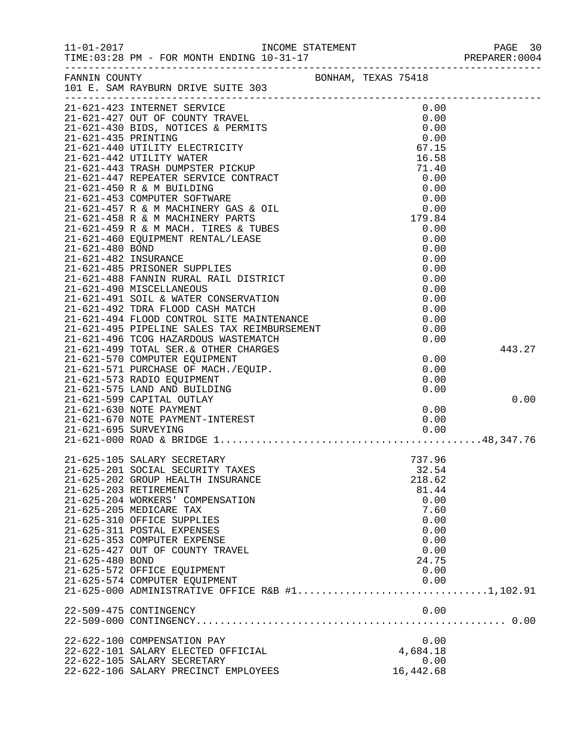FANNIN COUNTY — BONHAM, TEXAS 75418
101 E. SAM RAYBURN DRIVE SUITE 303

INCOME STATEMENT
TIME:03:28 PM - FOR MONTH ENDING 10-31-17

| Account | Description | Amount | Total |
|---|---|---|---|
| 21-621-423 | INTERNET SERVICE | 0.00 | |
| 21-621-427 | OUT OF COUNTY TRAVEL | 0.00 | |
| 21-621-430 | BIDS, NOTICES & PERMITS | 0.00 | |
| 21-621-435 | PRINTING | 0.00 | |
| 21-621-440 | UTILITY ELECTRICITY | 67.15 | |
| 21-621-442 | UTILITY WATER | 16.58 | |
| 21-621-443 | TRASH DUMPSTER PICKUP | 71.40 | |
| 21-621-447 | REPEATER SERVICE CONTRACT | 0.00 | |
| 21-621-450 | R & M BUILDING | 0.00 | |
| 21-621-453 | COMPUTER SOFTWARE | 0.00 | |
| 21-621-457 | R & M MACHINERY GAS & OIL | 0.00 | |
| 21-621-458 | R & M MACHINERY PARTS | 179.84 | |
| 21-621-459 | R & M MACH. TIRES & TUBES | 0.00 | |
| 21-621-460 | EQUIPMENT RENTAL/LEASE | 0.00 | |
| 21-621-480 | BOND | 0.00 | |
| 21-621-482 | INSURANCE | 0.00 | |
| 21-621-485 | PRISONER SUPPLIES | 0.00 | |
| 21-621-488 | FANNIN RURAL RAIL DISTRICT | 0.00 | |
| 21-621-490 | MISCELLANEOUS | 0.00 | |
| 21-621-491 | SOIL & WATER CONSERVATION | 0.00 | |
| 21-621-492 | TDRA FLOOD CASH MATCH | 0.00 | |
| 21-621-494 | FLOOD CONTROL SITE MAINTENANCE | 0.00 | |
| 21-621-495 | PIPELINE SALES TAX REIMBURSEMENT | 0.00 | |
| 21-621-496 | TCOG HAZARDOUS WASTEMATCH | 0.00 | |
| 21-621-499 | TOTAL SER.& OTHER CHARGES | | 443.27 |
| 21-621-570 | COMPUTER EQUIPMENT | 0.00 | |
| 21-621-571 | PURCHASE OF MACH./EQUIP. | 0.00 | |
| 21-621-573 | RADIO EQUIPMENT | 0.00 | |
| 21-621-575 | LAND AND BUILDING | 0.00 | |
| 21-621-599 | CAPITAL OUTLAY | | 0.00 |
| 21-621-630 | NOTE PAYMENT | 0.00 | |
| 21-621-670 | NOTE PAYMENT-INTEREST | 0.00 | |
| 21-621-695 | SURVEYING | 0.00 | |
| 21-621-000 | ROAD & BRIDGE 1 | | 48,347.76 |
| 21-625-105 | SALARY SECRETARY | 737.96 | |
| 21-625-201 | SOCIAL SECURITY TAXES | 32.54 | |
| 21-625-202 | GROUP HEALTH INSURANCE | 218.62 | |
| 21-625-203 | RETIREMENT | 81.44 | |
| 21-625-204 | WORKERS' COMPENSATION | 0.00 | |
| 21-625-205 | MEDICARE TAX | 7.60 | |
| 21-625-310 | OFFICE SUPPLIES | 0.00 | |
| 21-625-311 | POSTAL EXPENSES | 0.00 | |
| 21-625-353 | COMPUTER EXPENSE | 0.00 | |
| 21-625-427 | OUT OF COUNTY TRAVEL | 0.00 | |
| 21-625-480 | BOND | 24.75 | |
| 21-625-572 | OFFICE EQUIPMENT | 0.00 | |
| 21-625-574 | COMPUTER EQUIPMENT | 0.00 | |
| 21-625-000 | ADMINISTRATIVE OFFICE R&B #1 | | 1,102.91 |
| 22-509-475 | CONTINGENCY | 0.00 | |
| 22-509-000 | CONTINGENCY | | 0.00 |
| 22-622-100 | COMPENSATION PAY | 0.00 | |
| 22-622-101 | SALARY ELECTED OFFICIAL | 4,684.18 | |
| 22-622-105 | SALARY SECRETARY | 0.00 | |
| 22-622-106 | SALARY PRECINCT EMPLOYEES | 16,442.68 | |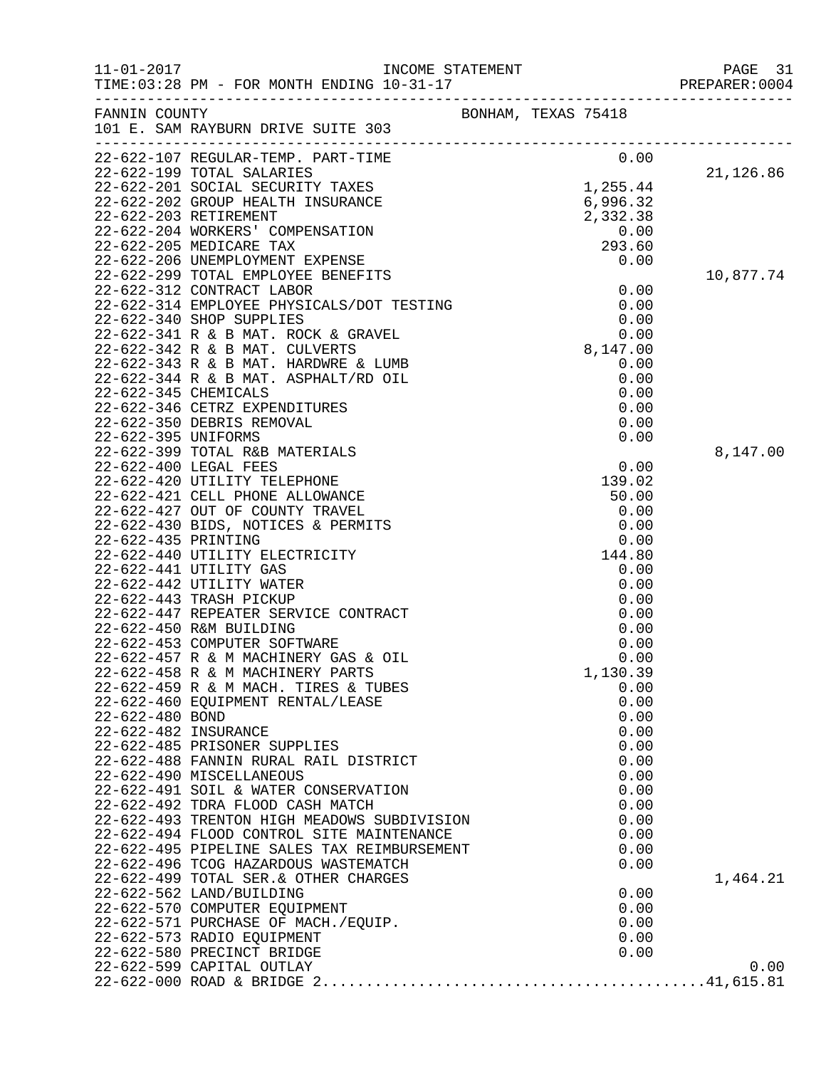INCOME STATEMENT

TIME:03:28 PM - FOR MONTH ENDING 10-31-17

FANNIN COUNTY BONHAM, TEXAS 75418

101 E. SAM RAYBURN DRIVE SUITE 303

| Account | Description | Amount | Total |
|---|---|---|---|
| 22-622-107 | REGULAR-TEMP. PART-TIME | 0.00 | |
| 22-622-199 | TOTAL SALARIES | | 21,126.86 |
| 22-622-201 | SOCIAL SECURITY TAXES | 1,255.44 | |
| 22-622-202 | GROUP HEALTH INSURANCE | 6,996.32 | |
| 22-622-203 | RETIREMENT | 2,332.38 | |
| 22-622-204 | WORKERS' COMPENSATION | 0.00 | |
| 22-622-205 | MEDICARE TAX | 293.60 | |
| 22-622-206 | UNEMPLOYMENT EXPENSE | 0.00 | |
| 22-622-299 | TOTAL EMPLOYEE BENEFITS | | 10,877.74 |
| 22-622-312 | CONTRACT LABOR | 0.00 | |
| 22-622-314 | EMPLOYEE PHYSICALS/DOT TESTING | 0.00 | |
| 22-622-340 | SHOP SUPPLIES | 0.00 | |
| 22-622-341 | R & B MAT. ROCK & GRAVEL | 0.00 | |
| 22-622-342 | R & B MAT. CULVERTS | 8,147.00 | |
| 22-622-343 | R & B MAT. HARDWRE & LUMB | 0.00 | |
| 22-622-344 | R & B MAT. ASPHALT/RD OIL | 0.00 | |
| 22-622-345 | CHEMICALS | 0.00 | |
| 22-622-346 | CETRZ EXPENDITURES | 0.00 | |
| 22-622-350 | DEBRIS REMOVAL | 0.00 | |
| 22-622-395 | UNIFORMS | 0.00 | |
| 22-622-399 | TOTAL R&B MATERIALS | | 8,147.00 |
| 22-622-400 | LEGAL FEES | 0.00 | |
| 22-622-420 | UTILITY TELEPHONE | 139.02 | |
| 22-622-421 | CELL PHONE ALLOWANCE | 50.00 | |
| 22-622-427 | OUT OF COUNTY TRAVEL | 0.00 | |
| 22-622-430 | BIDS, NOTICES & PERMITS | 0.00 | |
| 22-622-435 | PRINTING | 0.00 | |
| 22-622-440 | UTILITY ELECTRICITY | 144.80 | |
| 22-622-441 | UTILITY GAS | 0.00 | |
| 22-622-442 | UTILITY WATER | 0.00 | |
| 22-622-443 | TRASH PICKUP | 0.00 | |
| 22-622-447 | REPEATER SERVICE CONTRACT | 0.00 | |
| 22-622-450 | R&M BUILDING | 0.00 | |
| 22-622-453 | COMPUTER SOFTWARE | 0.00 | |
| 22-622-457 | R & M MACHINERY GAS & OIL | 0.00 | |
| 22-622-458 | R & M MACHINERY PARTS | 1,130.39 | |
| 22-622-459 | R & M MACH. TIRES & TUBES | 0.00 | |
| 22-622-460 | EQUIPMENT RENTAL/LEASE | 0.00 | |
| 22-622-480 | BOND | 0.00 | |
| 22-622-482 | INSURANCE | 0.00 | |
| 22-622-485 | PRISONER SUPPLIES | 0.00 | |
| 22-622-488 | FANNIN RURAL RAIL DISTRICT | 0.00 | |
| 22-622-490 | MISCELLANEOUS | 0.00 | |
| 22-622-491 | SOIL & WATER CONSERVATION | 0.00 | |
| 22-622-492 | TDRA FLOOD CASH MATCH | 0.00 | |
| 22-622-493 | TRENTON HIGH MEADOWS SUBDIVISION | 0.00 | |
| 22-622-494 | FLOOD CONTROL SITE MAINTENANCE | 0.00 | |
| 22-622-495 | PIPELINE SALES TAX REIMBURSEMENT | 0.00 | |
| 22-622-496 | TCOG HAZARDOUS WASTEMATCH | 0.00 | |
| 22-622-499 | TOTAL SER.& OTHER CHARGES | | 1,464.21 |
| 22-622-562 | LAND/BUILDING | 0.00 | |
| 22-622-570 | COMPUTER EQUIPMENT | 0.00 | |
| 22-622-571 | PURCHASE OF MACH./EQUIP. | 0.00 | |
| 22-622-573 | RADIO EQUIPMENT | 0.00 | |
| 22-622-580 | PRECINCT BRIDGE | 0.00 | |
| 22-622-599 | CAPITAL OUTLAY | | 0.00 |
| 22-622-000 | ROAD & BRIDGE 2 | | 41,615.81 |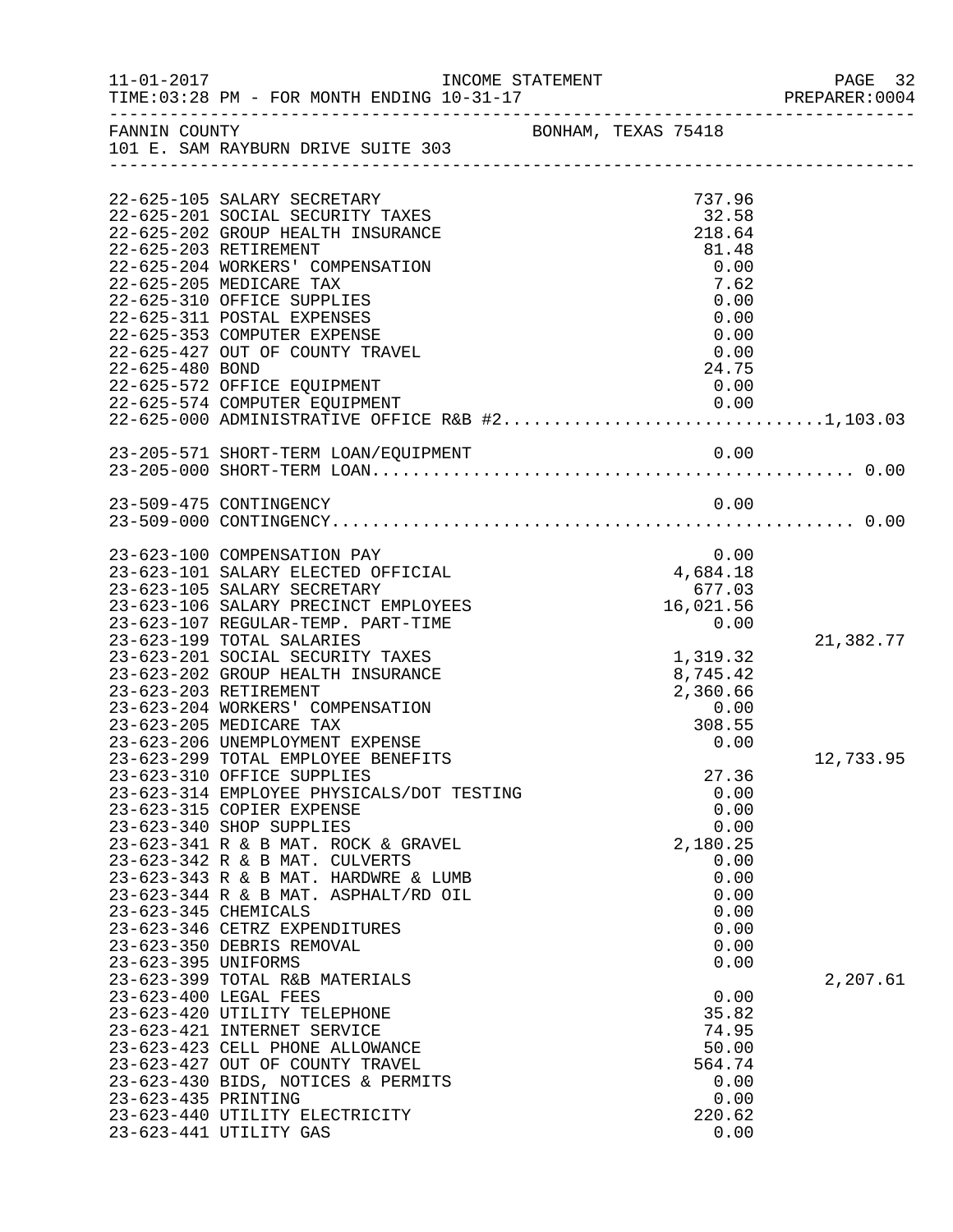FANNIN COUNTY BONHAM, TEXAS 75418
101 E. SAM RAYBURN DRIVE SUITE 303

| Account | Description | Amount | Total |
|---|---|---|---|
| 22-625-105 | SALARY SECRETARY | 737.96 | |
| 22-625-201 | SOCIAL SECURITY TAXES | 32.58 | |
| 22-625-202 | GROUP HEALTH INSURANCE | 218.64 | |
| 22-625-203 | RETIREMENT | 81.48 | |
| 22-625-204 | WORKERS' COMPENSATION | 0.00 | |
| 22-625-205 | MEDICARE TAX | 7.62 | |
| 22-625-310 | OFFICE SUPPLIES | 0.00 | |
| 22-625-311 | POSTAL EXPENSES | 0.00 | |
| 22-625-353 | COMPUTER EXPENSE | 0.00 | |
| 22-625-427 | OUT OF COUNTY TRAVEL | 0.00 | |
| 22-625-480 | BOND | 24.75 | |
| 22-625-572 | OFFICE EQUIPMENT | 0.00 | |
| 22-625-574 | COMPUTER EQUIPMENT | 0.00 | |
| 22-625-000 | ADMINISTRATIVE OFFICE R&B #2 | | 1,103.03 |
| 23-205-571 | SHORT-TERM LOAN/EQUIPMENT | 0.00 | |
| 23-205-000 | SHORT-TERM LOAN | | 0.00 |
| 23-509-475 | CONTINGENCY | 0.00 | |
| 23-509-000 | CONTINGENCY | | 0.00 |
| 23-623-100 | COMPENSATION PAY | 0.00 | |
| 23-623-101 | SALARY ELECTED OFFICIAL | 4,684.18 | |
| 23-623-105 | SALARY SECRETARY | 677.03 | |
| 23-623-106 | SALARY PRECINCT EMPLOYEES | 16,021.56 | |
| 23-623-107 | REGULAR-TEMP. PART-TIME | 0.00 | |
| 23-623-199 | TOTAL SALARIES | | 21,382.77 |
| 23-623-201 | SOCIAL SECURITY TAXES | 1,319.32 | |
| 23-623-202 | GROUP HEALTH INSURANCE | 8,745.42 | |
| 23-623-203 | RETIREMENT | 2,360.66 | |
| 23-623-204 | WORKERS' COMPENSATION | 0.00 | |
| 23-623-205 | MEDICARE TAX | 308.55 | |
| 23-623-206 | UNEMPLOYMENT EXPENSE | 0.00 | |
| 23-623-299 | TOTAL EMPLOYEE BENEFITS | | 12,733.95 |
| 23-623-310 | OFFICE SUPPLIES | 27.36 | |
| 23-623-314 | EMPLOYEE PHYSICALS/DOT TESTING | 0.00 | |
| 23-623-315 | COPIER EXPENSE | 0.00 | |
| 23-623-340 | SHOP SUPPLIES | 0.00 | |
| 23-623-341 | R & B MAT. ROCK & GRAVEL | 2,180.25 | |
| 23-623-342 | R & B MAT. CULVERTS | 0.00 | |
| 23-623-343 | R & B MAT. HARDWRE & LUMB | 0.00 | |
| 23-623-344 | R & B MAT. ASPHALT/RD OIL | 0.00 | |
| 23-623-345 | CHEMICALS | 0.00 | |
| 23-623-346 | CETRZ EXPENDITURES | 0.00 | |
| 23-623-350 | DEBRIS REMOVAL | 0.00 | |
| 23-623-395 | UNIFORMS | 0.00 | |
| 23-623-399 | TOTAL R&B MATERIALS | | 2,207.61 |
| 23-623-400 | LEGAL FEES | 0.00 | |
| 23-623-420 | UTILITY TELEPHONE | 35.82 | |
| 23-623-421 | INTERNET SERVICE | 74.95 | |
| 23-623-423 | CELL PHONE ALLOWANCE | 50.00 | |
| 23-623-427 | OUT OF COUNTY TRAVEL | 564.74 | |
| 23-623-430 | BIDS, NOTICES & PERMITS | 0.00 | |
| 23-623-435 | PRINTING | 0.00 | |
| 23-623-440 | UTILITY ELECTRICITY | 220.62 | |
| 23-623-441 | UTILITY GAS | 0.00 | |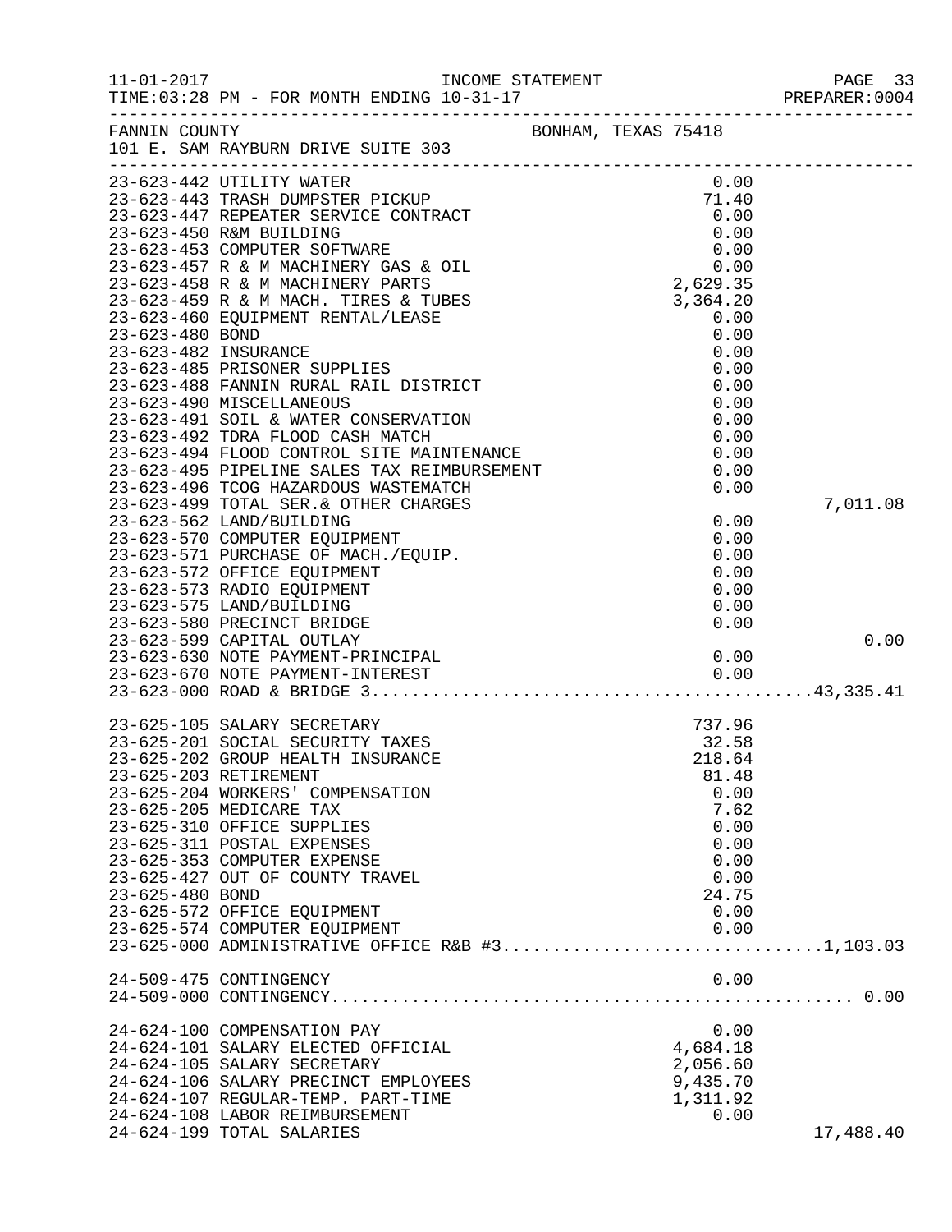FANNIN COUNTY — BONHAM, TEXAS 75418
101 E. SAM RAYBURN DRIVE SUITE 303

INCOME STATEMENT — FOR MONTH ENDING 10-31-17

| Account | Description | Amount | Total |
|---|---|---|---|
| 23-623-442 | UTILITY WATER | 0.00 | |
| 23-623-443 | TRASH DUMPSTER PICKUP | 71.40 | |
| 23-623-447 | REPEATER SERVICE CONTRACT | 0.00 | |
| 23-623-450 | R&M BUILDING | 0.00 | |
| 23-623-453 | COMPUTER SOFTWARE | 0.00 | |
| 23-623-457 | R & M MACHINERY GAS & OIL | 0.00 | |
| 23-623-458 | R & M MACHINERY PARTS | 2,629.35 | |
| 23-623-459 | R & M MACH. TIRES & TUBES | 3,364.20 | |
| 23-623-460 | EQUIPMENT RENTAL/LEASE | 0.00 | |
| 23-623-480 | BOND | 0.00 | |
| 23-623-482 | INSURANCE | 0.00 | |
| 23-623-485 | PRISONER SUPPLIES | 0.00 | |
| 23-623-488 | FANNIN RURAL RAIL DISTRICT | 0.00 | |
| 23-623-490 | MISCELLANEOUS | 0.00 | |
| 23-623-491 | SOIL & WATER CONSERVATION | 0.00 | |
| 23-623-492 | TDRA FLOOD CASH MATCH | 0.00 | |
| 23-623-494 | FLOOD CONTROL SITE MAINTENANCE | 0.00 | |
| 23-623-495 | PIPELINE SALES TAX REIMBURSEMENT | 0.00 | |
| 23-623-496 | TCOG HAZARDOUS WASTEMATCH | 0.00 | |
| 23-623-499 | TOTAL SER.& OTHER CHARGES | | 7,011.08 |
| 23-623-562 | LAND/BUILDING | 0.00 | |
| 23-623-570 | COMPUTER EQUIPMENT | 0.00 | |
| 23-623-571 | PURCHASE OF MACH./EQUIP. | 0.00 | |
| 23-623-572 | OFFICE EQUIPMENT | 0.00 | |
| 23-623-573 | RADIO EQUIPMENT | 0.00 | |
| 23-623-575 | LAND/BUILDING | 0.00 | |
| 23-623-580 | PRECINCT BRIDGE | 0.00 | |
| 23-623-599 | CAPITAL OUTLAY | | 0.00 |
| 23-623-630 | NOTE PAYMENT-PRINCIPAL | 0.00 | |
| 23-623-670 | NOTE PAYMENT-INTEREST | 0.00 | |
| 23-623-000 | ROAD & BRIDGE 3 | | 43,335.41 |
| 23-625-105 | SALARY SECRETARY | 737.96 | |
| 23-625-201 | SOCIAL SECURITY TAXES | 32.58 | |
| 23-625-202 | GROUP HEALTH INSURANCE | 218.64 | |
| 23-625-203 | RETIREMENT | 81.48 | |
| 23-625-204 | WORKERS' COMPENSATION | 0.00 | |
| 23-625-205 | MEDICARE TAX | 7.62 | |
| 23-625-310 | OFFICE SUPPLIES | 0.00 | |
| 23-625-311 | POSTAL EXPENSES | 0.00 | |
| 23-625-353 | COMPUTER EXPENSE | 0.00 | |
| 23-625-427 | OUT OF COUNTY TRAVEL | 0.00 | |
| 23-625-480 | BOND | 24.75 | |
| 23-625-572 | OFFICE EQUIPMENT | 0.00 | |
| 23-625-574 | COMPUTER EQUIPMENT | 0.00 | |
| 23-625-000 | ADMINISTRATIVE OFFICE R&B #3 | | 1,103.03 |
| 24-509-475 | CONTINGENCY | 0.00 | |
| 24-509-000 | CONTINGENCY | | 0.00 |
| 24-624-100 | COMPENSATION PAY | 0.00 | |
| 24-624-101 | SALARY ELECTED OFFICIAL | 4,684.18 | |
| 24-624-105 | SALARY SECRETARY | 2,056.60 | |
| 24-624-106 | SALARY PRECINCT EMPLOYEES | 9,435.70 | |
| 24-624-107 | REGULAR-TEMP. PART-TIME | 1,311.92 | |
| 24-624-108 | LABOR REIMBURSEMENT | 0.00 | |
| 24-624-199 | TOTAL SALARIES | | 17,488.40 |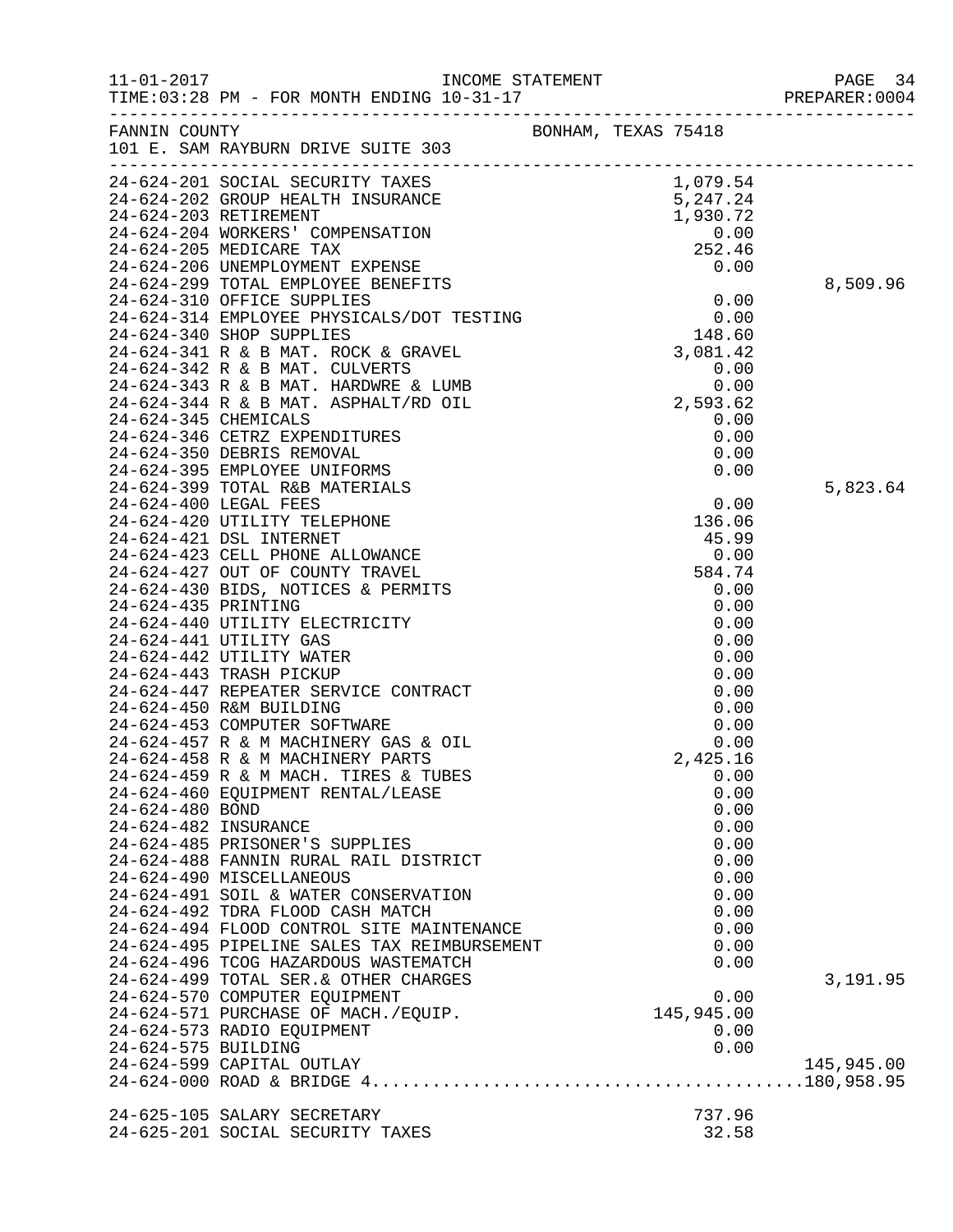FANNIN COUNTY BONHAM, TEXAS 75418
101 E. SAM RAYBURN DRIVE SUITE 303

| Account | Description | Amount | Total |
|---|---|---|---|
| 24-624-201 | SOCIAL SECURITY TAXES | 1,079.54 | |
| 24-624-202 | GROUP HEALTH INSURANCE | 5,247.24 | |
| 24-624-203 | RETIREMENT | 1,930.72 | |
| 24-624-204 | WORKERS' COMPENSATION | 0.00 | |
| 24-624-205 | MEDICARE TAX | 252.46 | |
| 24-624-206 | UNEMPLOYMENT EXPENSE | 0.00 | |
| 24-624-299 | TOTAL EMPLOYEE BENEFITS | | 8,509.96 |
| 24-624-310 | OFFICE SUPPLIES | 0.00 | |
| 24-624-314 | EMPLOYEE PHYSICALS/DOT TESTING | 0.00 | |
| 24-624-340 | SHOP SUPPLIES | 148.60 | |
| 24-624-341 | R & B MAT. ROCK & GRAVEL | 3,081.42 | |
| 24-624-342 | R & B MAT. CULVERTS | 0.00 | |
| 24-624-343 | R & B MAT. HARDWRE & LUMB | 0.00 | |
| 24-624-344 | R & B MAT. ASPHALT/RD OIL | 2,593.62 | |
| 24-624-345 | CHEMICALS | 0.00 | |
| 24-624-346 | CETRZ EXPENDITURES | 0.00 | |
| 24-624-350 | DEBRIS REMOVAL | 0.00 | |
| 24-624-395 | EMPLOYEE UNIFORMS | 0.00 | |
| 24-624-399 | TOTAL R&B MATERIALS | | 5,823.64 |
| 24-624-400 | LEGAL FEES | 0.00 | |
| 24-624-420 | UTILITY TELEPHONE | 136.06 | |
| 24-624-421 | DSL INTERNET | 45.99 | |
| 24-624-423 | CELL PHONE ALLOWANCE | 0.00 | |
| 24-624-427 | OUT OF COUNTY TRAVEL | 584.74 | |
| 24-624-430 | BIDS, NOTICES & PERMITS | 0.00 | |
| 24-624-435 | PRINTING | 0.00 | |
| 24-624-440 | UTILITY ELECTRICITY | 0.00 | |
| 24-624-441 | UTILITY GAS | 0.00 | |
| 24-624-442 | UTILITY WATER | 0.00 | |
| 24-624-443 | TRASH PICKUP | 0.00 | |
| 24-624-447 | REPEATER SERVICE CONTRACT | 0.00 | |
| 24-624-450 | R&M BUILDING | 0.00 | |
| 24-624-453 | COMPUTER SOFTWARE | 0.00 | |
| 24-624-457 | R & M MACHINERY GAS & OIL | 0.00 | |
| 24-624-458 | R & M MACHINERY PARTS | 2,425.16 | |
| 24-624-459 | R & M MACH. TIRES & TUBES | 0.00 | |
| 24-624-460 | EQUIPMENT RENTAL/LEASE | 0.00 | |
| 24-624-480 | BOND | 0.00 | |
| 24-624-482 | INSURANCE | 0.00 | |
| 24-624-485 | PRISONER'S SUPPLIES | 0.00 | |
| 24-624-488 | FANNIN RURAL RAIL DISTRICT | 0.00 | |
| 24-624-490 | MISCELLANEOUS | 0.00 | |
| 24-624-491 | SOIL & WATER CONSERVATION | 0.00 | |
| 24-624-492 | TDRA FLOOD CASH MATCH | 0.00 | |
| 24-624-494 | FLOOD CONTROL SITE MAINTENANCE | 0.00 | |
| 24-624-495 | PIPELINE SALES TAX REIMBURSEMENT | 0.00 | |
| 24-624-496 | TCOG HAZARDOUS WASTEMATCH | 0.00 | |
| 24-624-499 | TOTAL SER.& OTHER CHARGES | | 3,191.95 |
| 24-624-570 | COMPUTER EQUIPMENT | 0.00 | |
| 24-624-571 | PURCHASE OF MACH./EQUIP. | 145,945.00 | |
| 24-624-573 | RADIO EQUIPMENT | 0.00 | |
| 24-624-575 | BUILDING | 0.00 | |
| 24-624-599 | CAPITAL OUTLAY | | 145,945.00 |
| 24-624-000 | ROAD & BRIDGE 4 | | 180,958.95 |
| 24-625-105 | SALARY SECRETARY | 737.96 | |
| 24-625-201 | SOCIAL SECURITY TAXES | 32.58 | |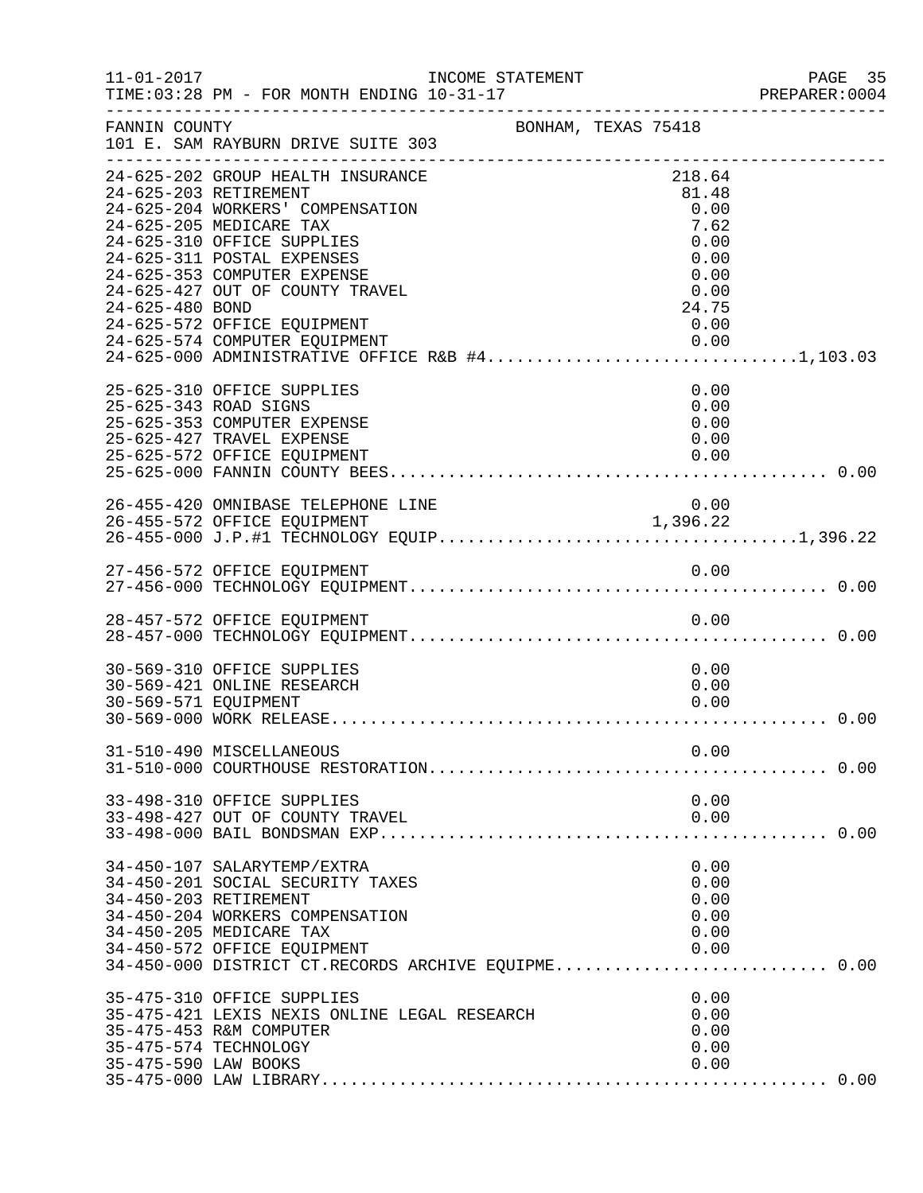FANNIN COUNTY — BONHAM, TEXAS 75418
101 E. SAM RAYBURN DRIVE SUITE 303

INCOME STATEMENT — FOR MONTH ENDING 10-31-17

| Account | Description | Amount | Total |
|---|---|---|---|
| 24-625-202 | GROUP HEALTH INSURANCE | 218.64 | |
| 24-625-203 | RETIREMENT | 81.48 | |
| 24-625-204 | WORKERS' COMPENSATION | 0.00 | |
| 24-625-205 | MEDICARE TAX | 7.62 | |
| 24-625-310 | OFFICE SUPPLIES | 0.00 | |
| 24-625-311 | POSTAL EXPENSES | 0.00 | |
| 24-625-353 | COMPUTER EXPENSE | 0.00 | |
| 24-625-427 | OUT OF COUNTY TRAVEL | 0.00 | |
| 24-625-480 | BOND | 24.75 | |
| 24-625-572 | OFFICE EQUIPMENT | 0.00 | |
| 24-625-574 | COMPUTER EQUIPMENT | 0.00 | |
| 24-625-000 | ADMINISTRATIVE OFFICE R&B #4 | | 1,103.03 |
| 25-625-310 | OFFICE SUPPLIES | 0.00 | |
| 25-625-343 | ROAD SIGNS | 0.00 | |
| 25-625-353 | COMPUTER EXPENSE | 0.00 | |
| 25-625-427 | TRAVEL EXPENSE | 0.00 | |
| 25-625-572 | OFFICE EQUIPMENT | 0.00 | |
| 25-625-000 | FANNIN COUNTY BEES | | 0.00 |
| 26-455-420 | OMNIBASE TELEPHONE LINE | 0.00 | |
| 26-455-572 | OFFICE EQUIPMENT | 1,396.22 | |
| 26-455-000 | J.P.#1 TECHNOLOGY EQUIP | | 1,396.22 |
| 27-456-572 | OFFICE EQUIPMENT | 0.00 | |
| 27-456-000 | TECHNOLOGY EQUIPMENT | | 0.00 |
| 28-457-572 | OFFICE EQUIPMENT | 0.00 | |
| 28-457-000 | TECHNOLOGY EQUIPMENT | | 0.00 |
| 30-569-310 | OFFICE SUPPLIES | 0.00 | |
| 30-569-421 | ONLINE RESEARCH | 0.00 | |
| 30-569-571 | EQUIPMENT | 0.00 | |
| 30-569-000 | WORK RELEASE | | 0.00 |
| 31-510-490 | MISCELLANEOUS | 0.00 | |
| 31-510-000 | COURTHOUSE RESTORATION | | 0.00 |
| 33-498-310 | OFFICE SUPPLIES | 0.00 | |
| 33-498-427 | OUT OF COUNTY TRAVEL | 0.00 | |
| 33-498-000 | BAIL BONDSMAN EXP | | 0.00 |
| 34-450-107 | SALARYTEMP/EXTRA | 0.00 | |
| 34-450-201 | SOCIAL SECURITY TAXES | 0.00 | |
| 34-450-203 | RETIREMENT | 0.00 | |
| 34-450-204 | WORKERS COMPENSATION | 0.00 | |
| 34-450-205 | MEDICARE TAX | 0.00 | |
| 34-450-572 | OFFICE EQUIPMENT | 0.00 | |
| 34-450-000 | DISTRICT CT.RECORDS ARCHIVE EQUIPME | | 0.00 |
| 35-475-310 | OFFICE SUPPLIES | 0.00 | |
| 35-475-421 | LEXIS NEXIS ONLINE LEGAL RESEARCH | 0.00 | |
| 35-475-453 | R&M COMPUTER | 0.00 | |
| 35-475-574 | TECHNOLOGY | 0.00 | |
| 35-475-590 | LAW BOOKS | 0.00 | |
| 35-475-000 | LAW LIBRARY | | 0.00 |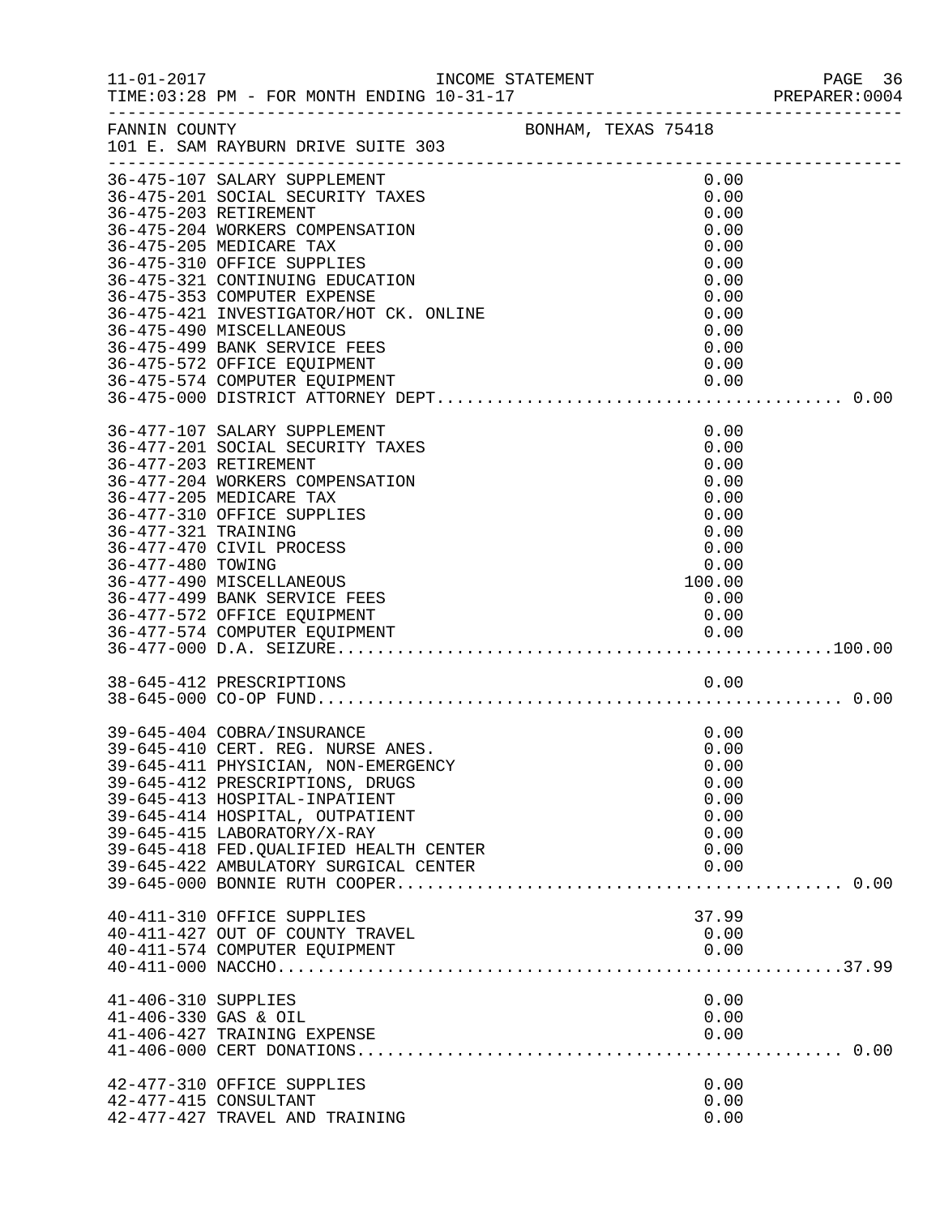FANNIN COUNTY BONHAM, TEXAS 75418
101 E. SAM RAYBURN DRIVE SUITE 303

| Account | Description | Amount | Total |
|---|---|---|---|
| 36-475-107 | SALARY SUPPLEMENT | 0.00 | |
| 36-475-201 | SOCIAL SECURITY TAXES | 0.00 | |
| 36-475-203 | RETIREMENT | 0.00 | |
| 36-475-204 | WORKERS COMPENSATION | 0.00 | |
| 36-475-205 | MEDICARE TAX | 0.00 | |
| 36-475-310 | OFFICE SUPPLIES | 0.00 | |
| 36-475-321 | CONTINUING EDUCATION | 0.00 | |
| 36-475-353 | COMPUTER EXPENSE | 0.00 | |
| 36-475-421 | INVESTIGATOR/HOT CK. ONLINE | 0.00 | |
| 36-475-490 | MISCELLANEOUS | 0.00 | |
| 36-475-499 | BANK SERVICE FEES | 0.00 | |
| 36-475-572 | OFFICE EQUIPMENT | 0.00 | |
| 36-475-574 | COMPUTER EQUIPMENT | 0.00 | |
| 36-475-000 | DISTRICT ATTORNEY DEPT. | | 0.00 |
| 36-477-107 | SALARY SUPPLEMENT | 0.00 | |
| 36-477-201 | SOCIAL SECURITY TAXES | 0.00 | |
| 36-477-203 | RETIREMENT | 0.00 | |
| 36-477-204 | WORKERS COMPENSATION | 0.00 | |
| 36-477-205 | MEDICARE TAX | 0.00 | |
| 36-477-310 | OFFICE SUPPLIES | 0.00 | |
| 36-477-321 | TRAINING | 0.00 | |
| 36-477-470 | CIVIL PROCESS | 0.00 | |
| 36-477-480 | TOWING | 0.00 | |
| 36-477-490 | MISCELLANEOUS | 100.00 | |
| 36-477-499 | BANK SERVICE FEES | 0.00 | |
| 36-477-572 | OFFICE EQUIPMENT | 0.00 | |
| 36-477-574 | COMPUTER EQUIPMENT | 0.00 | |
| 36-477-000 | D.A. SEIZURE | | 100.00 |
| 38-645-412 | PRESCRIPTIONS | 0.00 | |
| 38-645-000 | CO-OP FUND | | 0.00 |
| 39-645-404 | COBRA/INSURANCE | 0.00 | |
| 39-645-410 | CERT. REG. NURSE ANES. | 0.00 | |
| 39-645-411 | PHYSICIAN, NON-EMERGENCY | 0.00 | |
| 39-645-412 | PRESCRIPTIONS, DRUGS | 0.00 | |
| 39-645-413 | HOSPITAL-INPATIENT | 0.00 | |
| 39-645-414 | HOSPITAL, OUTPATIENT | 0.00 | |
| 39-645-415 | LABORATORY/X-RAY | 0.00 | |
| 39-645-418 | FED.QUALIFIED HEALTH CENTER | 0.00 | |
| 39-645-422 | AMBULATORY SURGICAL CENTER | 0.00 | |
| 39-645-000 | BONNIE RUTH COOPER | | 0.00 |
| 40-411-310 | OFFICE SUPPLIES | 37.99 | |
| 40-411-427 | OUT OF COUNTY TRAVEL | 0.00 | |
| 40-411-574 | COMPUTER EQUIPMENT | 0.00 | |
| 40-411-000 | NACCHO | | 37.99 |
| 41-406-310 | SUPPLIES | 0.00 | |
| 41-406-330 | GAS & OIL | 0.00 | |
| 41-406-427 | TRAINING EXPENSE | 0.00 | |
| 41-406-000 | CERT DONATIONS | | 0.00 |
| 42-477-310 | OFFICE SUPPLIES | 0.00 | |
| 42-477-415 | CONSULTANT | 0.00 | |
| 42-477-427 | TRAVEL AND TRAINING | 0.00 | |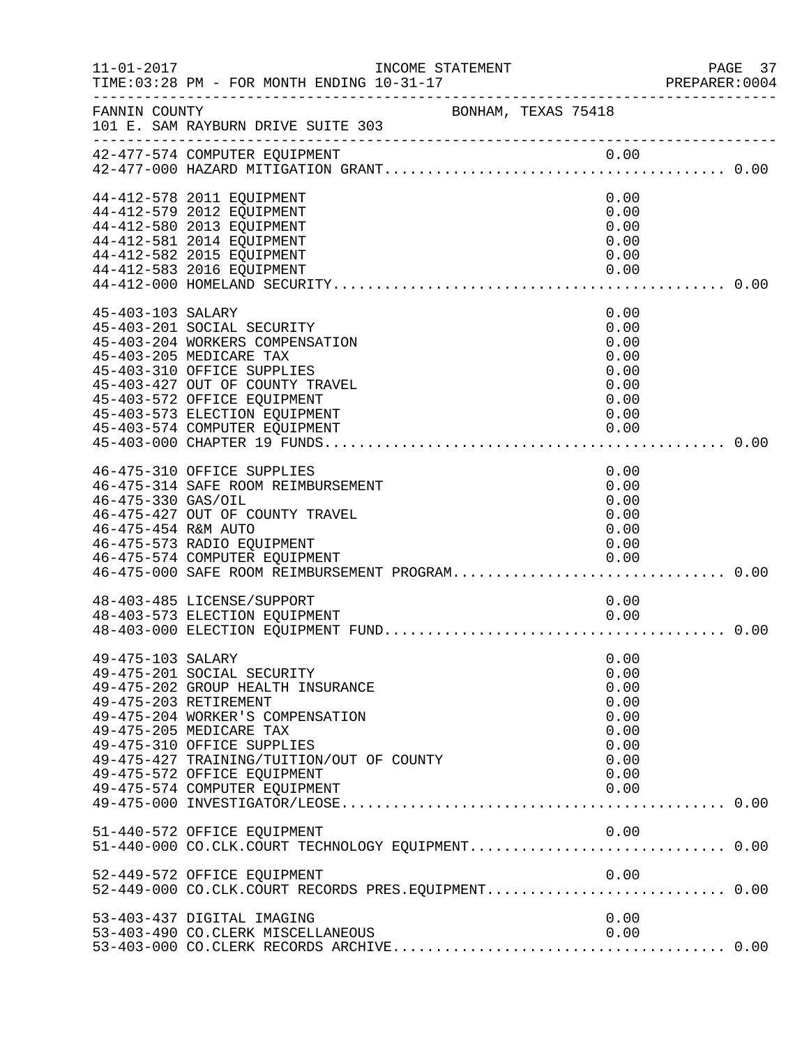FANNIN COUNTY BONHAM, TEXAS 75418
101 E. SAM RAYBURN DRIVE SUITE 303

| Account | Description | Amount | Total |
|---|---|---|---|
| 42-477-574 | COMPUTER EQUIPMENT | 0.00 | |
| 42-477-000 | HAZARD MITIGATION GRANT | | 0.00 |
| 44-412-578 | 2011 EQUIPMENT | 0.00 | |
| 44-412-579 | 2012 EQUIPMENT | 0.00 | |
| 44-412-580 | 2013 EQUIPMENT | 0.00 | |
| 44-412-581 | 2014 EQUIPMENT | 0.00 | |
| 44-412-582 | 2015 EQUIPMENT | 0.00 | |
| 44-412-583 | 2016 EQUIPMENT | 0.00 | |
| 44-412-000 | HOMELAND SECURITY | | 0.00 |
| 45-403-103 | SALARY | 0.00 | |
| 45-403-201 | SOCIAL SECURITY | 0.00 | |
| 45-403-204 | WORKERS COMPENSATION | 0.00 | |
| 45-403-205 | MEDICARE TAX | 0.00 | |
| 45-403-310 | OFFICE SUPPLIES | 0.00 | |
| 45-403-427 | OUT OF COUNTY TRAVEL | 0.00 | |
| 45-403-572 | OFFICE EQUIPMENT | 0.00 | |
| 45-403-573 | ELECTION EQUIPMENT | 0.00 | |
| 45-403-574 | COMPUTER EQUIPMENT | 0.00 | |
| 45-403-000 | CHAPTER 19 FUNDS | | 0.00 |
| 46-475-310 | OFFICE SUPPLIES | 0.00 | |
| 46-475-314 | SAFE ROOM REIMBURSEMENT | 0.00 | |
| 46-475-330 | GAS/OIL | 0.00 | |
| 46-475-427 | OUT OF COUNTY TRAVEL | 0.00 | |
| 46-475-454 | R&M AUTO | 0.00 | |
| 46-475-573 | RADIO EQUIPMENT | 0.00 | |
| 46-475-574 | COMPUTER EQUIPMENT | 0.00 | |
| 46-475-000 | SAFE ROOM REIMBURSEMENT PROGRAM | | 0.00 |
| 48-403-485 | LICENSE/SUPPORT | 0.00 | |
| 48-403-573 | ELECTION EQUIPMENT | 0.00 | |
| 48-403-000 | ELECTION EQUIPMENT FUND | | 0.00 |
| 49-475-103 | SALARY | 0.00 | |
| 49-475-201 | SOCIAL SECURITY | 0.00 | |
| 49-475-202 | GROUP HEALTH INSURANCE | 0.00 | |
| 49-475-203 | RETIREMENT | 0.00 | |
| 49-475-204 | WORKER'S COMPENSATION | 0.00 | |
| 49-475-205 | MEDICARE TAX | 0.00 | |
| 49-475-310 | OFFICE SUPPLIES | 0.00 | |
| 49-475-427 | TRAINING/TUITION/OUT OF COUNTY | 0.00 | |
| 49-475-572 | OFFICE EQUIPMENT | 0.00 | |
| 49-475-574 | COMPUTER EQUIPMENT | 0.00 | |
| 49-475-000 | INVESTIGATOR/LEOSE | | 0.00 |
| 51-440-572 | OFFICE EQUIPMENT | 0.00 | |
| 51-440-000 | CO.CLK.COURT TECHNOLOGY EQUIPMENT | | 0.00 |
| 52-449-572 | OFFICE EQUIPMENT | 0.00 | |
| 52-449-000 | CO.CLK.COURT RECORDS PRES.EQUIPMENT | | 0.00 |
| 53-403-437 | DIGITAL IMAGING | 0.00 | |
| 53-403-490 | CO.CLERK MISCELLANEOUS | 0.00 | |
| 53-403-000 | CO.CLERK RECORDS ARCHIVE | | 0.00 |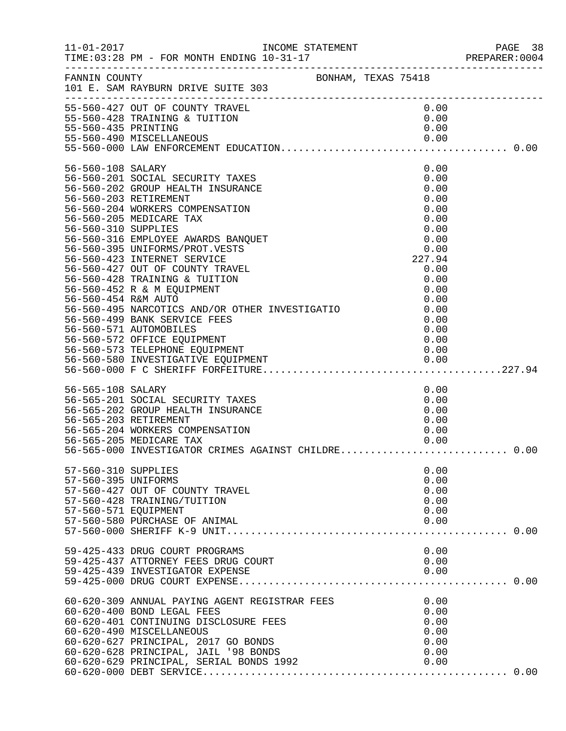FANNIN COUNTY BONHAM, TEXAS 75418
101 E. SAM RAYBURN DRIVE SUITE 303

INCOME STATEMENT
TIME:03:28 PM - FOR MONTH ENDING 10-31-17

| Account | Description | Amount | Total |
|---|---|---|---|
| 55-560-427 | OUT OF COUNTY TRAVEL | 0.00 | |
| 55-560-428 | TRAINING & TUITION | 0.00 | |
| 55-560-435 | PRINTING | 0.00 | |
| 55-560-490 | MISCELLANEOUS | 0.00 | |
| 55-560-000 | LAW ENFORCEMENT EDUCATION | | 0.00 |
| 56-560-108 | SALARY | 0.00 | |
| 56-560-201 | SOCIAL SECURITY TAXES | 0.00 | |
| 56-560-202 | GROUP HEALTH INSURANCE | 0.00 | |
| 56-560-203 | RETIREMENT | 0.00 | |
| 56-560-204 | WORKERS COMPENSATION | 0.00 | |
| 56-560-205 | MEDICARE TAX | 0.00 | |
| 56-560-310 | SUPPLIES | 0.00 | |
| 56-560-316 | EMPLOYEE AWARDS BANQUET | 0.00 | |
| 56-560-395 | UNIFORMS/PROT.VESTS | 0.00 | |
| 56-560-423 | INTERNET SERVICE | 227.94 | |
| 56-560-427 | OUT OF COUNTY TRAVEL | 0.00 | |
| 56-560-428 | TRAINING & TUITION | 0.00 | |
| 56-560-452 | R & M EQUIPMENT | 0.00 | |
| 56-560-454 | R&M AUTO | 0.00 | |
| 56-560-495 | NARCOTICS AND/OR OTHER INVESTIGATIO | 0.00 | |
| 56-560-499 | BANK SERVICE FEES | 0.00 | |
| 56-560-571 | AUTOMOBILES | 0.00 | |
| 56-560-572 | OFFICE EQUIPMENT | 0.00 | |
| 56-560-573 | TELEPHONE EQUIPMENT | 0.00 | |
| 56-560-580 | INVESTIGATIVE EQUIPMENT | 0.00 | |
| 56-560-000 | F C SHERIFF FORFEITURE | | 227.94 |
| 56-565-108 | SALARY | 0.00 | |
| 56-565-201 | SOCIAL SECURITY TAXES | 0.00 | |
| 56-565-202 | GROUP HEALTH INSURANCE | 0.00 | |
| 56-565-203 | RETIREMENT | 0.00 | |
| 56-565-204 | WORKERS COMPENSATION | 0.00 | |
| 56-565-205 | MEDICARE TAX | 0.00 | |
| 56-565-000 | INVESTIGATOR CRIMES AGAINST CHILDRE | | 0.00 |
| 57-560-310 | SUPPLIES | 0.00 | |
| 57-560-395 | UNIFORMS | 0.00 | |
| 57-560-427 | OUT OF COUNTY TRAVEL | 0.00 | |
| 57-560-428 | TRAINING/TUITION | 0.00 | |
| 57-560-571 | EQUIPMENT | 0.00 | |
| 57-560-580 | PURCHASE OF ANIMAL | 0.00 | |
| 57-560-000 | SHERIFF K-9 UNIT | | 0.00 |
| 59-425-433 | DRUG COURT PROGRAMS | 0.00 | |
| 59-425-437 | ATTORNEY FEES DRUG COURT | 0.00 | |
| 59-425-439 | INVESTIGATOR EXPENSE | 0.00 | |
| 59-425-000 | DRUG COURT EXPENSE | | 0.00 |
| 60-620-309 | ANNUAL PAYING AGENT REGISTRAR FEES | 0.00 | |
| 60-620-400 | BOND LEGAL FEES | 0.00 | |
| 60-620-401 | CONTINUING DISCLOSURE FEES | 0.00 | |
| 60-620-490 | MISCELLANEOUS | 0.00 | |
| 60-620-627 | PRINCIPAL, 2017 GO BONDS | 0.00 | |
| 60-620-628 | PRINCIPAL, JAIL '98 BONDS | 0.00 | |
| 60-620-629 | PRINCIPAL, SERIAL BONDS 1992 | 0.00 | |
| 60-620-000 | DEBT SERVICE | | 0.00 |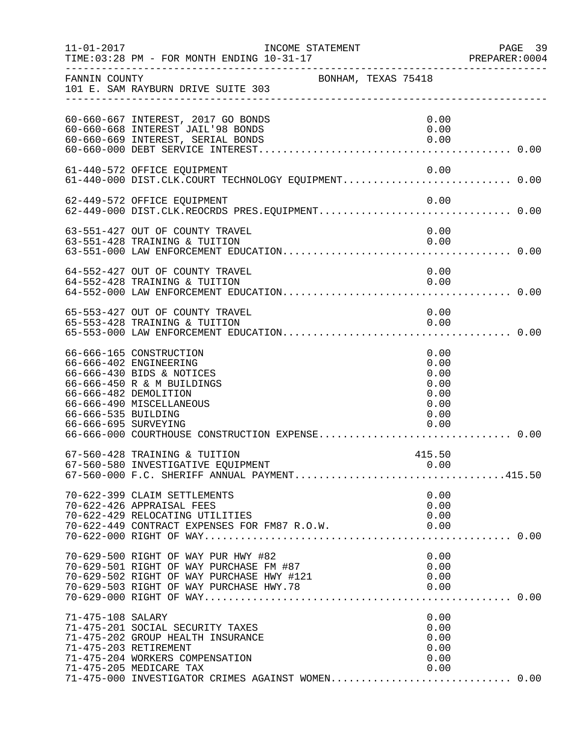FANNIN COUNTY — BONHAM, TEXAS 75418
101 E. SAM RAYBURN DRIVE SUITE 303

INCOME STATEMENT
TIME:03:28 PM - FOR MONTH ENDING 10-31-17

```
60-660-667 INTEREST, 2017 GO BONDS                                  0.00
60-660-668 INTEREST JAIL'98 BONDS                                   0.00
60-660-669 INTEREST, SERIAL BONDS                                   0.00
60-660-000 DEBT SERVICE INTEREST.......................................... 0.00

61-440-572 OFFICE EQUIPMENT                                         0.00
61-440-000 DIST.CLK.COURT TECHNOLOGY EQUIPMENT............................ 0.00

62-449-572 OFFICE EQUIPMENT                                         0.00
62-449-000 DIST.CLK.REOCRDS PRES.EQUIPMENT................................ 0.00

63-551-427 OUT OF COUNTY TRAVEL                                     0.00
63-551-428 TRAINING & TUITION                                       0.00
63-551-000 LAW ENFORCEMENT EDUCATION...................................... 0.00

64-552-427 OUT OF COUNTY TRAVEL                                     0.00
64-552-428 TRAINING & TUITION                                       0.00
64-552-000 LAW ENFORCEMENT EDUCATION...................................... 0.00

65-553-427 OUT OF COUNTY TRAVEL                                     0.00
65-553-428 TRAINING & TUITION                                       0.00
65-553-000 LAW ENFORCEMENT EDUCATION...................................... 0.00

66-666-165 CONSTRUCTION                                             0.00
66-666-402 ENGINEERING                                              0.00
66-666-430 BIDS & NOTICES                                           0.00
66-666-450 R & M BUILDINGS                                          0.00
66-666-482 DEMOLITION                                               0.00
66-666-490 MISCELLANEOUS                                            0.00
66-666-535 BUILDING                                                 0.00
66-666-695 SURVEYING                                                0.00
66-666-000 COURTHOUSE CONSTRUCTION EXPENSE................................ 0.00

67-560-428 TRAINING & TUITION                                     415.50
67-560-580 INVESTIGATIVE EQUIPMENT                                  0.00
67-560-000 F.C. SHERIFF ANNUAL PAYMENT...................................415.50

70-622-399 CLAIM SETTLEMENTS                                        0.00
70-622-426 APPRAISAL FEES                                           0.00
70-622-429 RELOCATING UTILITIES                                     0.00
70-622-449 CONTRACT EXPENSES FOR FM87 R.O.W.                        0.00
70-622-000 RIGHT OF WAY................................................... 0.00

70-629-500 RIGHT OF WAY PUR HWY #82                                 0.00
70-629-501 RIGHT OF WAY PURCHASE FM #87                             0.00
70-629-502 RIGHT OF WAY PURCHASE HWY #121                           0.00
70-629-503 RIGHT OF WAY PURCHASE HWY.78                             0.00
70-629-000 RIGHT OF WAY................................................... 0.00

71-475-108 SALARY                                                   0.00
71-475-201 SOCIAL SECURITY TAXES                                    0.00
71-475-202 GROUP HEALTH INSURANCE                                   0.00
71-475-203 RETIREMENT                                               0.00
71-475-204 WORKERS COMPENSATION                                     0.00
71-475-205 MEDICARE TAX                                             0.00
71-475-000 INVESTIGATOR CRIMES AGAINST WOMEN.............................. 0.00
```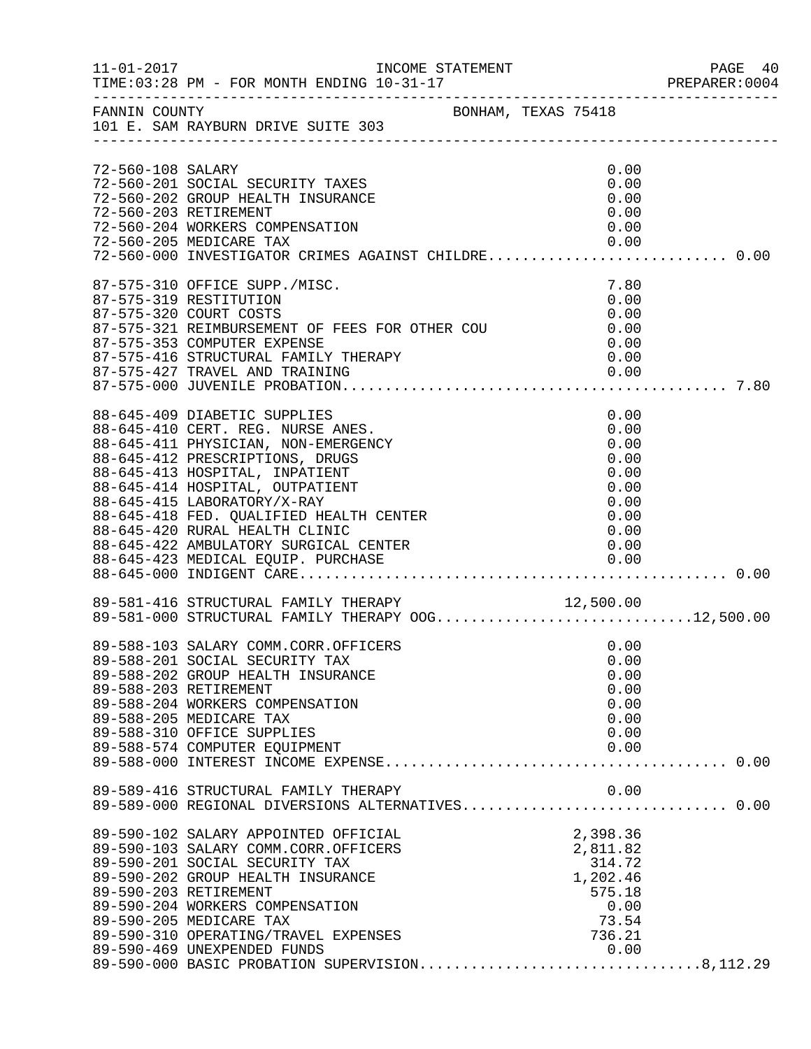11-01-2017 INCOME STATEMENT
TIME:03:28 PM - FOR MONTH ENDING 10-31-17

FANNIN COUNTY BONHAM, TEXAS 75418
101 E. SAM RAYBURN DRIVE SUITE 303

| Account | Description | Amount | Total |
|---|---|---|---|
| 72-560-108 | SALARY | 0.00 | |
| 72-560-201 | SOCIAL SECURITY TAXES | 0.00 | |
| 72-560-202 | GROUP HEALTH INSURANCE | 0.00 | |
| 72-560-203 | RETIREMENT | 0.00 | |
| 72-560-204 | WORKERS COMPENSATION | 0.00 | |
| 72-560-205 | MEDICARE TAX | 0.00 | |
| 72-560-000 | INVESTIGATOR CRIMES AGAINST CHILDRE | | 0.00 |
| 87-575-310 | OFFICE SUPP./MISC. | 7.80 | |
| 87-575-319 | RESTITUTION | 0.00 | |
| 87-575-320 | COURT COSTS | 0.00 | |
| 87-575-321 | REIMBURSEMENT OF FEES FOR OTHER COU | 0.00 | |
| 87-575-353 | COMPUTER EXPENSE | 0.00 | |
| 87-575-416 | STRUCTURAL FAMILY THERAPY | 0.00 | |
| 87-575-427 | TRAVEL AND TRAINING | 0.00 | |
| 87-575-000 | JUVENILE PROBATION | | 7.80 |
| 88-645-409 | DIABETIC SUPPLIES | 0.00 | |
| 88-645-410 | CERT. REG. NURSE ANES. | 0.00 | |
| 88-645-411 | PHYSICIAN, NON-EMERGENCY | 0.00 | |
| 88-645-412 | PRESCRIPTIONS, DRUGS | 0.00 | |
| 88-645-413 | HOSPITAL, INPATIENT | 0.00 | |
| 88-645-414 | HOSPITAL, OUTPATIENT | 0.00 | |
| 88-645-415 | LABORATORY/X-RAY | 0.00 | |
| 88-645-418 | FED. QUALIFIED HEALTH CENTER | 0.00 | |
| 88-645-420 | RURAL HEALTH CLINIC | 0.00 | |
| 88-645-422 | AMBULATORY SURGICAL CENTER | 0.00 | |
| 88-645-423 | MEDICAL EQUIP. PURCHASE | 0.00 | |
| 88-645-000 | INDIGENT CARE | | 0.00 |
| 89-581-416 | STRUCTURAL FAMILY THERAPY | 12,500.00 | |
| 89-581-000 | STRUCTURAL FAMILY THERAPY OOG | | 12,500.00 |
| 89-588-103 | SALARY COMM.CORR.OFFICERS | 0.00 | |
| 89-588-201 | SOCIAL SECURITY TAX | 0.00 | |
| 89-588-202 | GROUP HEALTH INSURANCE | 0.00 | |
| 89-588-203 | RETIREMENT | 0.00 | |
| 89-588-204 | WORKERS COMPENSATION | 0.00 | |
| 89-588-205 | MEDICARE TAX | 0.00 | |
| 89-588-310 | OFFICE SUPPLIES | 0.00 | |
| 89-588-574 | COMPUTER EQUIPMENT | 0.00 | |
| 89-588-000 | INTEREST INCOME EXPENSE | | 0.00 |
| 89-589-416 | STRUCTURAL FAMILY THERAPY | 0.00 | |
| 89-589-000 | REGIONAL DIVERSIONS ALTERNATIVES | | 0.00 |
| 89-590-102 | SALARY APPOINTED OFFICIAL | 2,398.36 | |
| 89-590-103 | SALARY COMM.CORR.OFFICERS | 2,811.82 | |
| 89-590-201 | SOCIAL SECURITY TAX | 314.72 | |
| 89-590-202 | GROUP HEALTH INSURANCE | 1,202.46 | |
| 89-590-203 | RETIREMENT | 575.18 | |
| 89-590-204 | WORKERS COMPENSATION | 0.00 | |
| 89-590-205 | MEDICARE TAX | 73.54 | |
| 89-590-310 | OPERATING/TRAVEL EXPENSES | 736.21 | |
| 89-590-469 | UNEXPENDED FUNDS | 0.00 | |
| 89-590-000 | BASIC PROBATION SUPERVISION | | 8,112.29 |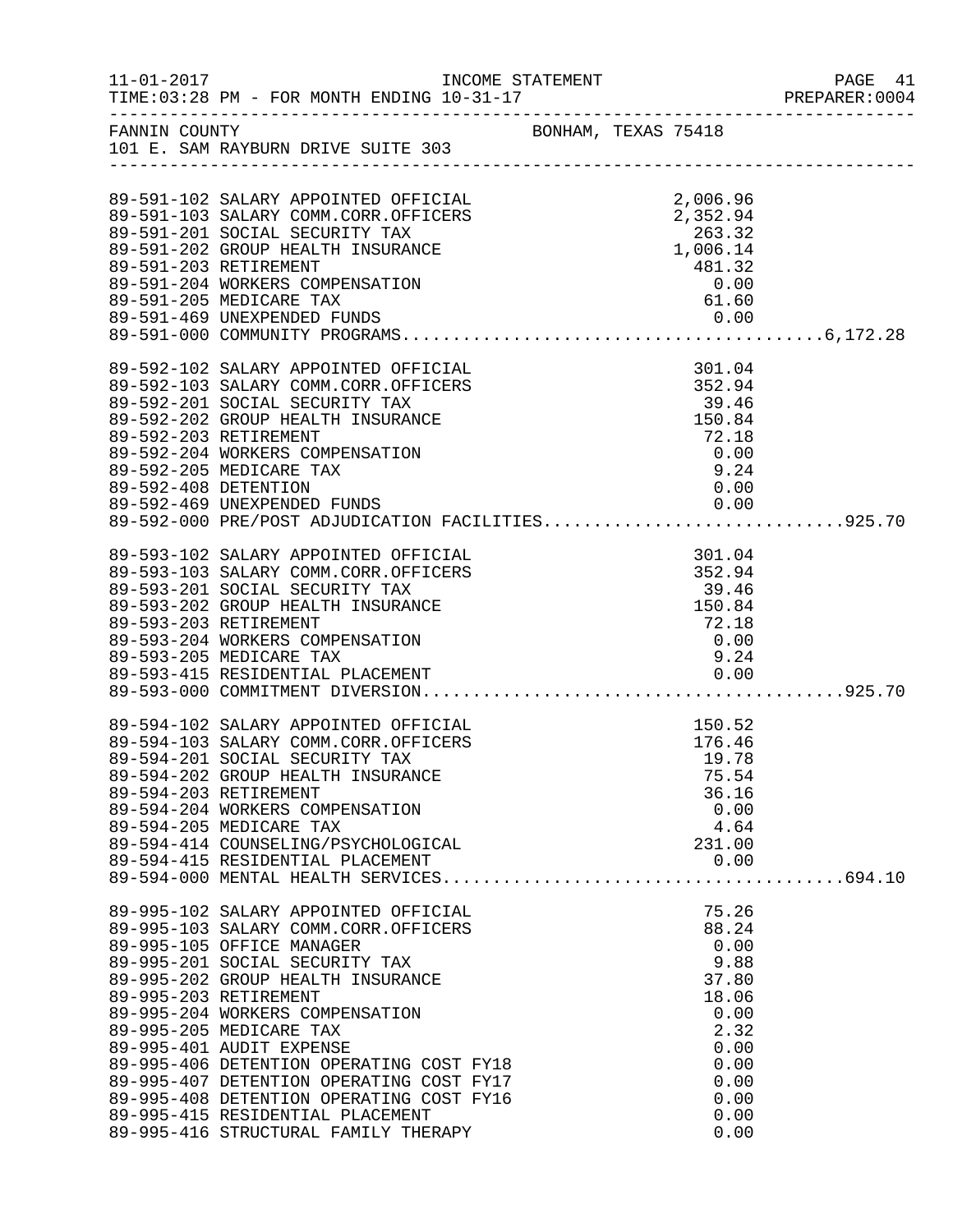FANNIN COUNTY BONHAM, TEXAS 75418
101 E. SAM RAYBURN DRIVE SUITE 303

INCOME STATEMENT
TIME:03:28 PM - FOR MONTH ENDING 10-31-17

| Account | Description | Amount | Total |
|---|---|---|---|
| 89-591-102 | SALARY APPOINTED OFFICIAL | 2,006.96 | |
| 89-591-103 | SALARY COMM.CORR.OFFICERS | 2,352.94 | |
| 89-591-201 | SOCIAL SECURITY TAX | 263.32 | |
| 89-591-202 | GROUP HEALTH INSURANCE | 1,006.14 | |
| 89-591-203 | RETIREMENT | 481.32 | |
| 89-591-204 | WORKERS COMPENSATION | 0.00 | |
| 89-591-205 | MEDICARE TAX | 61.60 | |
| 89-591-469 | UNEXPENDED FUNDS | 0.00 | |
| 89-591-000 | COMMUNITY PROGRAMS | | 6,172.28 |
| 89-592-102 | SALARY APPOINTED OFFICIAL | 301.04 | |
| 89-592-103 | SALARY COMM.CORR.OFFICERS | 352.94 | |
| 89-592-201 | SOCIAL SECURITY TAX | 39.46 | |
| 89-592-202 | GROUP HEALTH INSURANCE | 150.84 | |
| 89-592-203 | RETIREMENT | 72.18 | |
| 89-592-204 | WORKERS COMPENSATION | 0.00 | |
| 89-592-205 | MEDICARE TAX | 9.24 | |
| 89-592-408 | DETENTION | 0.00 | |
| 89-592-469 | UNEXPENDED FUNDS | 0.00 | |
| 89-592-000 | PRE/POST ADJUDICATION FACILITIES | | 925.70 |
| 89-593-102 | SALARY APPOINTED OFFICIAL | 301.04 | |
| 89-593-103 | SALARY COMM.CORR.OFFICERS | 352.94 | |
| 89-593-201 | SOCIAL SECURITY TAX | 39.46 | |
| 89-593-202 | GROUP HEALTH INSURANCE | 150.84 | |
| 89-593-203 | RETIREMENT | 72.18 | |
| 89-593-204 | WORKERS COMPENSATION | 0.00 | |
| 89-593-205 | MEDICARE TAX | 9.24 | |
| 89-593-415 | RESIDENTIAL PLACEMENT | 0.00 | |
| 89-593-000 | COMMITMENT DIVERSION | | 925.70 |
| 89-594-102 | SALARY APPOINTED OFFICIAL | 150.52 | |
| 89-594-103 | SALARY COMM.CORR.OFFICERS | 176.46 | |
| 89-594-201 | SOCIAL SECURITY TAX | 19.78 | |
| 89-594-202 | GROUP HEALTH INSURANCE | 75.54 | |
| 89-594-203 | RETIREMENT | 36.16 | |
| 89-594-204 | WORKERS COMPENSATION | 0.00 | |
| 89-594-205 | MEDICARE TAX | 4.64 | |
| 89-594-414 | COUNSELING/PSYCHOLOGICAL | 231.00 | |
| 89-594-415 | RESIDENTIAL PLACEMENT | 0.00 | |
| 89-594-000 | MENTAL HEALTH SERVICES | | 694.10 |
| 89-995-102 | SALARY APPOINTED OFFICIAL | 75.26 | |
| 89-995-103 | SALARY COMM.CORR.OFFICERS | 88.24 | |
| 89-995-105 | OFFICE MANAGER | 0.00 | |
| 89-995-201 | SOCIAL SECURITY TAX | 9.88 | |
| 89-995-202 | GROUP HEALTH INSURANCE | 37.80 | |
| 89-995-203 | RETIREMENT | 18.06 | |
| 89-995-204 | WORKERS COMPENSATION | 0.00 | |
| 89-995-205 | MEDICARE TAX | 2.32 | |
| 89-995-401 | AUDIT EXPENSE | 0.00 | |
| 89-995-406 | DETENTION OPERATING COST FY18 | 0.00 | |
| 89-995-407 | DETENTION OPERATING COST FY17 | 0.00 | |
| 89-995-408 | DETENTION OPERATING COST FY16 | 0.00 | |
| 89-995-415 | RESIDENTIAL PLACEMENT | 0.00 | |
| 89-995-416 | STRUCTURAL FAMILY THERAPY | 0.00 | |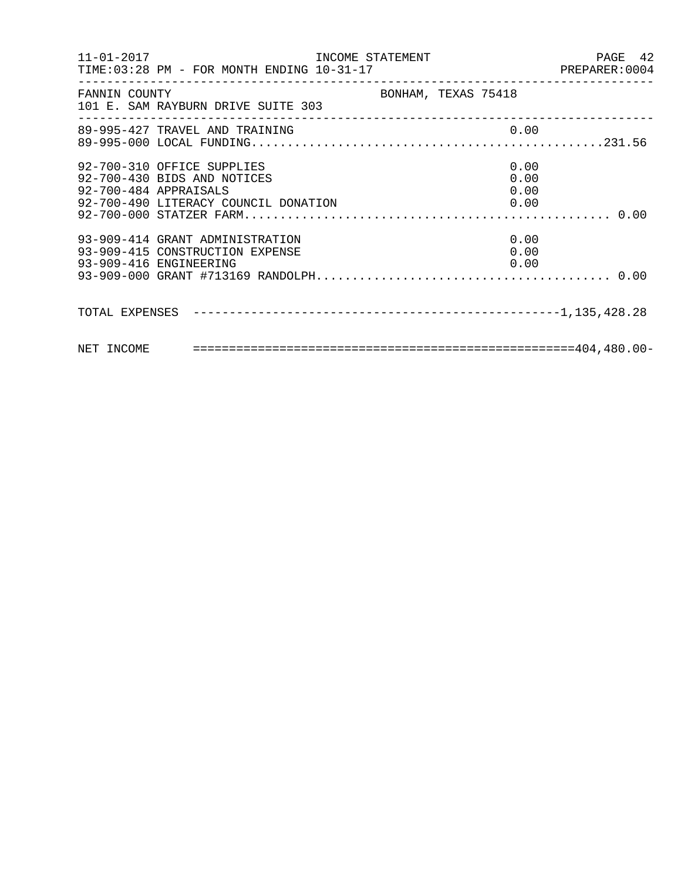INCOME STATEMENT

11-01-2017
TIME:03:28 PM - FOR MONTH ENDING 10-31-17

PREPARER:0004

FANNIN COUNTY
101 E. SAM RAYBURN DRIVE SUITE 303

BONHAM, TEXAS 75418

```
89-995-427 TRAVEL AND TRAINING                                   0.00
89-995-000 LOCAL FUNDING................................................231.56

92-700-310 OFFICE SUPPLIES                                       0.00
92-700-430 BIDS AND NOTICES                                      0.00
92-700-484 APPRAISALS                                            0.00
92-700-490 LITERACY COUNCIL DONATION                             0.00
92-700-000 STATZER FARM.................................................. 0.00

93-909-414 GRANT ADMINISTRATION                                  0.00
93-909-415 CONSTRUCTION EXPENSE                                  0.00
93-909-416 ENGINEERING                                           0.00
93-909-000 GRANT #713169 RANDOLPH........................................ 0.00


TOTAL EXPENSES  --------------------------------------------------1,135,428.28


NET INCOME      =====================================================404,480.00-
```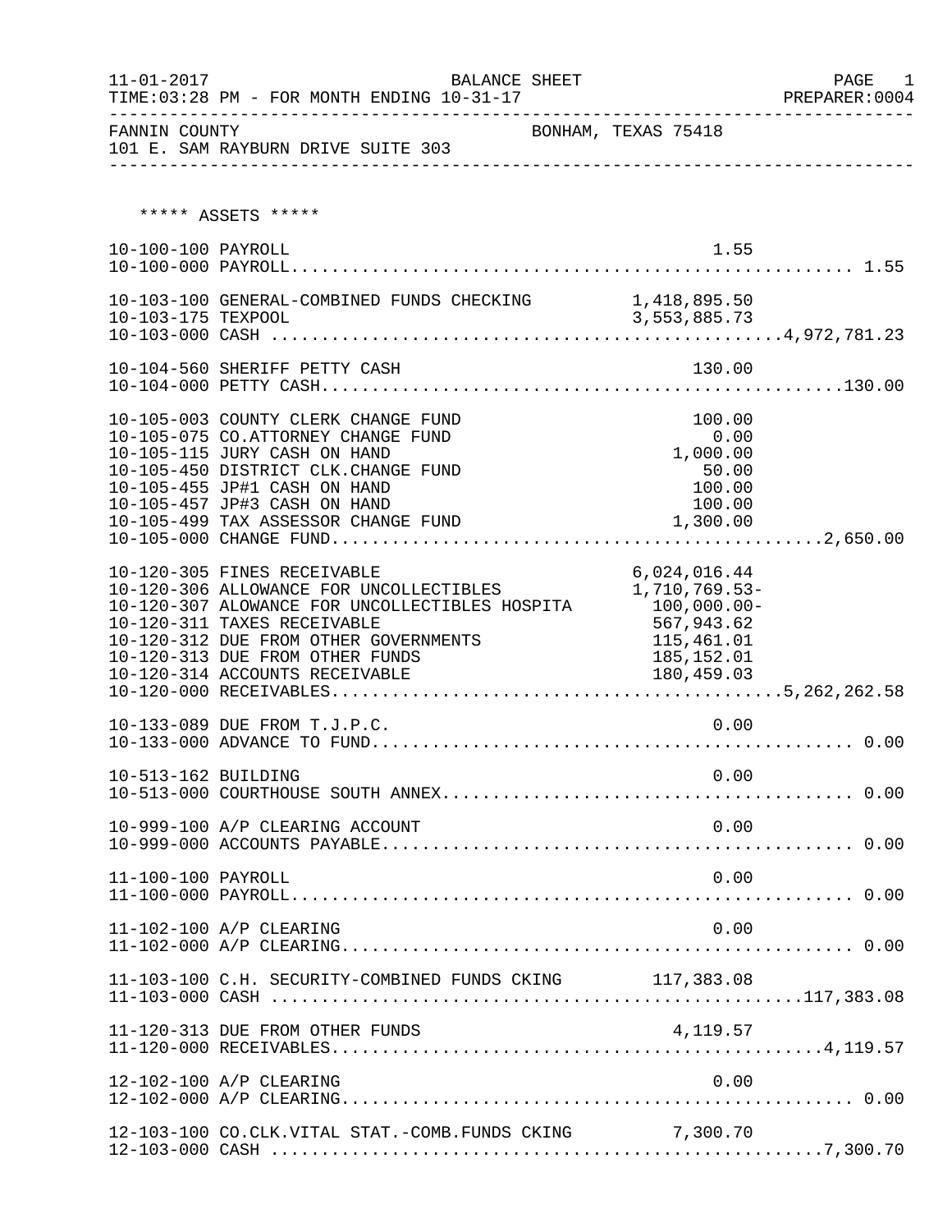11-01-2017 BALANCE SHEET PAGE 1
TIME:03:28 PM - FOR MONTH ENDING 10-31-17 PREPARER:0004

FANNIN COUNTY BONHAM, TEXAS 75418
101 E. SAM RAYBURN DRIVE SUITE 303

***** ASSETS *****

| Account | Description | Detail | Total |
|---|---|---|---|
| 10-100-100 | PAYROLL | 1.55 | |
| 10-100-000 | PAYROLL | | 1.55 |
| 10-103-100 | GENERAL-COMBINED FUNDS CHECKING | 1,418,895.50 | |
| 10-103-175 | TEXPOOL | 3,553,885.73 | |
| 10-103-000 | CASH | | 4,972,781.23 |
| 10-104-560 | SHERIFF PETTY CASH | 130.00 | |
| 10-104-000 | PETTY CASH | | 130.00 |
| 10-105-003 | COUNTY CLERK CHANGE FUND | 100.00 | |
| 10-105-075 | CO.ATTORNEY CHANGE FUND | 0.00 | |
| 10-105-115 | JURY CASH ON HAND | 1,000.00 | |
| 10-105-450 | DISTRICT CLK.CHANGE FUND | 50.00 | |
| 10-105-455 | JP#1 CASH ON HAND | 100.00 | |
| 10-105-457 | JP#3 CASH ON HAND | 100.00 | |
| 10-105-499 | TAX ASSESSOR CHANGE FUND | 1,300.00 | |
| 10-105-000 | CHANGE FUND | | 2,650.00 |
| 10-120-305 | FINES RECEIVABLE | 6,024,016.44 | |
| 10-120-306 | ALLOWANCE FOR UNCOLLECTIBLES | 1,710,769.53- | |
| 10-120-307 | ALOWANCE FOR UNCOLLECTIBLES HOSPITA | 100,000.00- | |
| 10-120-311 | TAXES RECEIVABLE | 567,943.62 | |
| 10-120-312 | DUE FROM OTHER GOVERNMENTS | 115,461.01 | |
| 10-120-313 | DUE FROM OTHER FUNDS | 185,152.01 | |
| 10-120-314 | ACCOUNTS RECEIVABLE | 180,459.03 | |
| 10-120-000 | RECEIVABLES | | 5,262,262.58 |
| 10-133-089 | DUE FROM T.J.P.C. | 0.00 | |
| 10-133-000 | ADVANCE TO FUND | | 0.00 |
| 10-513-162 | BUILDING | 0.00 | |
| 10-513-000 | COURTHOUSE SOUTH ANNEX | | 0.00 |
| 10-999-100 | A/P CLEARING ACCOUNT | 0.00 | |
| 10-999-000 | ACCOUNTS PAYABLE | | 0.00 |
| 11-100-100 | PAYROLL | 0.00 | |
| 11-100-000 | PAYROLL | | 0.00 |
| 11-102-100 | A/P CLEARING | 0.00 | |
| 11-102-000 | A/P CLEARING | | 0.00 |
| 11-103-100 | C.H. SECURITY-COMBINED FUNDS CKING | 117,383.08 | |
| 11-103-000 | CASH | | 117,383.08 |
| 11-120-313 | DUE FROM OTHER FUNDS | 4,119.57 | |
| 11-120-000 | RECEIVABLES | | 4,119.57 |
| 12-102-100 | A/P CLEARING | 0.00 | |
| 12-102-000 | A/P CLEARING | | 0.00 |
| 12-103-100 | CO.CLK.VITAL STAT.-COMB.FUNDS CKING | 7,300.70 | |
| 12-103-000 | CASH | | 7,300.70 |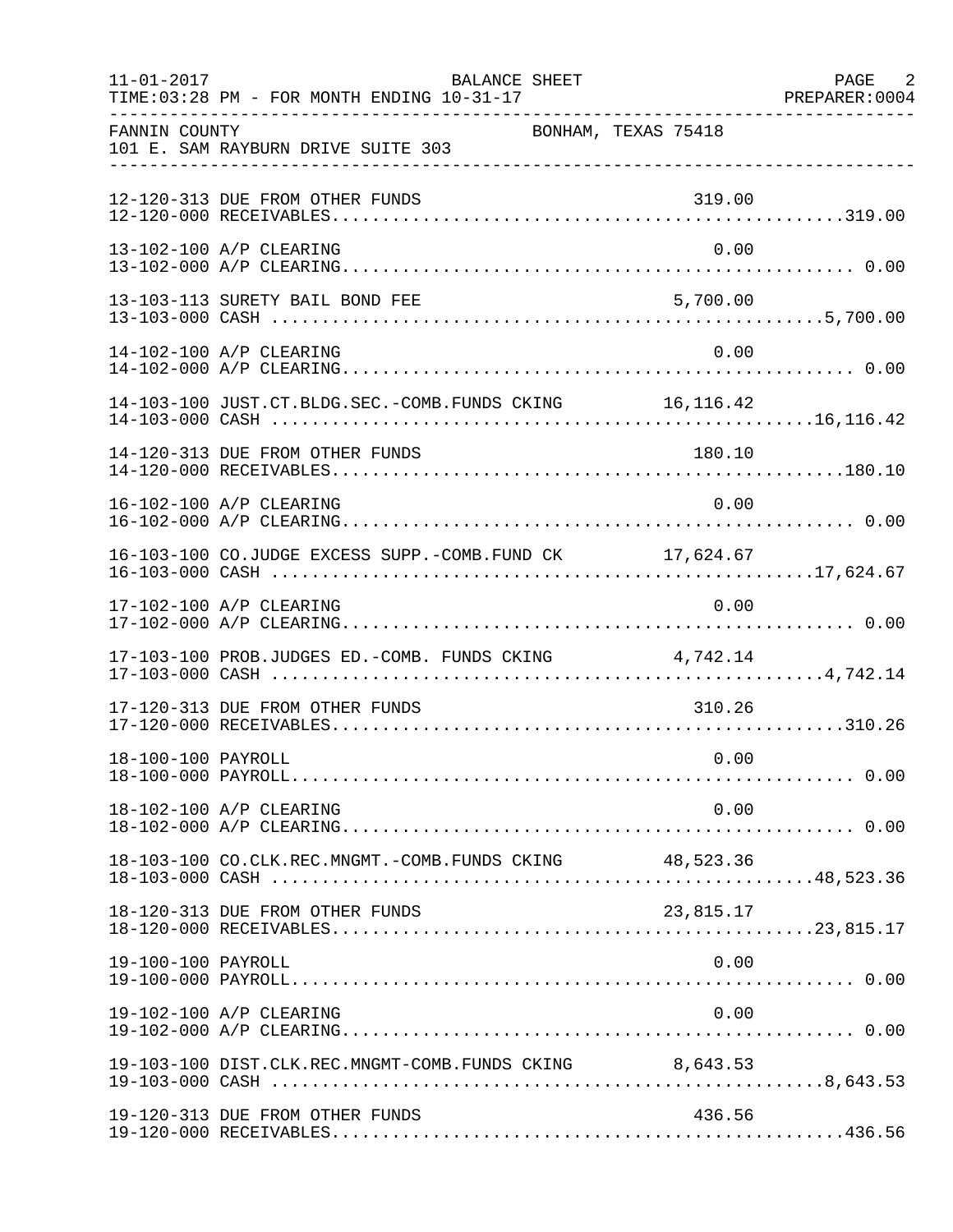FANNIN COUNTY BONHAM, TEXAS 75418
101 E. SAM RAYBURN DRIVE SUITE 303

| Account | Description | Amount | Total |
|---|---|---|---|
| 12-120-313 | DUE FROM OTHER FUNDS | 319.00 | |
| 12-120-000 | RECEIVABLES | | 319.00 |
| 13-102-100 | A/P CLEARING | 0.00 | |
| 13-102-000 | A/P CLEARING | | 0.00 |
| 13-103-113 | SURETY BAIL BOND FEE | 5,700.00 | |
| 13-103-000 | CASH | | 5,700.00 |
| 14-102-100 | A/P CLEARING | 0.00 | |
| 14-102-000 | A/P CLEARING | | 0.00 |
| 14-103-100 | JUST.CT.BLDG.SEC.-COMB.FUNDS CKING | 16,116.42 | |
| 14-103-000 | CASH | | 16,116.42 |
| 14-120-313 | DUE FROM OTHER FUNDS | 180.10 | |
| 14-120-000 | RECEIVABLES | | 180.10 |
| 16-102-100 | A/P CLEARING | 0.00 | |
| 16-102-000 | A/P CLEARING | | 0.00 |
| 16-103-100 | CO.JUDGE EXCESS SUPP.-COMB.FUND CK | 17,624.67 | |
| 16-103-000 | CASH | | 17,624.67 |
| 17-102-100 | A/P CLEARING | 0.00 | |
| 17-102-000 | A/P CLEARING | | 0.00 |
| 17-103-100 | PROB.JUDGES ED.-COMB. FUNDS CKING | 4,742.14 | |
| 17-103-000 | CASH | | 4,742.14 |
| 17-120-313 | DUE FROM OTHER FUNDS | 310.26 | |
| 17-120-000 | RECEIVABLES | | 310.26 |
| 18-100-100 | PAYROLL | 0.00 | |
| 18-100-000 | PAYROLL | | 0.00 |
| 18-102-100 | A/P CLEARING | 0.00 | |
| 18-102-000 | A/P CLEARING | | 0.00 |
| 18-103-100 | CO.CLK.REC.MNGMT.-COMB.FUNDS CKING | 48,523.36 | |
| 18-103-000 | CASH | | 48,523.36 |
| 18-120-313 | DUE FROM OTHER FUNDS | 23,815.17 | |
| 18-120-000 | RECEIVABLES | | 23,815.17 |
| 19-100-100 | PAYROLL | 0.00 | |
| 19-100-000 | PAYROLL | | 0.00 |
| 19-102-100 | A/P CLEARING | 0.00 | |
| 19-102-000 | A/P CLEARING | | 0.00 |
| 19-103-100 | DIST.CLK.REC.MNGMT-COMB.FUNDS CKING | 8,643.53 | |
| 19-103-000 | CASH | | 8,643.53 |
| 19-120-313 | DUE FROM OTHER FUNDS | 436.56 | |
| 19-120-000 | RECEIVABLES | | 436.56 |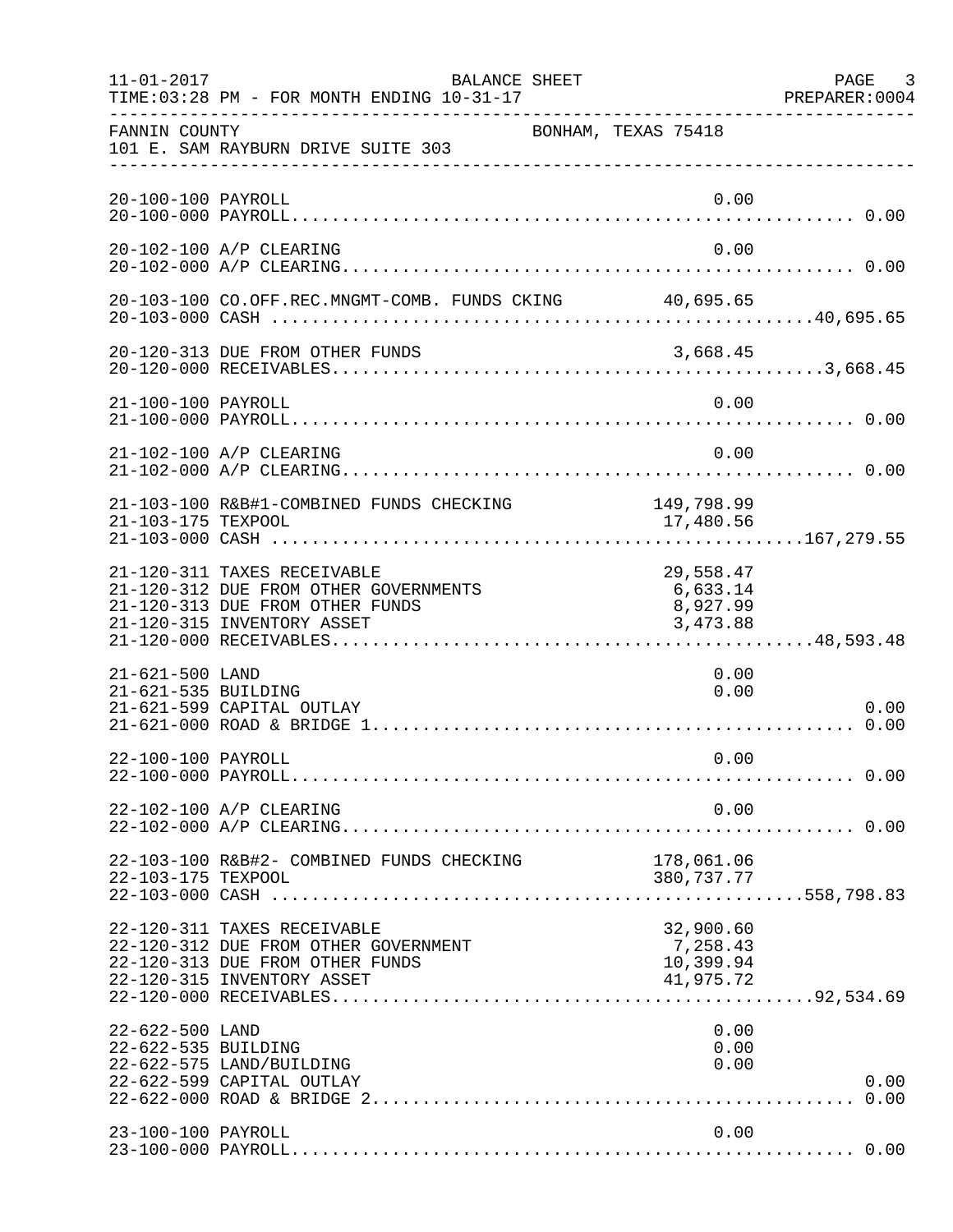FANNIN COUNTY — BONHAM, TEXAS 75418
101 E. SAM RAYBURN DRIVE SUITE 303

BALANCE SHEET — FOR MONTH ENDING 10-31-17

| Account | Description | Detail | Total |
|---|---|---|---|
| 20-100-100 | PAYROLL | 0.00 | |
| 20-100-000 | PAYROLL | | 0.00 |
| 20-102-100 | A/P CLEARING | 0.00 | |
| 20-102-000 | A/P CLEARING | | 0.00 |
| 20-103-100 | CO.OFF.REC.MNGMT-COMB. FUNDS CKING | 40,695.65 | |
| 20-103-000 | CASH | | 40,695.65 |
| 20-120-313 | DUE FROM OTHER FUNDS | 3,668.45 | |
| 20-120-000 | RECEIVABLES | | 3,668.45 |
| 21-100-100 | PAYROLL | 0.00 | |
| 21-100-000 | PAYROLL | | 0.00 |
| 21-102-100 | A/P CLEARING | 0.00 | |
| 21-102-000 | A/P CLEARING | | 0.00 |
| 21-103-100 | R&B#1-COMBINED FUNDS CHECKING | 149,798.99 | |
| 21-103-175 | TEXPOOL | 17,480.56 | |
| 21-103-000 | CASH | | 167,279.55 |
| 21-120-311 | TAXES RECEIVABLE | 29,558.47 | |
| 21-120-312 | DUE FROM OTHER GOVERNMENTS | 6,633.14 | |
| 21-120-313 | DUE FROM OTHER FUNDS | 8,927.99 | |
| 21-120-315 | INVENTORY ASSET | 3,473.88 | |
| 21-120-000 | RECEIVABLES | | 48,593.48 |
| 21-621-500 | LAND | 0.00 | |
| 21-621-535 | BUILDING | 0.00 | |
| 21-621-599 | CAPITAL OUTLAY | | 0.00 |
| 21-621-000 | ROAD & BRIDGE 1 | | 0.00 |
| 22-100-100 | PAYROLL | 0.00 | |
| 22-100-000 | PAYROLL | | 0.00 |
| 22-102-100 | A/P CLEARING | 0.00 | |
| 22-102-000 | A/P CLEARING | | 0.00 |
| 22-103-100 | R&B#2- COMBINED FUNDS CHECKING | 178,061.06 | |
| 22-103-175 | TEXPOOL | 380,737.77 | |
| 22-103-000 | CASH | | 558,798.83 |
| 22-120-311 | TAXES RECEIVABLE | 32,900.60 | |
| 22-120-312 | DUE FROM OTHER GOVERNMENT | 7,258.43 | |
| 22-120-313 | DUE FROM OTHER FUNDS | 10,399.94 | |
| 22-120-315 | INVENTORY ASSET | 41,975.72 | |
| 22-120-000 | RECEIVABLES | | 92,534.69 |
| 22-622-500 | LAND | 0.00 | |
| 22-622-535 | BUILDING | 0.00 | |
| 22-622-575 | LAND/BUILDING | 0.00 | |
| 22-622-599 | CAPITAL OUTLAY | | 0.00 |
| 22-622-000 | ROAD & BRIDGE 2 | | 0.00 |
| 23-100-100 | PAYROLL | 0.00 | |
| 23-100-000 | PAYROLL | | 0.00 |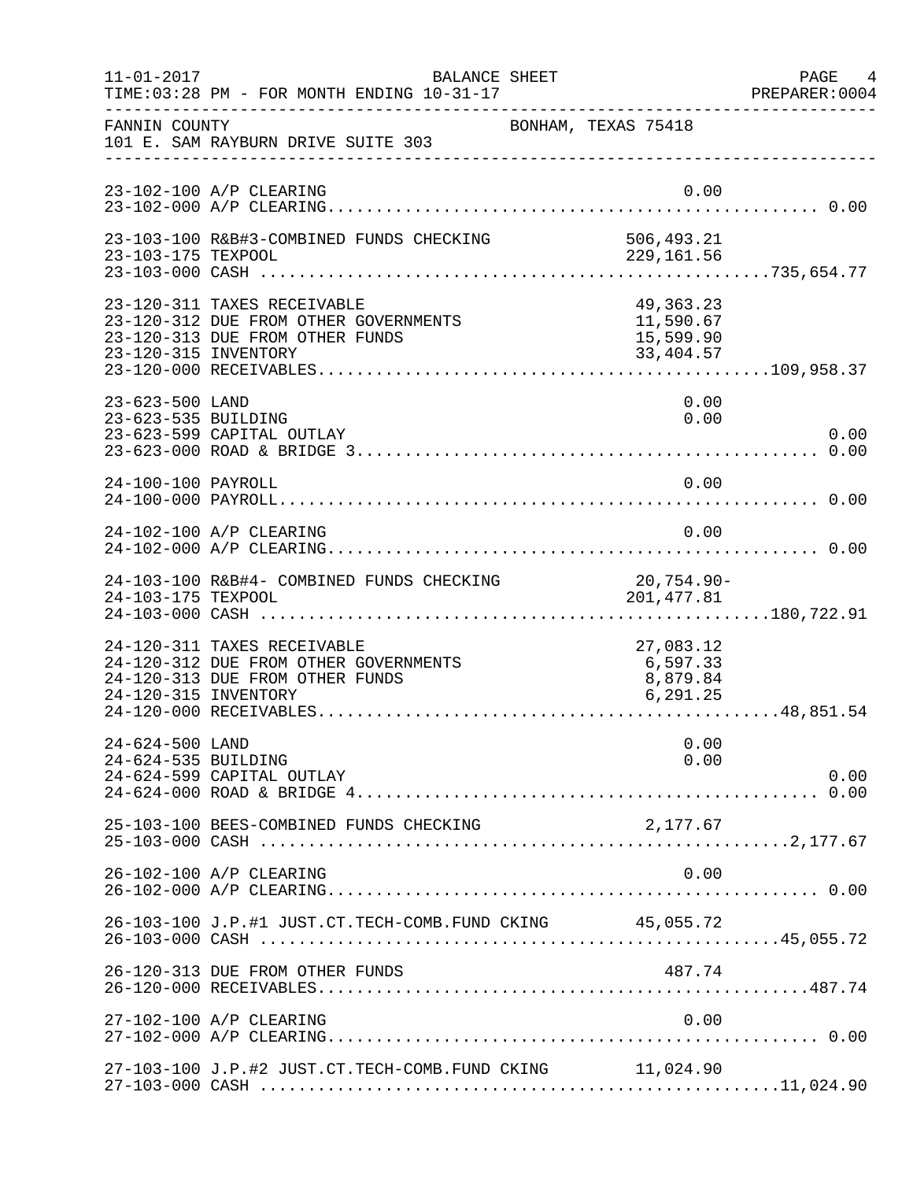11-01-2017 BALANCE SHEET PAGE 4
TIME:03:28 PM - FOR MONTH ENDING 10-31-17 PREPARER:0004

FANNIN COUNTY BONHAM, TEXAS 75418
101 E. SAM RAYBURN DRIVE SUITE 303

| Account | Description | Amount | Total |
|---|---|---|---|
| 23-102-100 | A/P CLEARING | 0.00 | |
| 23-102-000 | A/P CLEARING | | 0.00 |
| 23-103-100 | R&B#3-COMBINED FUNDS CHECKING | 506,493.21 | |
| 23-103-175 | TEXPOOL | 229,161.56 | |
| 23-103-000 | CASH | | 735,654.77 |
| 23-120-311 | TAXES RECEIVABLE | 49,363.23 | |
| 23-120-312 | DUE FROM OTHER GOVERNMENTS | 11,590.67 | |
| 23-120-313 | DUE FROM OTHER FUNDS | 15,599.90 | |
| 23-120-315 | INVENTORY | 33,404.57 | |
| 23-120-000 | RECEIVABLES | | 109,958.37 |
| 23-623-500 | LAND | 0.00 | |
| 23-623-535 | BUILDING | 0.00 | |
| 23-623-599 | CAPITAL OUTLAY | | 0.00 |
| 23-623-000 | ROAD & BRIDGE 3 | | 0.00 |
| 24-100-100 | PAYROLL | 0.00 | |
| 24-100-000 | PAYROLL | | 0.00 |
| 24-102-100 | A/P CLEARING | 0.00 | |
| 24-102-000 | A/P CLEARING | | 0.00 |
| 24-103-100 | R&B#4- COMBINED FUNDS CHECKING | 20,754.90- | |
| 24-103-175 | TEXPOOL | 201,477.81 | |
| 24-103-000 | CASH | | 180,722.91 |
| 24-120-311 | TAXES RECEIVABLE | 27,083.12 | |
| 24-120-312 | DUE FROM OTHER GOVERNMENTS | 6,597.33 | |
| 24-120-313 | DUE FROM OTHER FUNDS | 8,879.84 | |
| 24-120-315 | INVENTORY | 6,291.25 | |
| 24-120-000 | RECEIVABLES | | 48,851.54 |
| 24-624-500 | LAND | 0.00 | |
| 24-624-535 | BUILDING | 0.00 | |
| 24-624-599 | CAPITAL OUTLAY | | 0.00 |
| 24-624-000 | ROAD & BRIDGE 4 | | 0.00 |
| 25-103-100 | BEES-COMBINED FUNDS CHECKING | 2,177.67 | |
| 25-103-000 | CASH | | 2,177.67 |
| 26-102-100 | A/P CLEARING | 0.00 | |
| 26-102-000 | A/P CLEARING | | 0.00 |
| 26-103-100 | J.P.#1 JUST.CT.TECH-COMB.FUND CKING | 45,055.72 | |
| 26-103-000 | CASH | | 45,055.72 |
| 26-120-313 | DUE FROM OTHER FUNDS | 487.74 | |
| 26-120-000 | RECEIVABLES | | 487.74 |
| 27-102-100 | A/P CLEARING | 0.00 | |
| 27-102-000 | A/P CLEARING | | 0.00 |
| 27-103-100 | J.P.#2 JUST.CT.TECH-COMB.FUND CKING | 11,024.90 | |
| 27-103-000 | CASH | | 11,024.90 |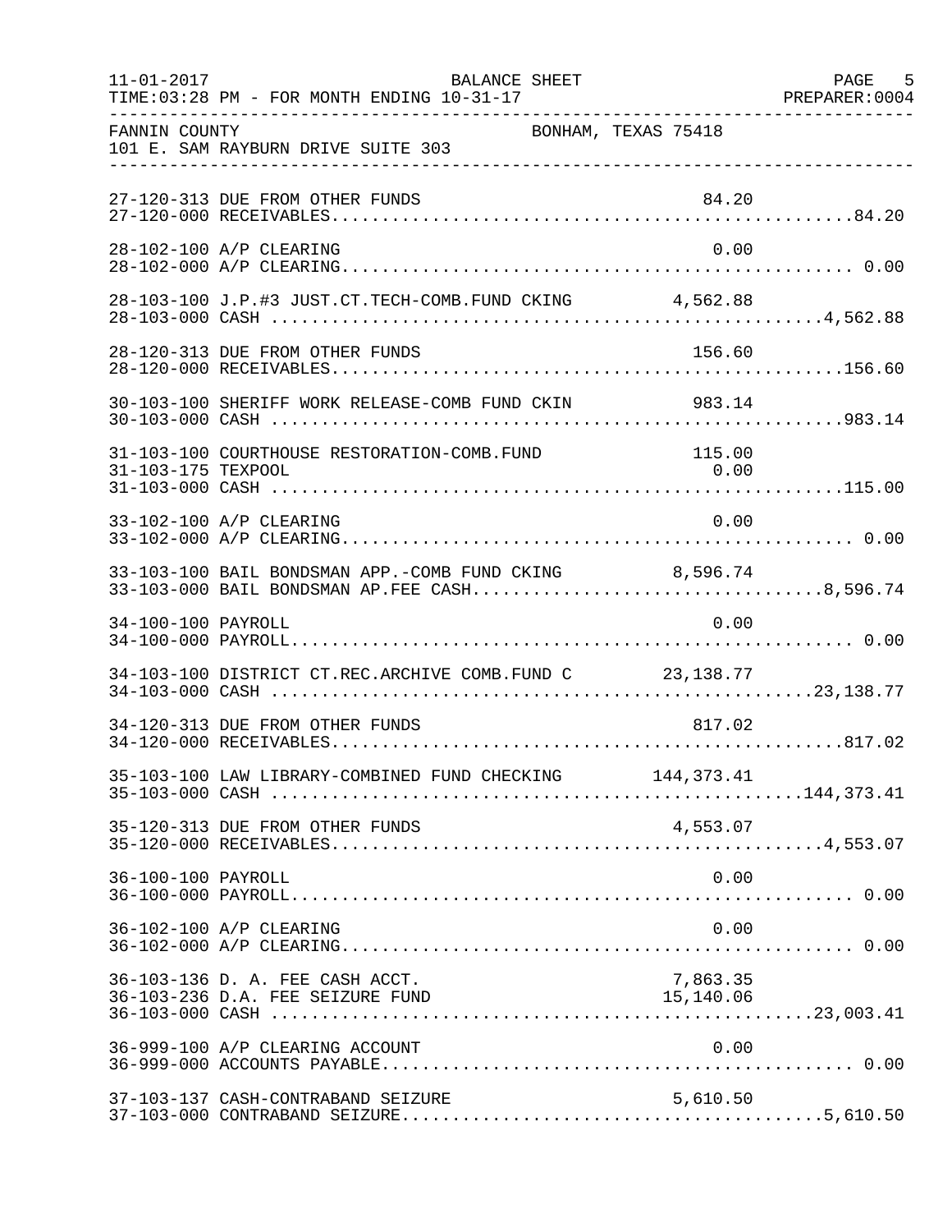11-01-2017 BALANCE SHEET PAGE 5
TIME:03:28 PM - FOR MONTH ENDING 10-31-17 PREPARER:0004

FANNIN COUNTY BONHAM, TEXAS 75418
101 E. SAM RAYBURN DRIVE SUITE 303

| Account | Description | Detail | Total |
|---|---|---|---|
| 27-120-313 | DUE FROM OTHER FUNDS | 84.20 | |
| 27-120-000 | RECEIVABLES | | 84.20 |
| 28-102-100 | A/P CLEARING | 0.00 | |
| 28-102-000 | A/P CLEARING | | 0.00 |
| 28-103-100 | J.P.#3 JUST.CT.TECH-COMB.FUND CKING | 4,562.88 | |
| 28-103-000 | CASH | | 4,562.88 |
| 28-120-313 | DUE FROM OTHER FUNDS | 156.60 | |
| 28-120-000 | RECEIVABLES | | 156.60 |
| 30-103-100 | SHERIFF WORK RELEASE-COMB FUND CKIN | 983.14 | |
| 30-103-000 | CASH | | 983.14 |
| 31-103-100 | COURTHOUSE RESTORATION-COMB.FUND | 115.00 | |
| 31-103-175 | TEXPOOL | 0.00 | |
| 31-103-000 | CASH | | 115.00 |
| 33-102-100 | A/P CLEARING | 0.00 | |
| 33-102-000 | A/P CLEARING | | 0.00 |
| 33-103-100 | BAIL BONDSMAN APP.-COMB FUND CKING | 8,596.74 | |
| 33-103-000 | BAIL BONDSMAN AP.FEE CASH | | 8,596.74 |
| 34-100-100 | PAYROLL | 0.00 | |
| 34-100-000 | PAYROLL | | 0.00 |
| 34-103-100 | DISTRICT CT.REC.ARCHIVE COMB.FUND C | 23,138.77 | |
| 34-103-000 | CASH | | 23,138.77 |
| 34-120-313 | DUE FROM OTHER FUNDS | 817.02 | |
| 34-120-000 | RECEIVABLES | | 817.02 |
| 35-103-100 | LAW LIBRARY-COMBINED FUND CHECKING | 144,373.41 | |
| 35-103-000 | CASH | | 144,373.41 |
| 35-120-313 | DUE FROM OTHER FUNDS | 4,553.07 | |
| 35-120-000 | RECEIVABLES | | 4,553.07 |
| 36-100-100 | PAYROLL | 0.00 | |
| 36-100-000 | PAYROLL | | 0.00 |
| 36-102-100 | A/P CLEARING | 0.00 | |
| 36-102-000 | A/P CLEARING | | 0.00 |
| 36-103-136 | D. A. FEE CASH ACCT. | 7,863.35 | |
| 36-103-236 | D.A. FEE SEIZURE FUND | 15,140.06 | |
| 36-103-000 | CASH | | 23,003.41 |
| 36-999-100 | A/P CLEARING ACCOUNT | 0.00 | |
| 36-999-000 | ACCOUNTS PAYABLE | | 0.00 |
| 37-103-137 | CASH-CONTRABAND SEIZURE | 5,610.50 | |
| 37-103-000 | CONTRABAND SEIZURE | | 5,610.50 |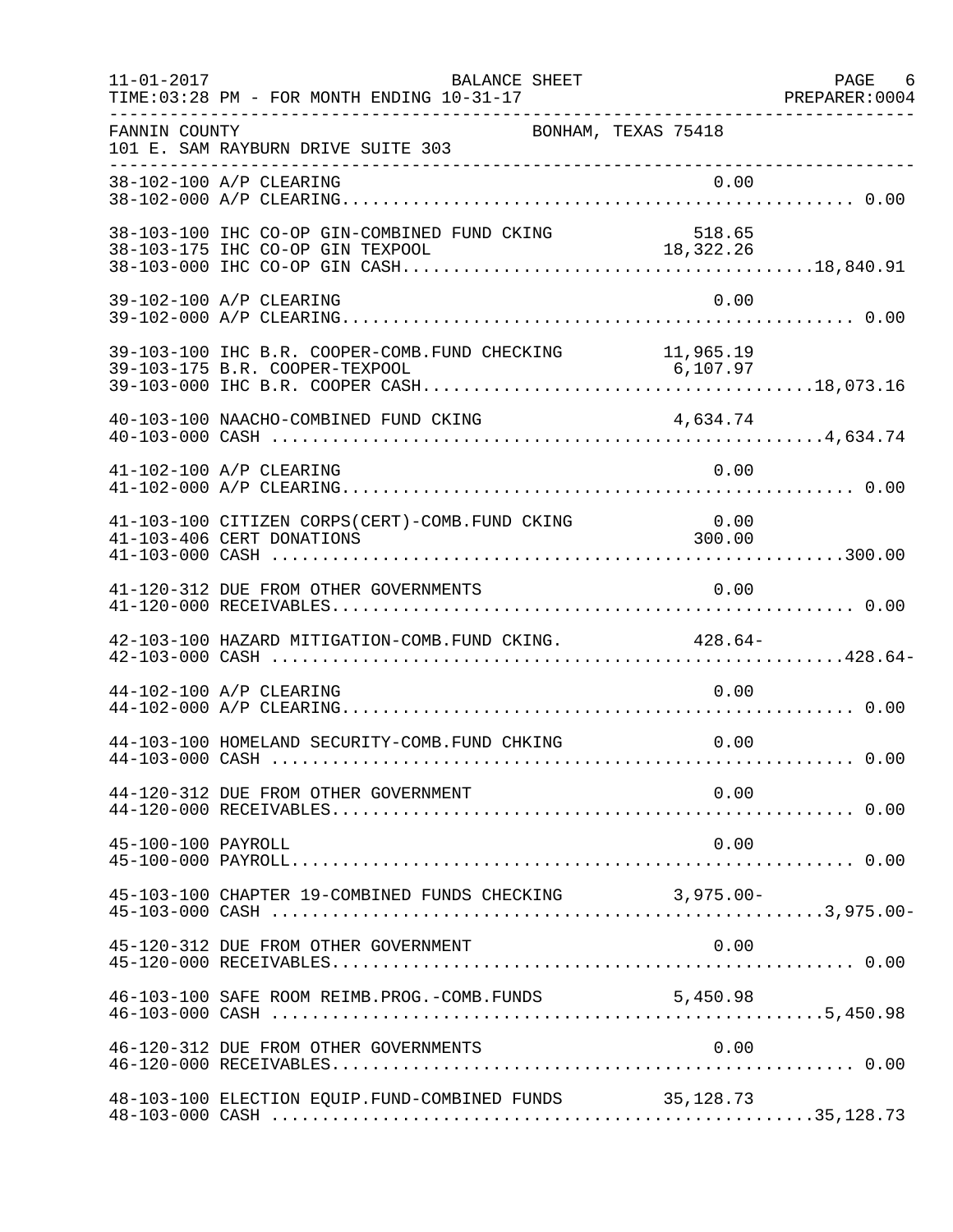FANNIN COUNTY BONHAM, TEXAS 75418
101 E. SAM RAYBURN DRIVE SUITE 303

BALANCE SHEET
11-01-2017
TIME:03:28 PM - FOR MONTH ENDING 10-31-17
PREPARER:0004

| Account | Description | Amount | Total |
|---|---|---|---|
| 38-102-100 | A/P CLEARING | 0.00 | |
| 38-102-000 | A/P CLEARING | | 0.00 |
| 38-103-100 | IHC CO-OP GIN-COMBINED FUND CKING | 518.65 | |
| 38-103-175 | IHC CO-OP GIN TEXPOOL | 18,322.26 | |
| 38-103-000 | IHC CO-OP GIN CASH | | 18,840.91 |
| 39-102-100 | A/P CLEARING | 0.00 | |
| 39-102-000 | A/P CLEARING | | 0.00 |
| 39-103-100 | IHC B.R. COOPER-COMB.FUND CHECKING | 11,965.19 | |
| 39-103-175 | B.R. COOPER-TEXPOOL | 6,107.97 | |
| 39-103-000 | IHC B.R. COOPER CASH | | 18,073.16 |
| 40-103-100 | NAACHO-COMBINED FUND CKING | 4,634.74 | |
| 40-103-000 | CASH | | 4,634.74 |
| 41-102-100 | A/P CLEARING | 0.00 | |
| 41-102-000 | A/P CLEARING | | 0.00 |
| 41-103-100 | CITIZEN CORPS(CERT)-COMB.FUND CKING | 0.00 | |
| 41-103-406 | CERT DONATIONS | 300.00 | |
| 41-103-000 | CASH | | 300.00 |
| 41-120-312 | DUE FROM OTHER GOVERNMENTS | 0.00 | |
| 41-120-000 | RECEIVABLES | | 0.00 |
| 42-103-100 | HAZARD MITIGATION-COMB.FUND CKING. | 428.64- | |
| 42-103-000 | CASH | | 428.64- |
| 44-102-100 | A/P CLEARING | 0.00 | |
| 44-102-000 | A/P CLEARING | | 0.00 |
| 44-103-100 | HOMELAND SECURITY-COMB.FUND CHKING | 0.00 | |
| 44-103-000 | CASH | | 0.00 |
| 44-120-312 | DUE FROM OTHER GOVERNMENT | 0.00 | |
| 44-120-000 | RECEIVABLES | | 0.00 |
| 45-100-100 | PAYROLL | 0.00 | |
| 45-100-000 | PAYROLL | | 0.00 |
| 45-103-100 | CHAPTER 19-COMBINED FUNDS CHECKING | 3,975.00- | |
| 45-103-000 | CASH | | 3,975.00- |
| 45-120-312 | DUE FROM OTHER GOVERNMENT | 0.00 | |
| 45-120-000 | RECEIVABLES | | 0.00 |
| 46-103-100 | SAFE ROOM REIMB.PROG.-COMB.FUNDS | 5,450.98 | |
| 46-103-000 | CASH | | 5,450.98 |
| 46-120-312 | DUE FROM OTHER GOVERNMENTS | 0.00 | |
| 46-120-000 | RECEIVABLES | | 0.00 |
| 48-103-100 | ELECTION EQUIP.FUND-COMBINED FUNDS | 35,128.73 | |
| 48-103-000 | CASH | | 35,128.73 |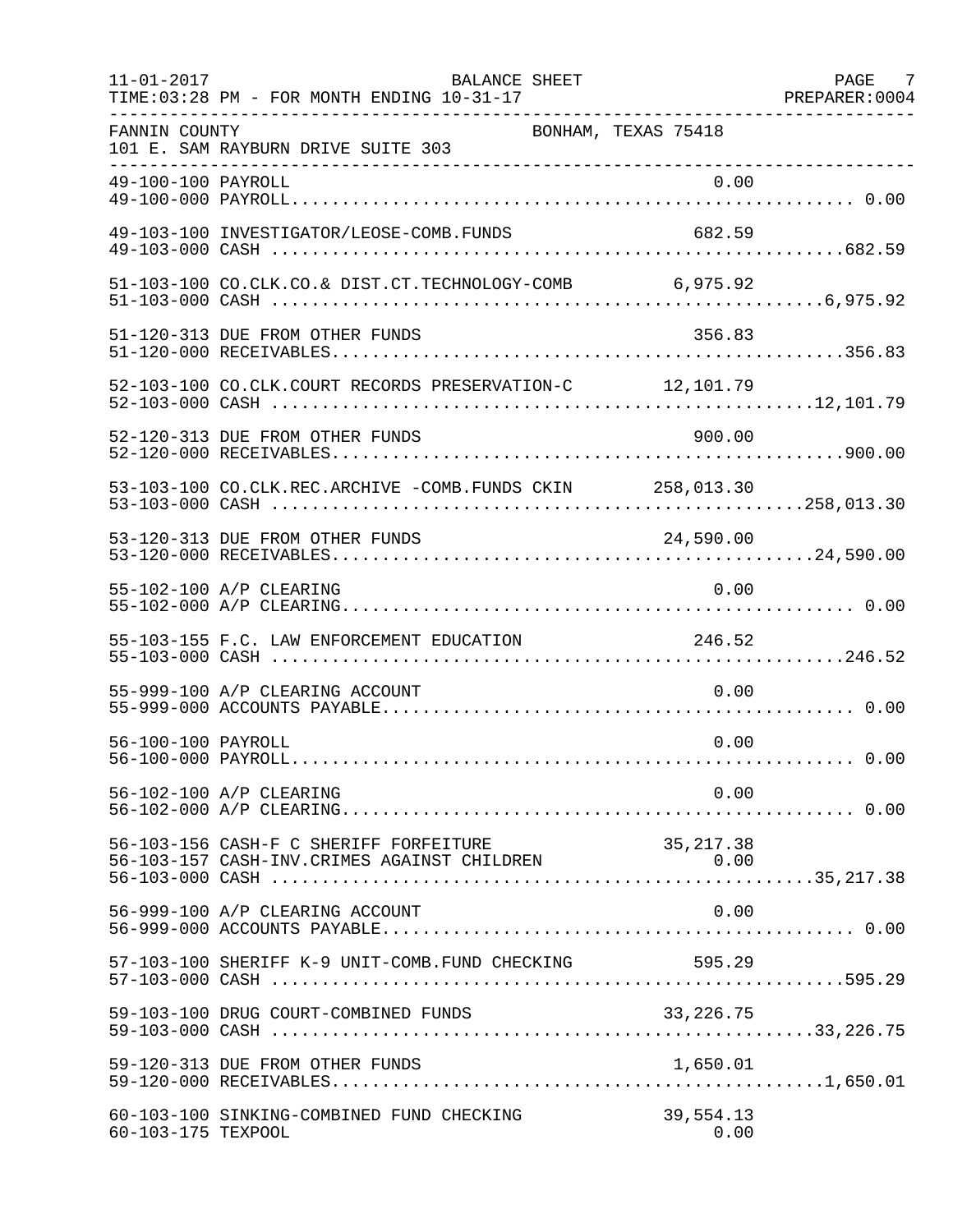11-01-2017 BALANCE SHEET
TIME:03:28 PM - FOR MONTH ENDING 10-31-17

FANNIN COUNTY BONHAM, TEXAS 75418
101 E. SAM RAYBURN DRIVE SUITE 303

| Account | Description | Amount | Total |
|---|---|---|---|
| 49-100-100 | PAYROLL | 0.00 | |
| 49-100-000 | PAYROLL | | 0.00 |
| 49-103-100 | INVESTIGATOR/LEOSE-COMB.FUNDS | 682.59 | |
| 49-103-000 | CASH | | 682.59 |
| 51-103-100 | CO.CLK.CO.& DIST.CT.TECHNOLOGY-COMB | 6,975.92 | |
| 51-103-000 | CASH | | 6,975.92 |
| 51-120-313 | DUE FROM OTHER FUNDS | 356.83 | |
| 51-120-000 | RECEIVABLES | | 356.83 |
| 52-103-100 | CO.CLK.COURT RECORDS PRESERVATION-C | 12,101.79 | |
| 52-103-000 | CASH | | 12,101.79 |
| 52-120-313 | DUE FROM OTHER FUNDS | 900.00 | |
| 52-120-000 | RECEIVABLES | | 900.00 |
| 53-103-100 | CO.CLK.REC.ARCHIVE -COMB.FUNDS CKIN | 258,013.30 | |
| 53-103-000 | CASH | | 258,013.30 |
| 53-120-313 | DUE FROM OTHER FUNDS | 24,590.00 | |
| 53-120-000 | RECEIVABLES | | 24,590.00 |
| 55-102-100 | A/P CLEARING | 0.00 | |
| 55-102-000 | A/P CLEARING | | 0.00 |
| 55-103-155 | F.C. LAW ENFORCEMENT EDUCATION | 246.52 | |
| 55-103-000 | CASH | | 246.52 |
| 55-999-100 | A/P CLEARING ACCOUNT | 0.00 | |
| 55-999-000 | ACCOUNTS PAYABLE | | 0.00 |
| 56-100-100 | PAYROLL | 0.00 | |
| 56-100-000 | PAYROLL | | 0.00 |
| 56-102-100 | A/P CLEARING | 0.00 | |
| 56-102-000 | A/P CLEARING | | 0.00 |
| 56-103-156 | CASH-F C SHERIFF FORFEITURE | 35,217.38 | |
| 56-103-157 | CASH-INV.CRIMES AGAINST CHILDREN | 0.00 | |
| 56-103-000 | CASH | | 35,217.38 |
| 56-999-100 | A/P CLEARING ACCOUNT | 0.00 | |
| 56-999-000 | ACCOUNTS PAYABLE | | 0.00 |
| 57-103-100 | SHERIFF K-9 UNIT-COMB.FUND CHECKING | 595.29 | |
| 57-103-000 | CASH | | 595.29 |
| 59-103-100 | DRUG COURT-COMBINED FUNDS | 33,226.75 | |
| 59-103-000 | CASH | | 33,226.75 |
| 59-120-313 | DUE FROM OTHER FUNDS | 1,650.01 | |
| 59-120-000 | RECEIVABLES | | 1,650.01 |
| 60-103-100 | SINKING-COMBINED FUND CHECKING | 39,554.13 | |
| 60-103-175 | TEXPOOL | 0.00 | |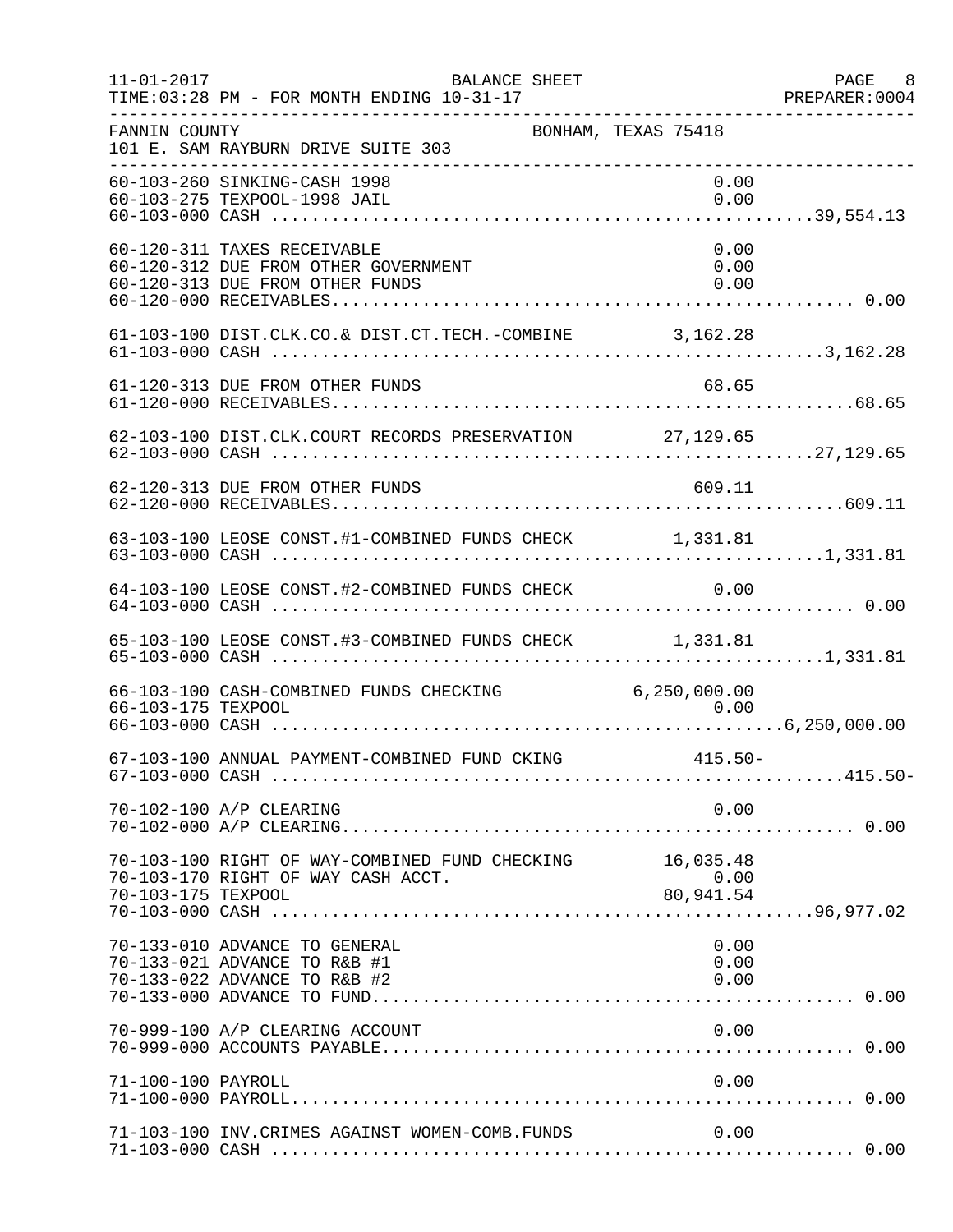FANNIN COUNTY — BONHAM, TEXAS 75418
101 E. SAM RAYBURN DRIVE SUITE 303

BALANCE SHEET — FOR MONTH ENDING 10-31-17

| Account | Description | Amount | Total |
|---|---|---|---|
| 60-103-260 | SINKING-CASH 1998 | 0.00 | |
| 60-103-275 | TEXPOOL-1998 JAIL | 0.00 | |
| 60-103-000 | CASH | | 39,554.13 |
| 60-120-311 | TAXES RECEIVABLE | 0.00 | |
| 60-120-312 | DUE FROM OTHER GOVERNMENT | 0.00 | |
| 60-120-313 | DUE FROM OTHER FUNDS | 0.00 | |
| 60-120-000 | RECEIVABLES | | 0.00 |
| 61-103-100 | DIST.CLK.CO.& DIST.CT.TECH.-COMBINE | 3,162.28 | |
| 61-103-000 | CASH | | 3,162.28 |
| 61-120-313 | DUE FROM OTHER FUNDS | 68.65 | |
| 61-120-000 | RECEIVABLES | | 68.65 |
| 62-103-100 | DIST.CLK.COURT RECORDS PRESERVATION | 27,129.65 | |
| 62-103-000 | CASH | | 27,129.65 |
| 62-120-313 | DUE FROM OTHER FUNDS | 609.11 | |
| 62-120-000 | RECEIVABLES | | 609.11 |
| 63-103-100 | LEOSE CONST.#1-COMBINED FUNDS CHECK | 1,331.81 | |
| 63-103-000 | CASH | | 1,331.81 |
| 64-103-100 | LEOSE CONST.#2-COMBINED FUNDS CHECK | 0.00 | |
| 64-103-000 | CASH | | 0.00 |
| 65-103-100 | LEOSE CONST.#3-COMBINED FUNDS CHECK | 1,331.81 | |
| 65-103-000 | CASH | | 1,331.81 |
| 66-103-100 | CASH-COMBINED FUNDS CHECKING | 6,250,000.00 | |
| 66-103-175 | TEXPOOL | 0.00 | |
| 66-103-000 | CASH | | 6,250,000.00 |
| 67-103-100 | ANNUAL PAYMENT-COMBINED FUND CKING | 415.50- | |
| 67-103-000 | CASH | | 415.50- |
| 70-102-100 | A/P CLEARING | 0.00 | |
| 70-102-000 | A/P CLEARING | | 0.00 |
| 70-103-100 | RIGHT OF WAY-COMBINED FUND CHECKING | 16,035.48 | |
| 70-103-170 | RIGHT OF WAY CASH ACCT. | 0.00 | |
| 70-103-175 | TEXPOOL | 80,941.54 | |
| 70-103-000 | CASH | | 96,977.02 |
| 70-133-010 | ADVANCE TO GENERAL | 0.00 | |
| 70-133-021 | ADVANCE TO R&B #1 | 0.00 | |
| 70-133-022 | ADVANCE TO R&B #2 | 0.00 | |
| 70-133-000 | ADVANCE TO FUND | | 0.00 |
| 70-999-100 | A/P CLEARING ACCOUNT | 0.00 | |
| 70-999-000 | ACCOUNTS PAYABLE | | 0.00 |
| 71-100-100 | PAYROLL | 0.00 | |
| 71-100-000 | PAYROLL | | 0.00 |
| 71-103-100 | INV.CRIMES AGAINST WOMEN-COMB.FUNDS | 0.00 | |
| 71-103-000 | CASH | | 0.00 |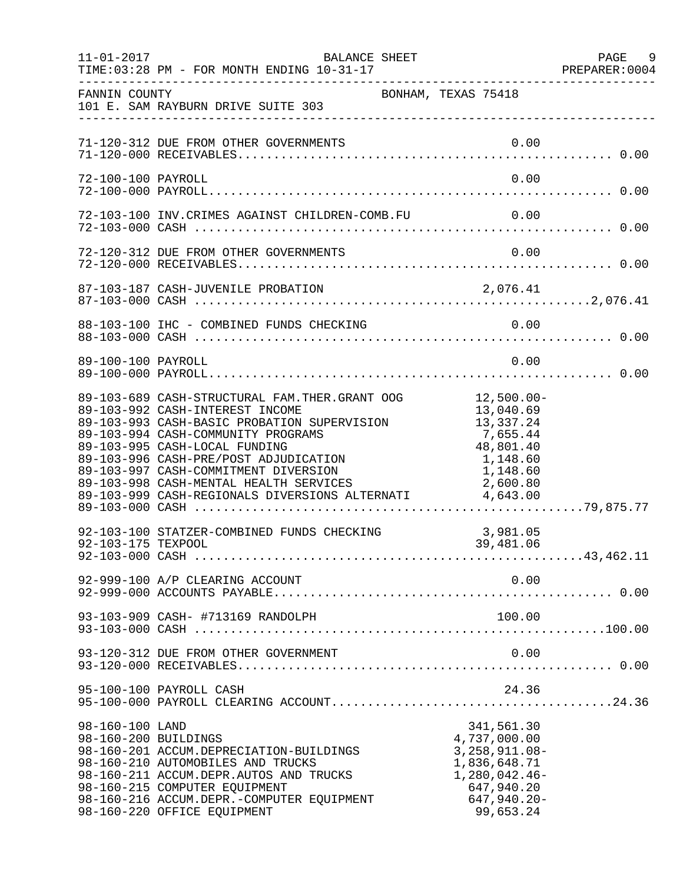11-01-2017 BALANCE SHEET PAGE 9
TIME:03:28 PM - FOR MONTH ENDING 10-31-17 PREPARER:0004

FANNIN COUNTY BONHAM, TEXAS 75418
101 E. SAM RAYBURN DRIVE SUITE 303

| Account | Description | Detail | Total |
|---|---|---|---|
| 71-120-312 | DUE FROM OTHER GOVERNMENTS | 0.00 | |
| 71-120-000 | RECEIVABLES | | 0.00 |
| 72-100-100 | PAYROLL | 0.00 | |
| 72-100-000 | PAYROLL | | 0.00 |
| 72-103-100 | INV.CRIMES AGAINST CHILDREN-COMB.FU | 0.00 | |
| 72-103-000 | CASH | | 0.00 |
| 72-120-312 | DUE FROM OTHER GOVERNMENTS | 0.00 | |
| 72-120-000 | RECEIVABLES | | 0.00 |
| 87-103-187 | CASH-JUVENILE PROBATION | 2,076.41 | |
| 87-103-000 | CASH | | 2,076.41 |
| 88-103-100 | IHC - COMBINED FUNDS CHECKING | 0.00 | |
| 88-103-000 | CASH | | 0.00 |
| 89-100-100 | PAYROLL | 0.00 | |
| 89-100-000 | PAYROLL | | 0.00 |
| 89-103-689 | CASH-STRUCTURAL FAM.THER.GRANT OOG | 12,500.00- | |
| 89-103-992 | CASH-INTEREST INCOME | 13,040.69 | |
| 89-103-993 | CASH-BASIC PROBATION SUPERVISION | 13,337.24 | |
| 89-103-994 | CASH-COMMUNITY PROGRAMS | 7,655.44 | |
| 89-103-995 | CASH-LOCAL FUNDING | 48,801.40 | |
| 89-103-996 | CASH-PRE/POST ADJUDICATION | 1,148.60 | |
| 89-103-997 | CASH-COMMITMENT DIVERSION | 1,148.60 | |
| 89-103-998 | CASH-MENTAL HEALTH SERVICES | 2,600.80 | |
| 89-103-999 | CASH-REGIONALS DIVERSIONS ALTERNATI | 4,643.00 | |
| 89-103-000 | CASH | | 79,875.77 |
| 92-103-100 | STATZER-COMBINED FUNDS CHECKING | 3,981.05 | |
| 92-103-175 | TEXPOOL | 39,481.06 | |
| 92-103-000 | CASH | | 43,462.11 |
| 92-999-100 | A/P CLEARING ACCOUNT | 0.00 | |
| 92-999-000 | ACCOUNTS PAYABLE | | 0.00 |
| 93-103-909 | CASH- #713169 RANDOLPH | 100.00 | |
| 93-103-000 | CASH | | 100.00 |
| 93-120-312 | DUE FROM OTHER GOVERNMENT | 0.00 | |
| 93-120-000 | RECEIVABLES | | 0.00 |
| 95-100-100 | PAYROLL CASH | 24.36 | |
| 95-100-000 | PAYROLL CLEARING ACCOUNT | | 24.36 |
| 98-160-100 | LAND | 341,561.30 | |
| 98-160-200 | BUILDINGS | 4,737,000.00 | |
| 98-160-201 | ACCUM.DEPRECIATION-BUILDINGS | 3,258,911.08- | |
| 98-160-210 | AUTOMOBILES AND TRUCKS | 1,836,648.71 | |
| 98-160-211 | ACCUM.DEPR.AUTOS AND TRUCKS | 1,280,042.46- | |
| 98-160-215 | COMPUTER EQUIPMENT | 647,940.20 | |
| 98-160-216 | ACCUM.DEPR.-COMPUTER EQUIPMENT | 647,940.20- | |
| 98-160-220 | OFFICE EQUIPMENT | 99,653.24 | |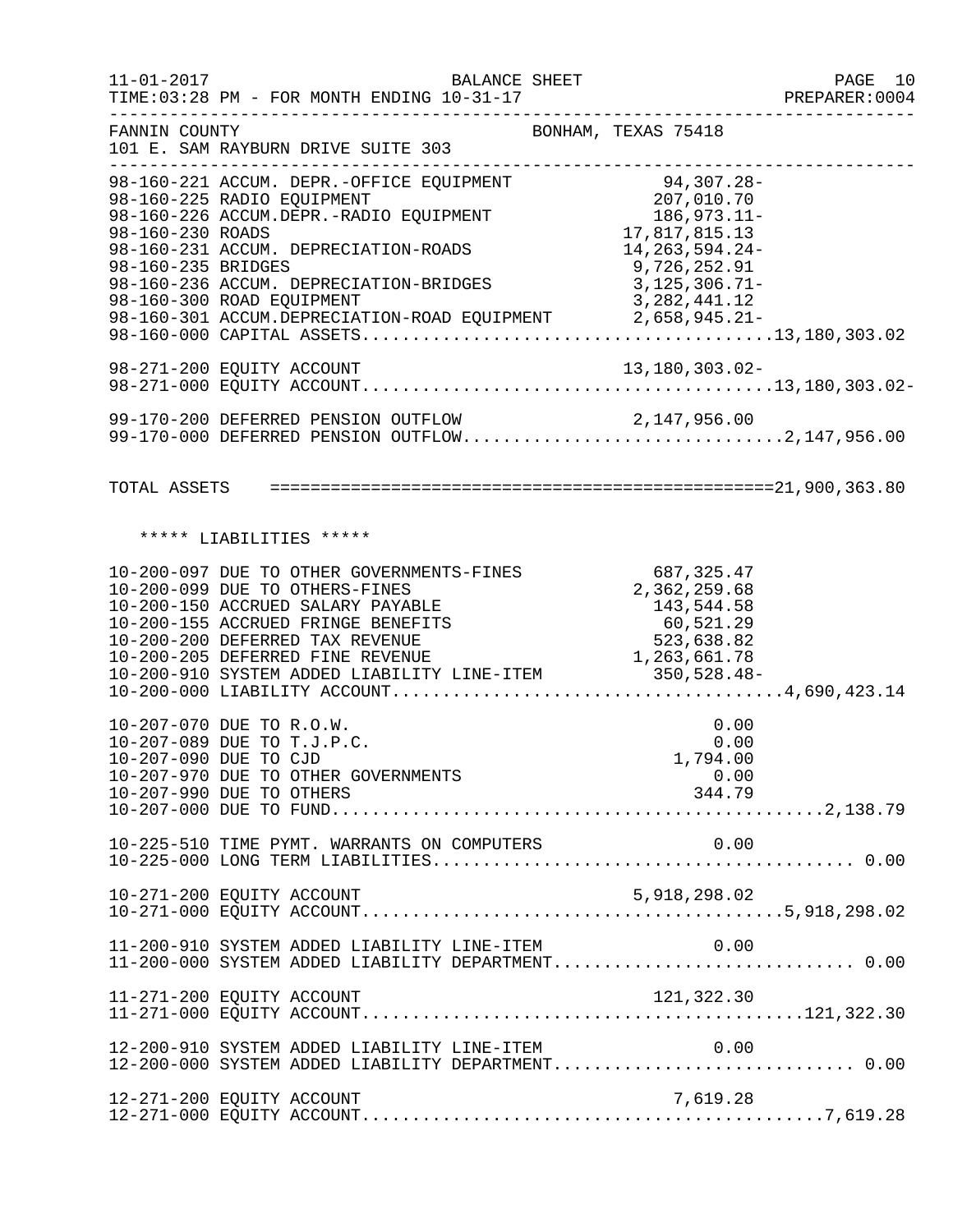FANNIN COUNTY BONHAM, TEXAS 75418
101 E. SAM RAYBURN DRIVE SUITE 303

BALANCE SHEET
FOR MONTH ENDING 10-31-17

| Account | Description | Amount | Total |
|---|---|---|---|
| 98-160-221 | ACCUM. DEPR.-OFFICE EQUIPMENT | 94,307.28- | |
| 98-160-225 | RADIO EQUIPMENT | 207,010.70 | |
| 98-160-226 | ACCUM.DEPR.-RADIO EQUIPMENT | 186,973.11- | |
| 98-160-230 | ROADS | 17,817,815.13 | |
| 98-160-231 | ACCUM. DEPRECIATION-ROADS | 14,263,594.24- | |
| 98-160-235 | BRIDGES | 9,726,252.91 | |
| 98-160-236 | ACCUM. DEPRECIATION-BRIDGES | 3,125,306.71- | |
| 98-160-300 | ROAD EQUIPMENT | 3,282,441.12 | |
| 98-160-301 | ACCUM.DEPRECIATION-ROAD EQUIPMENT | 2,658,945.21- | |
| 98-160-000 | CAPITAL ASSETS | | 13,180,303.02 |
| 98-271-200 | EQUITY ACCOUNT | 13,180,303.02- | |
| 98-271-000 | EQUITY ACCOUNT | | 13,180,303.02- |
| 99-170-200 | DEFERRED PENSION OUTFLOW | 2,147,956.00 | |
| 99-170-000 | DEFERRED PENSION OUTFLOW | | 2,147,956.00 |
| | TOTAL ASSETS | | 21,900,363.80 |

***** LIABILITIES *****

| Account | Description | Amount | Total |
|---|---|---|---|
| 10-200-097 | DUE TO OTHER GOVERNMENTS-FINES | 687,325.47 | |
| 10-200-099 | DUE TO OTHERS-FINES | 2,362,259.68 | |
| 10-200-150 | ACCRUED SALARY PAYABLE | 143,544.58 | |
| 10-200-155 | ACCRUED FRINGE BENEFITS | 60,521.29 | |
| 10-200-200 | DEFERRED TAX REVENUE | 523,638.82 | |
| 10-200-205 | DEFERRED FINE REVENUE | 1,263,661.78 | |
| 10-200-910 | SYSTEM ADDED LIABILITY LINE-ITEM | 350,528.48- | |
| 10-200-000 | LIABILITY ACCOUNT | | 4,690,423.14 |
| 10-207-070 | DUE TO R.O.W. | 0.00 | |
| 10-207-089 | DUE TO T.J.P.C. | 0.00 | |
| 10-207-090 | DUE TO CJD | 1,794.00 | |
| 10-207-970 | DUE TO OTHER GOVERNMENTS | 0.00 | |
| 10-207-990 | DUE TO OTHERS | 344.79 | |
| 10-207-000 | DUE TO FUND | | 2,138.79 |
| 10-225-510 | TIME PYMT. WARRANTS ON COMPUTERS | 0.00 | |
| 10-225-000 | LONG TERM LIABILITIES | | 0.00 |
| 10-271-200 | EQUITY ACCOUNT | 5,918,298.02 | |
| 10-271-000 | EQUITY ACCOUNT | | 5,918,298.02 |
| 11-200-910 | SYSTEM ADDED LIABILITY LINE-ITEM | 0.00 | |
| 11-200-000 | SYSTEM ADDED LIABILITY DEPARTMENT | | 0.00 |
| 11-271-200 | EQUITY ACCOUNT | 121,322.30 | |
| 11-271-000 | EQUITY ACCOUNT | | 121,322.30 |
| 12-200-910 | SYSTEM ADDED LIABILITY LINE-ITEM | 0.00 | |
| 12-200-000 | SYSTEM ADDED LIABILITY DEPARTMENT | | 0.00 |
| 12-271-200 | EQUITY ACCOUNT | 7,619.28 | |
| 12-271-000 | EQUITY ACCOUNT | | 7,619.28 |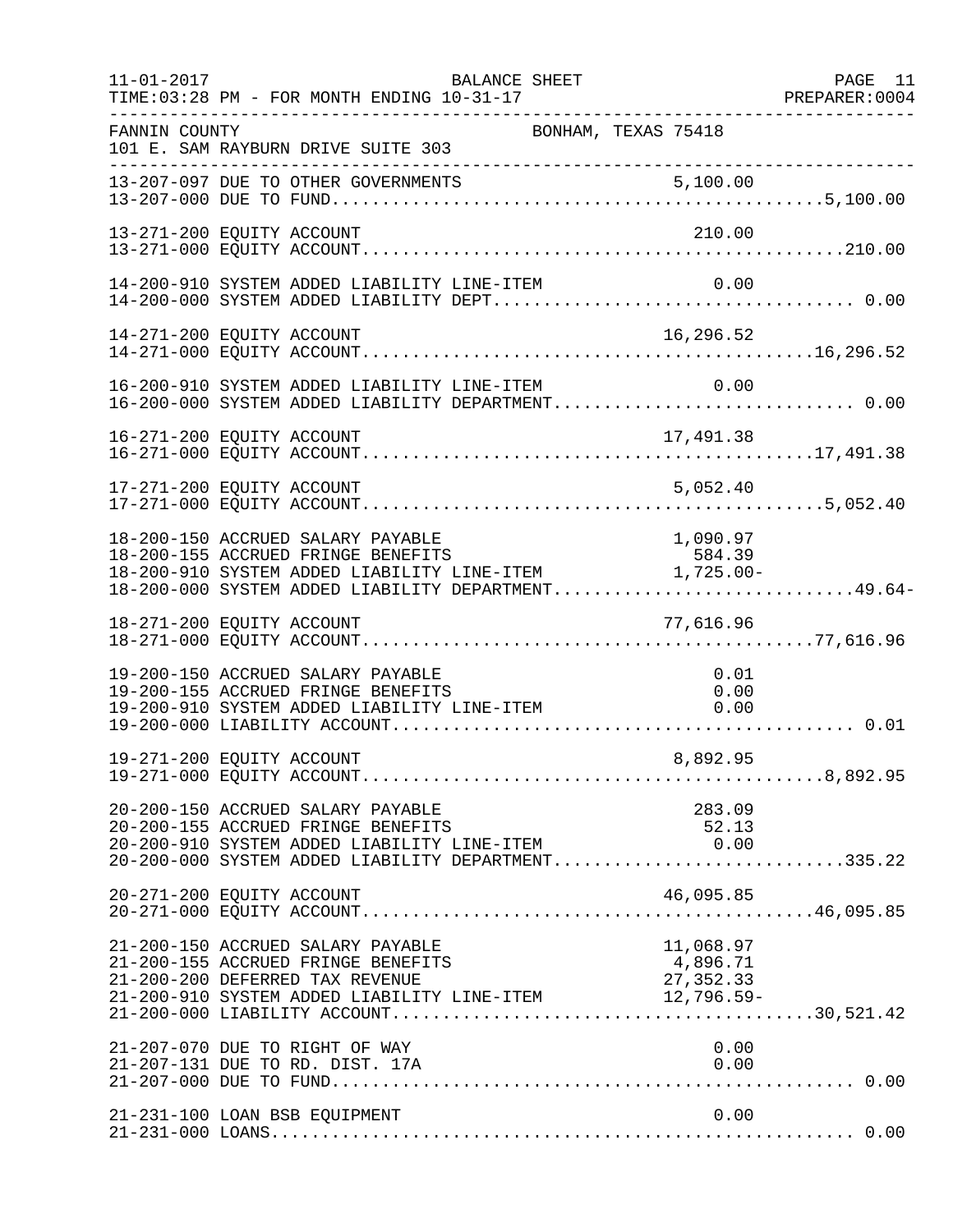11-01-2017 BALANCE SHEET PAGE 11
TIME:03:28 PM - FOR MONTH ENDING 10-31-17 PREPARER:0004

FANNIN COUNTY BONHAM, TEXAS 75418
101 E. SAM RAYBURN DRIVE SUITE 303

| Account | Description | Amount | Total |
|---|---|---|---|
| 13-207-097 | DUE TO OTHER GOVERNMENTS | 5,100.00 | |
| 13-207-000 | DUE TO FUND | | 5,100.00 |
| 13-271-200 | EQUITY ACCOUNT | 210.00 | |
| 13-271-000 | EQUITY ACCOUNT | | 210.00 |
| 14-200-910 | SYSTEM ADDED LIABILITY LINE-ITEM | 0.00 | |
| 14-200-000 | SYSTEM ADDED LIABILITY DEPT | | 0.00 |
| 14-271-200 | EQUITY ACCOUNT | 16,296.52 | |
| 14-271-000 | EQUITY ACCOUNT | | 16,296.52 |
| 16-200-910 | SYSTEM ADDED LIABILITY LINE-ITEM | 0.00 | |
| 16-200-000 | SYSTEM ADDED LIABILITY DEPARTMENT | | 0.00 |
| 16-271-200 | EQUITY ACCOUNT | 17,491.38 | |
| 16-271-000 | EQUITY ACCOUNT | | 17,491.38 |
| 17-271-200 | EQUITY ACCOUNT | 5,052.40 | |
| 17-271-000 | EQUITY ACCOUNT | | 5,052.40 |
| 18-200-150 | ACCRUED SALARY PAYABLE | 1,090.97 | |
| 18-200-155 | ACCRUED FRINGE BENEFITS | 584.39 | |
| 18-200-910 | SYSTEM ADDED LIABILITY LINE-ITEM | 1,725.00- | |
| 18-200-000 | SYSTEM ADDED LIABILITY DEPARTMENT | | 49.64- |
| 18-271-200 | EQUITY ACCOUNT | 77,616.96 | |
| 18-271-000 | EQUITY ACCOUNT | | 77,616.96 |
| 19-200-150 | ACCRUED SALARY PAYABLE | 0.01 | |
| 19-200-155 | ACCRUED FRINGE BENEFITS | 0.00 | |
| 19-200-910 | SYSTEM ADDED LIABILITY LINE-ITEM | 0.00 | |
| 19-200-000 | LIABILITY ACCOUNT | | 0.01 |
| 19-271-200 | EQUITY ACCOUNT | 8,892.95 | |
| 19-271-000 | EQUITY ACCOUNT | | 8,892.95 |
| 20-200-150 | ACCRUED SALARY PAYABLE | 283.09 | |
| 20-200-155 | ACCRUED FRINGE BENEFITS | 52.13 | |
| 20-200-910 | SYSTEM ADDED LIABILITY LINE-ITEM | 0.00 | |
| 20-200-000 | SYSTEM ADDED LIABILITY DEPARTMENT | | 335.22 |
| 20-271-200 | EQUITY ACCOUNT | 46,095.85 | |
| 20-271-000 | EQUITY ACCOUNT | | 46,095.85 |
| 21-200-150 | ACCRUED SALARY PAYABLE | 11,068.97 | |
| 21-200-155 | ACCRUED FRINGE BENEFITS | 4,896.71 | |
| 21-200-200 | DEFERRED TAX REVENUE | 27,352.33 | |
| 21-200-910 | SYSTEM ADDED LIABILITY LINE-ITEM | 12,796.59- | |
| 21-200-000 | LIABILITY ACCOUNT | | 30,521.42 |
| 21-207-070 | DUE TO RIGHT OF WAY | 0.00 | |
| 21-207-131 | DUE TO RD. DIST. 17A | 0.00 | |
| 21-207-000 | DUE TO FUND | | 0.00 |
| 21-231-100 | LOAN BSB EQUIPMENT | 0.00 | |
| 21-231-000 | LOANS | | 0.00 |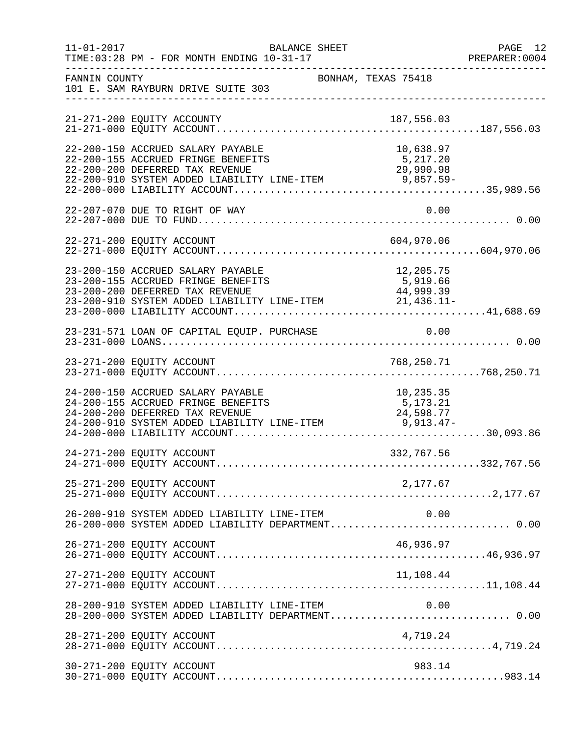FANNIN COUNTY BONHAM, TEXAS 75418
101 E. SAM RAYBURN DRIVE SUITE 303

BALANCE SHEET
FOR MONTH ENDING 10-31-17

| Account | Description | Amount | Total |
|---|---|---|---|
| 21-271-200 | EQUITY ACCOUNTY | 187,556.03 | |
| 21-271-000 | EQUITY ACCOUNT | | 187,556.03 |
| 22-200-150 | ACCRUED SALARY PAYABLE | 10,638.97 | |
| 22-200-155 | ACCRUED FRINGE BENEFITS | 5,217.20 | |
| 22-200-200 | DEFERRED TAX REVENUE | 29,990.98 | |
| 22-200-910 | SYSTEM ADDED LIABILITY LINE-ITEM | 9,857.59- | |
| 22-200-000 | LIABILITY ACCOUNT | | 35,989.56 |
| 22-207-070 | DUE TO RIGHT OF WAY | 0.00 | |
| 22-207-000 | DUE TO FUND | | 0.00 |
| 22-271-200 | EQUITY ACCOUNT | 604,970.06 | |
| 22-271-000 | EQUITY ACCOUNT | | 604,970.06 |
| 23-200-150 | ACCRUED SALARY PAYABLE | 12,205.75 | |
| 23-200-155 | ACCRUED FRINGE BENEFITS | 5,919.66 | |
| 23-200-200 | DEFERRED TAX REVENUE | 44,999.39 | |
| 23-200-910 | SYSTEM ADDED LIABILITY LINE-ITEM | 21,436.11- | |
| 23-200-000 | LIABILITY ACCOUNT | | 41,688.69 |
| 23-231-571 | LOAN OF CAPITAL EQUIP. PURCHASE | 0.00 | |
| 23-231-000 | LOANS | | 0.00 |
| 23-271-200 | EQUITY ACCOUNT | 768,250.71 | |
| 23-271-000 | EQUITY ACCOUNT | | 768,250.71 |
| 24-200-150 | ACCRUED SALARY PAYABLE | 10,235.35 | |
| 24-200-155 | ACCRUED FRINGE BENEFITS | 5,173.21 | |
| 24-200-200 | DEFERRED TAX REVENUE | 24,598.77 | |
| 24-200-910 | SYSTEM ADDED LIABILITY LINE-ITEM | 9,913.47- | |
| 24-200-000 | LIABILITY ACCOUNT | | 30,093.86 |
| 24-271-200 | EQUITY ACCOUNT | 332,767.56 | |
| 24-271-000 | EQUITY ACCOUNT | | 332,767.56 |
| 25-271-200 | EQUITY ACCOUNT | 2,177.67 | |
| 25-271-000 | EQUITY ACCOUNT | | 2,177.67 |
| 26-200-910 | SYSTEM ADDED LIABILITY LINE-ITEM | 0.00 | |
| 26-200-000 | SYSTEM ADDED LIABILITY DEPARTMENT | | 0.00 |
| 26-271-200 | EQUITY ACCOUNT | 46,936.97 | |
| 26-271-000 | EQUITY ACCOUNT | | 46,936.97 |
| 27-271-200 | EQUITY ACCOUNT | 11,108.44 | |
| 27-271-000 | EQUITY ACCOUNT | | 11,108.44 |
| 28-200-910 | SYSTEM ADDED LIABILITY LINE-ITEM | 0.00 | |
| 28-200-000 | SYSTEM ADDED LIABILITY DEPARTMENT | | 0.00 |
| 28-271-200 | EQUITY ACCOUNT | 4,719.24 | |
| 28-271-000 | EQUITY ACCOUNT | | 4,719.24 |
| 30-271-200 | EQUITY ACCOUNT | 983.14 | |
| 30-271-000 | EQUITY ACCOUNT | | 983.14 |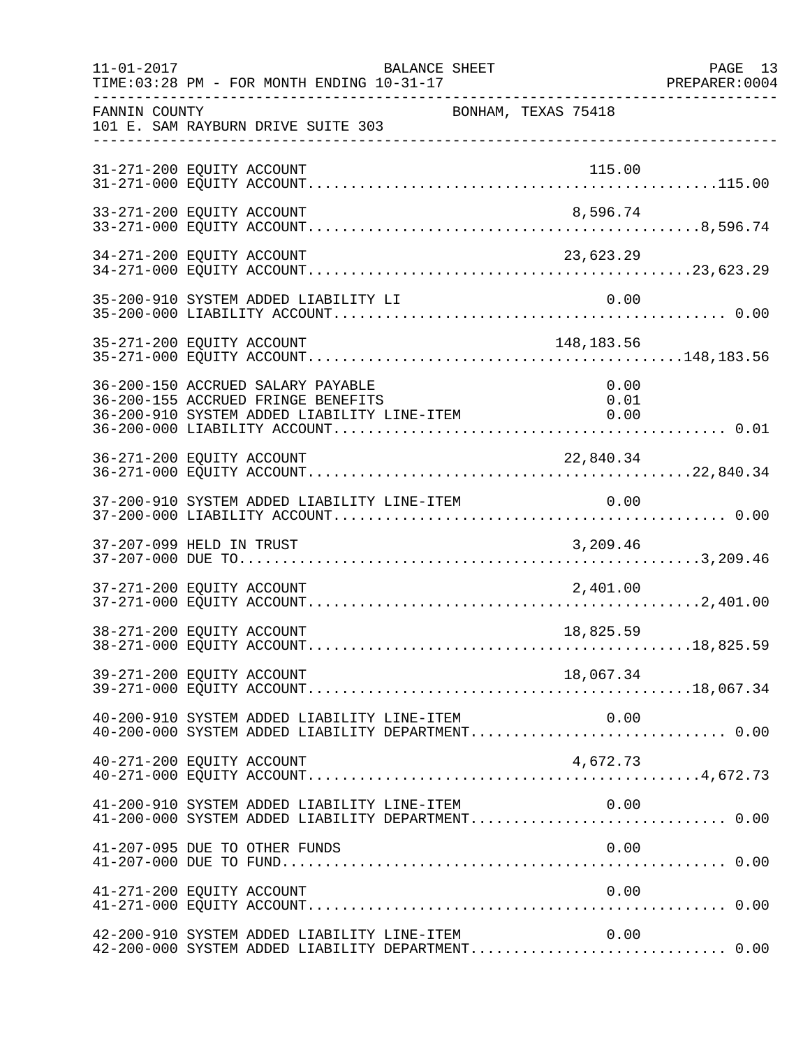FANNIN COUNTY BONHAM, TEXAS 75418
101 E. SAM RAYBURN DRIVE SUITE 303

BALANCE SHEET
TIME:03:28 PM - FOR MONTH ENDING 10-31-17

```
31-271-200 EQUITY ACCOUNT                                          115.00
31-271-000 EQUITY ACCOUNT...............................................115.00

33-271-200 EQUITY ACCOUNT                                        8,596.74
33-271-000 EQUITY ACCOUNT.............................................8,596.74

34-271-200 EQUITY ACCOUNT                                       23,623.29
34-271-000 EQUITY ACCOUNT............................................23,623.29

35-200-910 SYSTEM ADDED LIABILITY LI                                 0.00
35-200-000 LIABILITY ACCOUNT............................................. 0.00

35-271-200 EQUITY ACCOUNT                                      148,183.56
35-271-000 EQUITY ACCOUNT...........................................148,183.56

36-200-150 ACCRUED SALARY PAYABLE                                    0.00
36-200-155 ACCRUED FRINGE BENEFITS                                   0.01
36-200-910 SYSTEM ADDED LIABILITY LINE-ITEM                          0.00
36-200-000 LIABILITY ACCOUNT............................................. 0.01

36-271-200 EQUITY ACCOUNT                                       22,840.34
36-271-000 EQUITY ACCOUNT............................................22,840.34

37-200-910 SYSTEM ADDED LIABILITY LINE-ITEM                          0.00
37-200-000 LIABILITY ACCOUNT............................................. 0.00

37-207-099 HELD IN TRUST                                         3,209.46
37-207-000 DUE TO.....................................................3,209.46

37-271-200 EQUITY ACCOUNT                                        2,401.00
37-271-000 EQUITY ACCOUNT.............................................2,401.00

38-271-200 EQUITY ACCOUNT                                       18,825.59
38-271-000 EQUITY ACCOUNT............................................18,825.59

39-271-200 EQUITY ACCOUNT                                       18,067.34
39-271-000 EQUITY ACCOUNT............................................18,067.34

40-200-910 SYSTEM ADDED LIABILITY LINE-ITEM                          0.00
40-200-000 SYSTEM ADDED LIABILITY DEPARTMENT............................. 0.00

40-271-200 EQUITY ACCOUNT                                        4,672.73
40-271-000 EQUITY ACCOUNT.............................................4,672.73

41-200-910 SYSTEM ADDED LIABILITY LINE-ITEM                          0.00
41-200-000 SYSTEM ADDED LIABILITY DEPARTMENT............................. 0.00

41-207-095 DUE TO OTHER FUNDS                                        0.00
41-207-000 DUE TO FUND................................................... 0.00

41-271-200 EQUITY ACCOUNT                                            0.00
41-271-000 EQUITY ACCOUNT................................................ 0.00

42-200-910 SYSTEM ADDED LIABILITY LINE-ITEM                          0.00
42-200-000 SYSTEM ADDED LIABILITY DEPARTMENT............................. 0.00
```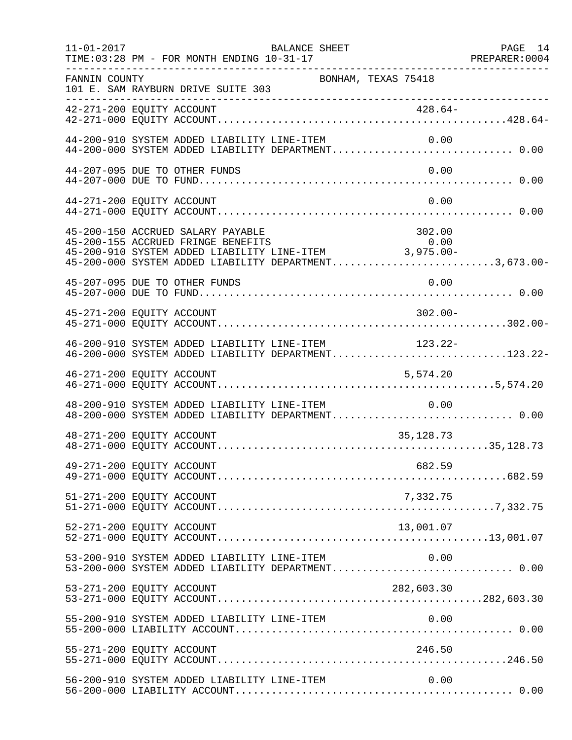FANNIN COUNTY BONHAM, TEXAS 75418
101 E. SAM RAYBURN DRIVE SUITE 303

BALANCE SHEET
11-01-2017
TIME:03:28 PM - FOR MONTH ENDING 10-31-17
PREPARER:0004

| Account | Description | Line Item | Department Total |
|---|---|---|---|
| 42-271-200 | EQUITY ACCOUNT | 428.64- | |
| 42-271-000 | EQUITY ACCOUNT | | 428.64- |
| 44-200-910 | SYSTEM ADDED LIABILITY LINE-ITEM | 0.00 | |
| 44-200-000 | SYSTEM ADDED LIABILITY DEPARTMENT | | 0.00 |
| 44-207-095 | DUE TO OTHER FUNDS | 0.00 | |
| 44-207-000 | DUE TO FUND | | 0.00 |
| 44-271-200 | EQUITY ACCOUNT | 0.00 | |
| 44-271-000 | EQUITY ACCOUNT | | 0.00 |
| 45-200-150 | ACCRUED SALARY PAYABLE | 302.00 | |
| 45-200-155 | ACCRUED FRINGE BENEFITS | 0.00 | |
| 45-200-910 | SYSTEM ADDED LIABILITY LINE-ITEM | 3,975.00- | |
| 45-200-000 | SYSTEM ADDED LIABILITY DEPARTMENT | | 3,673.00- |
| 45-207-095 | DUE TO OTHER FUNDS | 0.00 | |
| 45-207-000 | DUE TO FUND | | 0.00 |
| 45-271-200 | EQUITY ACCOUNT | 302.00- | |
| 45-271-000 | EQUITY ACCOUNT | | 302.00- |
| 46-200-910 | SYSTEM ADDED LIABILITY LINE-ITEM | 123.22- | |
| 46-200-000 | SYSTEM ADDED LIABILITY DEPARTMENT | | 123.22- |
| 46-271-200 | EQUITY ACCOUNT | 5,574.20 | |
| 46-271-000 | EQUITY ACCOUNT | | 5,574.20 |
| 48-200-910 | SYSTEM ADDED LIABILITY LINE-ITEM | 0.00 | |
| 48-200-000 | SYSTEM ADDED LIABILITY DEPARTMENT | | 0.00 |
| 48-271-200 | EQUITY ACCOUNT | 35,128.73 | |
| 48-271-000 | EQUITY ACCOUNT | | 35,128.73 |
| 49-271-200 | EQUITY ACCOUNT | 682.59 | |
| 49-271-000 | EQUITY ACCOUNT | | 682.59 |
| 51-271-200 | EQUITY ACCOUNT | 7,332.75 | |
| 51-271-000 | EQUITY ACCOUNT | | 7,332.75 |
| 52-271-200 | EQUITY ACCOUNT | 13,001.07 | |
| 52-271-000 | EQUITY ACCOUNT | | 13,001.07 |
| 53-200-910 | SYSTEM ADDED LIABILITY LINE-ITEM | 0.00 | |
| 53-200-000 | SYSTEM ADDED LIABILITY DEPARTMENT | | 0.00 |
| 53-271-200 | EQUITY ACCOUNT | 282,603.30 | |
| 53-271-000 | EQUITY ACCOUNT | | 282,603.30 |
| 55-200-910 | SYSTEM ADDED LIABILITY LINE-ITEM | 0.00 | |
| 55-200-000 | LIABILITY ACCOUNT | | 0.00 |
| 55-271-200 | EQUITY ACCOUNT | 246.50 | |
| 55-271-000 | EQUITY ACCOUNT | | 246.50 |
| 56-200-910 | SYSTEM ADDED LIABILITY LINE-ITEM | 0.00 | |
| 56-200-000 | LIABILITY ACCOUNT | | 0.00 |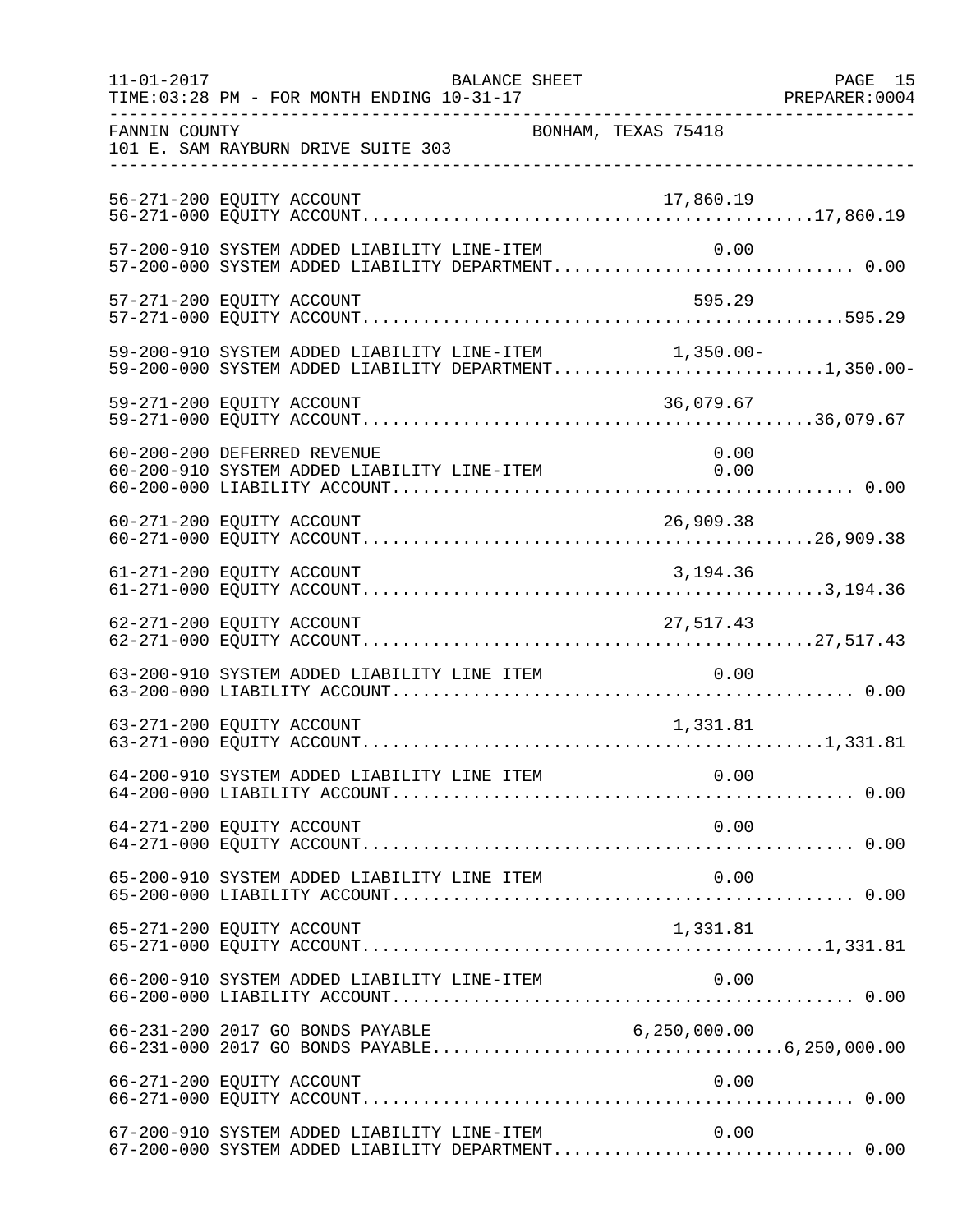FANNIN COUNTY BONHAM, TEXAS 75418
101 E. SAM RAYBURN DRIVE SUITE 303

BALANCE SHEET
FOR MONTH ENDING 10-31-17

| Account | Description | Line Item | Department Total |
|---|---|---|---|
| 56-271-200 | EQUITY ACCOUNT | 17,860.19 | |
| 56-271-000 | EQUITY ACCOUNT | | 17,860.19 |
| 57-200-910 | SYSTEM ADDED LIABILITY LINE-ITEM | 0.00 | |
| 57-200-000 | SYSTEM ADDED LIABILITY DEPARTMENT | | 0.00 |
| 57-271-200 | EQUITY ACCOUNT | 595.29 | |
| 57-271-000 | EQUITY ACCOUNT | | 595.29 |
| 59-200-910 | SYSTEM ADDED LIABILITY LINE-ITEM | 1,350.00- | |
| 59-200-000 | SYSTEM ADDED LIABILITY DEPARTMENT | | 1,350.00- |
| 59-271-200 | EQUITY ACCOUNT | 36,079.67 | |
| 59-271-000 | EQUITY ACCOUNT | | 36,079.67 |
| 60-200-200 | DEFERRED REVENUE | 0.00 | |
| 60-200-910 | SYSTEM ADDED LIABILITY LINE-ITEM | 0.00 | |
| 60-200-000 | LIABILITY ACCOUNT | | 0.00 |
| 60-271-200 | EQUITY ACCOUNT | 26,909.38 | |
| 60-271-000 | EQUITY ACCOUNT | | 26,909.38 |
| 61-271-200 | EQUITY ACCOUNT | 3,194.36 | |
| 61-271-000 | EQUITY ACCOUNT | | 3,194.36 |
| 62-271-200 | EQUITY ACCOUNT | 27,517.43 | |
| 62-271-000 | EQUITY ACCOUNT | | 27,517.43 |
| 63-200-910 | SYSTEM ADDED LIABILITY LINE ITEM | 0.00 | |
| 63-200-000 | LIABILITY ACCOUNT | | 0.00 |
| 63-271-200 | EQUITY ACCOUNT | 1,331.81 | |
| 63-271-000 | EQUITY ACCOUNT | | 1,331.81 |
| 64-200-910 | SYSTEM ADDED LIABILITY LINE ITEM | 0.00 | |
| 64-200-000 | LIABILITY ACCOUNT | | 0.00 |
| 64-271-200 | EQUITY ACCOUNT | 0.00 | |
| 64-271-000 | EQUITY ACCOUNT | | 0.00 |
| 65-200-910 | SYSTEM ADDED LIABILITY LINE ITEM | 0.00 | |
| 65-200-000 | LIABILITY ACCOUNT | | 0.00 |
| 65-271-200 | EQUITY ACCOUNT | 1,331.81 | |
| 65-271-000 | EQUITY ACCOUNT | | 1,331.81 |
| 66-200-910 | SYSTEM ADDED LIABILITY LINE-ITEM | 0.00 | |
| 66-200-000 | LIABILITY ACCOUNT | | 0.00 |
| 66-231-200 | 2017 GO BONDS PAYABLE | 6,250,000.00 | |
| 66-231-000 | 2017 GO BONDS PAYABLE | | 6,250,000.00 |
| 66-271-200 | EQUITY ACCOUNT | 0.00 | |
| 66-271-000 | EQUITY ACCOUNT | | 0.00 |
| 67-200-910 | SYSTEM ADDED LIABILITY LINE-ITEM | 0.00 | |
| 67-200-000 | SYSTEM ADDED LIABILITY DEPARTMENT | | 0.00 |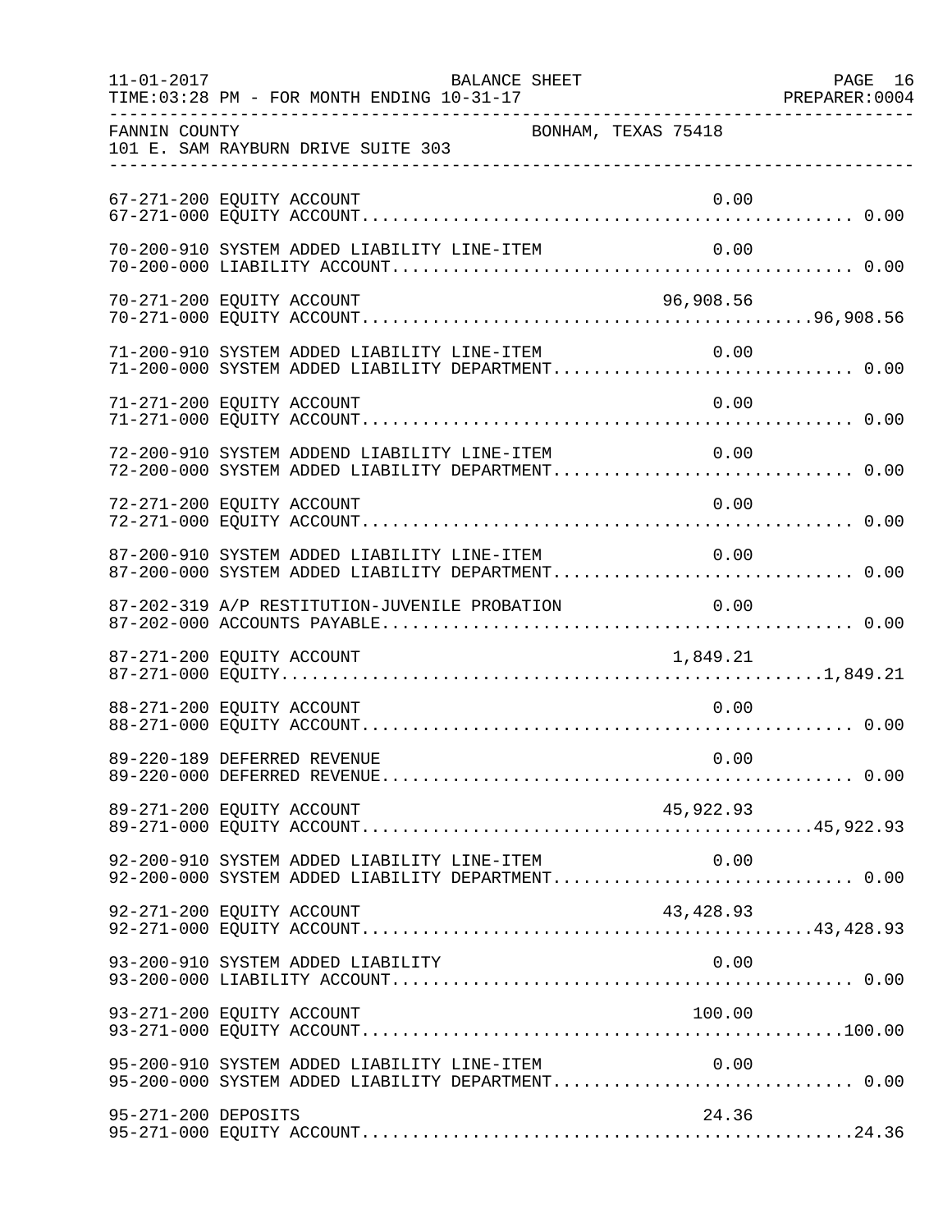FANNIN COUNTY BONHAM, TEXAS 75418
101 E. SAM RAYBURN DRIVE SUITE 303

BALANCE SHEET
FOR MONTH ENDING 10-31-17

| Account | Description | Line-Item Amount | Department Total |
|---|---|---|---|
| 67-271-200 | EQUITY ACCOUNT | 0.00 | |
| 67-271-000 | EQUITY ACCOUNT | | 0.00 |
| 70-200-910 | SYSTEM ADDED LIABILITY LINE-ITEM | 0.00 | |
| 70-200-000 | LIABILITY ACCOUNT | | 0.00 |
| 70-271-200 | EQUITY ACCOUNT | 96,908.56 | |
| 70-271-000 | EQUITY ACCOUNT | | 96,908.56 |
| 71-200-910 | SYSTEM ADDED LIABILITY LINE-ITEM | 0.00 | |
| 71-200-000 | SYSTEM ADDED LIABILITY DEPARTMENT | | 0.00 |
| 71-271-200 | EQUITY ACCOUNT | 0.00 | |
| 71-271-000 | EQUITY ACCOUNT | | 0.00 |
| 72-200-910 | SYSTEM ADDEND LIABILITY LINE-ITEM | 0.00 | |
| 72-200-000 | SYSTEM ADDED LIABILITY DEPARTMENT | | 0.00 |
| 72-271-200 | EQUITY ACCOUNT | 0.00 | |
| 72-271-000 | EQUITY ACCOUNT | | 0.00 |
| 87-200-910 | SYSTEM ADDED LIABILITY LINE-ITEM | 0.00 | |
| 87-200-000 | SYSTEM ADDED LIABILITY DEPARTMENT | | 0.00 |
| 87-202-319 | A/P RESTITUTION-JUVENILE PROBATION | 0.00 | |
| 87-202-000 | ACCOUNTS PAYABLE | | 0.00 |
| 87-271-200 | EQUITY ACCOUNT | 1,849.21 | |
| 87-271-000 | EQUITY | | 1,849.21 |
| 88-271-200 | EQUITY ACCOUNT | 0.00 | |
| 88-271-000 | EQUITY ACCOUNT | | 0.00 |
| 89-220-189 | DEFERRED REVENUE | 0.00 | |
| 89-220-000 | DEFERRED REVENUE | | 0.00 |
| 89-271-200 | EQUITY ACCOUNT | 45,922.93 | |
| 89-271-000 | EQUITY ACCOUNT | | 45,922.93 |
| 92-200-910 | SYSTEM ADDED LIABILITY LINE-ITEM | 0.00 | |
| 92-200-000 | SYSTEM ADDED LIABILITY DEPARTMENT | | 0.00 |
| 92-271-200 | EQUITY ACCOUNT | 43,428.93 | |
| 92-271-000 | EQUITY ACCOUNT | | 43,428.93 |
| 93-200-910 | SYSTEM ADDED LIABILITY | 0.00 | |
| 93-200-000 | LIABILITY ACCOUNT | | 0.00 |
| 93-271-200 | EQUITY ACCOUNT | 100.00 | |
| 93-271-000 | EQUITY ACCOUNT | | 100.00 |
| 95-200-910 | SYSTEM ADDED LIABILITY LINE-ITEM | 0.00 | |
| 95-200-000 | SYSTEM ADDED LIABILITY DEPARTMENT | | 0.00 |
| 95-271-200 | DEPOSITS | 24.36 | |
| 95-271-000 | EQUITY ACCOUNT | | 24.36 |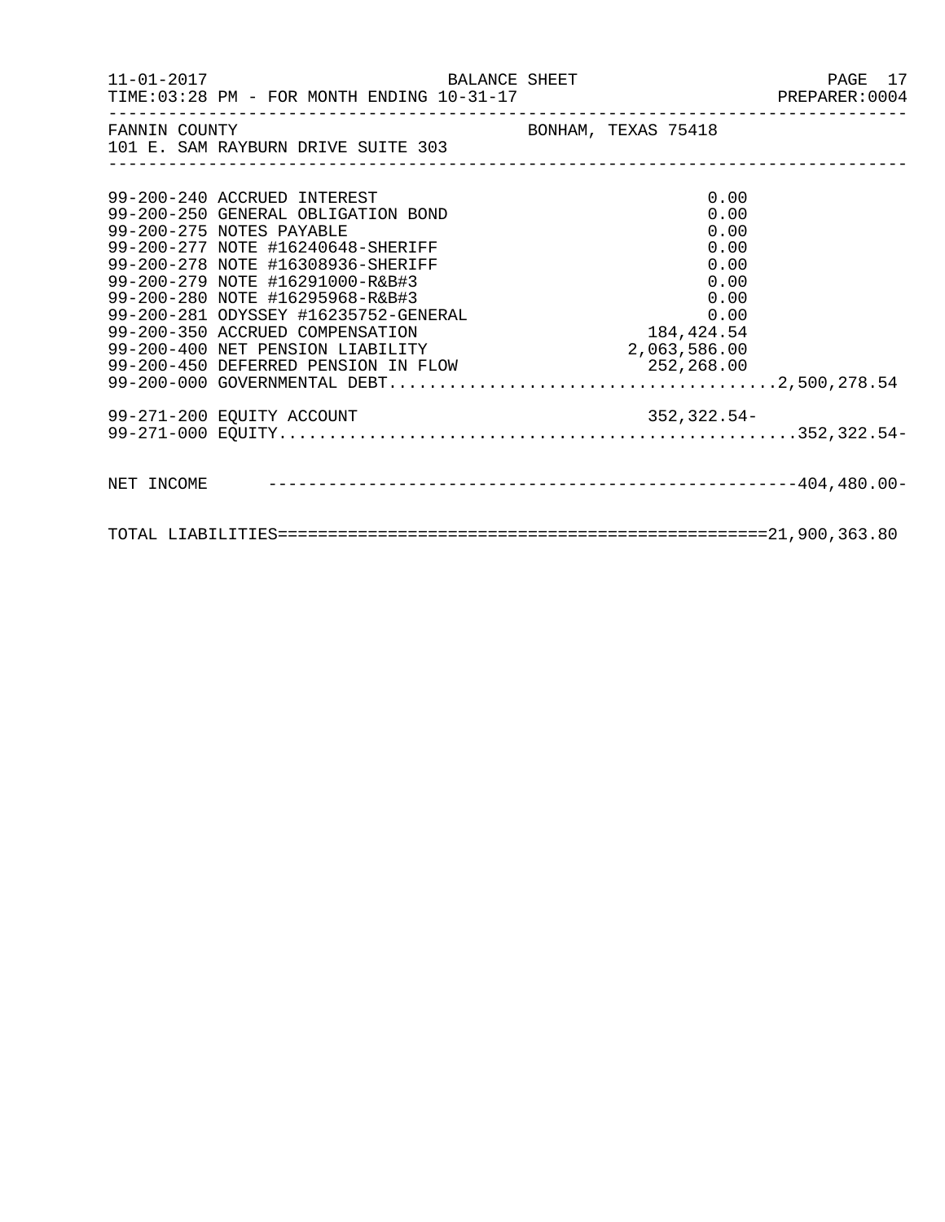11-01-2017 BALANCE SHEET PAGE 17
TIME:03:28 PM - FOR MONTH ENDING 10-31-17 PREPARER:0004

FANNIN COUNTY BONHAM, TEXAS 75418
101 E. SAM RAYBURN DRIVE SUITE 303

| | | |
|---|---|---|
| 99-200-240 ACCRUED INTEREST | 0.00 | |
| 99-200-250 GENERAL OBLIGATION BOND | 0.00 | |
| 99-200-275 NOTES PAYABLE | 0.00 | |
| 99-200-277 NOTE #16240648-SHERIFF | 0.00 | |
| 99-200-278 NOTE #16308936-SHERIFF | 0.00 | |
| 99-200-279 NOTE #16291000-R&B#3 | 0.00 | |
| 99-200-280 NOTE #16295968-R&B#3 | 0.00 | |
| 99-200-281 ODYSSEY #16235752-GENERAL | 0.00 | |
| 99-200-350 ACCRUED COMPENSATION | 184,424.54 | |
| 99-200-400 NET PENSION LIABILITY | 2,063,586.00 | |
| 99-200-450 DEFERRED PENSION IN FLOW | 252,268.00 | |
| 99-200-000 GOVERNMENTAL DEBT | | 2,500,278.54 |
| 99-271-200 EQUITY ACCOUNT | 352,322.54- | |
| 99-271-000 EQUITY | | 352,322.54- |
| NET INCOME | | 404,480.00- |
| TOTAL LIABILITIES | | 21,900,363.80 |